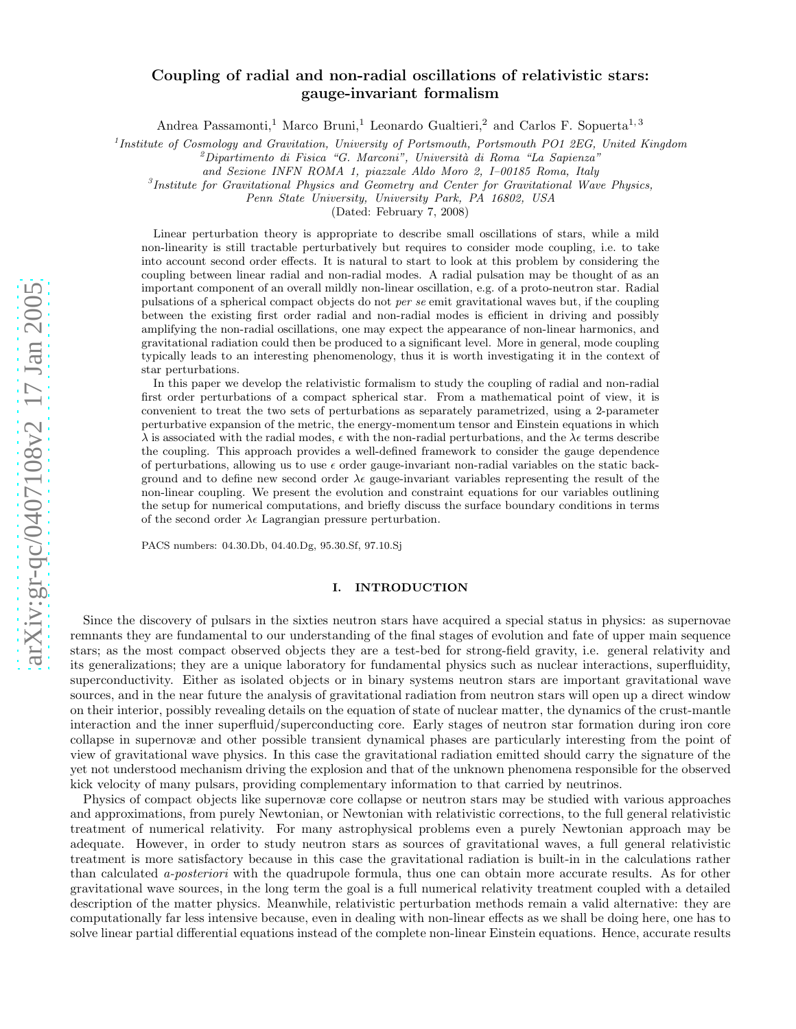# Coupling of radial and non-radial oscillations of relativistic stars: gauge-invariant formalism

Andrea Passamonti,[1] Marco Bruni,[1] Leonardo Gualtieri,[2] and Carlos F. Sopuerta[1,3]

[1] *Institute of Cosmology and Gravitation, University of Portsmouth, Portsmouth PO1 2EG, United Kingdom*
[2] *Dipartimento di Fisica "G. Marconi", Università di Roma "La Sapienza" and Sezione INFN ROMA 1, piazzale Aldo Moro 2, I–00185 Roma, Italy*
[3] *Institute for Gravitational Physics and Geometry and Center for Gravitational Wave Physics, Penn State University, University Park, PA 16802, USA*

(Dated: February 7, 2008)

Linear perturbation theory is appropriate to describe small oscillations of stars, while a mild non-linearity is still tractable perturbatively but requires to consider mode coupling, i.e. to take into account second order effects. It is natural to start to look at this problem by considering the coupling between linear radial and non-radial modes. A radial pulsation may be thought of as an important component of an overall mildly non-linear oscillation, e.g. of a proto-neutron star. Radial pulsations of a spherical compact objects do not *per se* emit gravitational waves but, if the coupling between the existing first order radial and non-radial modes is efficient in driving and possibly amplifying the non-radial oscillations, one may expect the appearance of non-linear harmonics, and gravitational radiation could then be produced to a significant level. More in general, mode coupling typically leads to an interesting phenomenology, thus it is worth investigating it in the context of star perturbations.

In this paper we develop the relativistic formalism to study the coupling of radial and non-radial first order perturbations of a compact spherical star. From a mathematical point of view, it is convenient to treat the two sets of perturbations as separately parametrized, using a 2-parameter perturbative expansion of the metric, the energy-momentum tensor and Einstein equations in which $\lambda$ is associated with the radial modes, $\epsilon$ with the non-radial perturbations, and the $\lambda\epsilon$ terms describe the coupling. This approach provides a well-defined framework to consider the gauge dependence of perturbations, allowing us to use $\epsilon$ order gauge-invariant non-radial variables on the static background and to define new second order $\lambda\epsilon$ gauge-invariant variables representing the result of the non-linear coupling. We present the evolution and constraint equations for our variables outlining the setup for numerical computations, and briefly discuss the surface boundary conditions in terms of the second order $\lambda\epsilon$ Lagrangian pressure perturbation.

PACS numbers: 04.30.Db, 04.40.Dg, 95.30.Sf, 97.10.Sj

## I. INTRODUCTION

Since the discovery of pulsars in the sixties neutron stars have acquired a special status in physics: as supernovae remnants they are fundamental to our understanding of the final stages of evolution and fate of upper main sequence stars; as the most compact observed objects they are a test-bed for strong-field gravity, i.e. general relativity and its generalizations; they are a unique laboratory for fundamental physics such as nuclear interactions, superfluidity, superconductivity. Either as isolated objects or in binary systems neutron stars are important gravitational wave sources, and in the near future the analysis of gravitational radiation from neutron stars will open up a direct window on their interior, possibly revealing details on the equation of state of nuclear matter, the dynamics of the crust-mantle interaction and the inner superfluid/superconducting core. Early stages of neutron star formation during iron core collapse in supernovæ and other possible transient dynamical phases are particularly interesting from the point of view of gravitational wave physics. In this case the gravitational radiation emitted should carry the signature of the yet not understood mechanism driving the explosion and that of the unknown phenomena responsible for the observed kick velocity of many pulsars, providing complementary information to that carried by neutrinos.

Physics of compact objects like supernovæ core collapse or neutron stars may be studied with various approaches and approximations, from purely Newtonian, or Newtonian with relativistic corrections, to the full general relativistic treatment of numerical relativity. For many astrophysical problems even a purely Newtonian approach may be adequate. However, in order to study neutron stars as sources of gravitational waves, a full general relativistic treatment is more satisfactory because in this case the gravitational radiation is built-in in the calculations rather than calculated *a-posteriori* with the quadrupole formula, thus one can obtain more accurate results. As for other gravitational wave sources, in the long term the goal is a full numerical relativity treatment coupled with a detailed description of the matter physics. Meanwhile, relativistic perturbation methods remain a valid alternative: they are computationally far less intensive because, even in dealing with non-linear effects as we shall be doing here, one has to solve linear partial differential equations instead of the complete non-linear Einstein equations. Hence, accurate results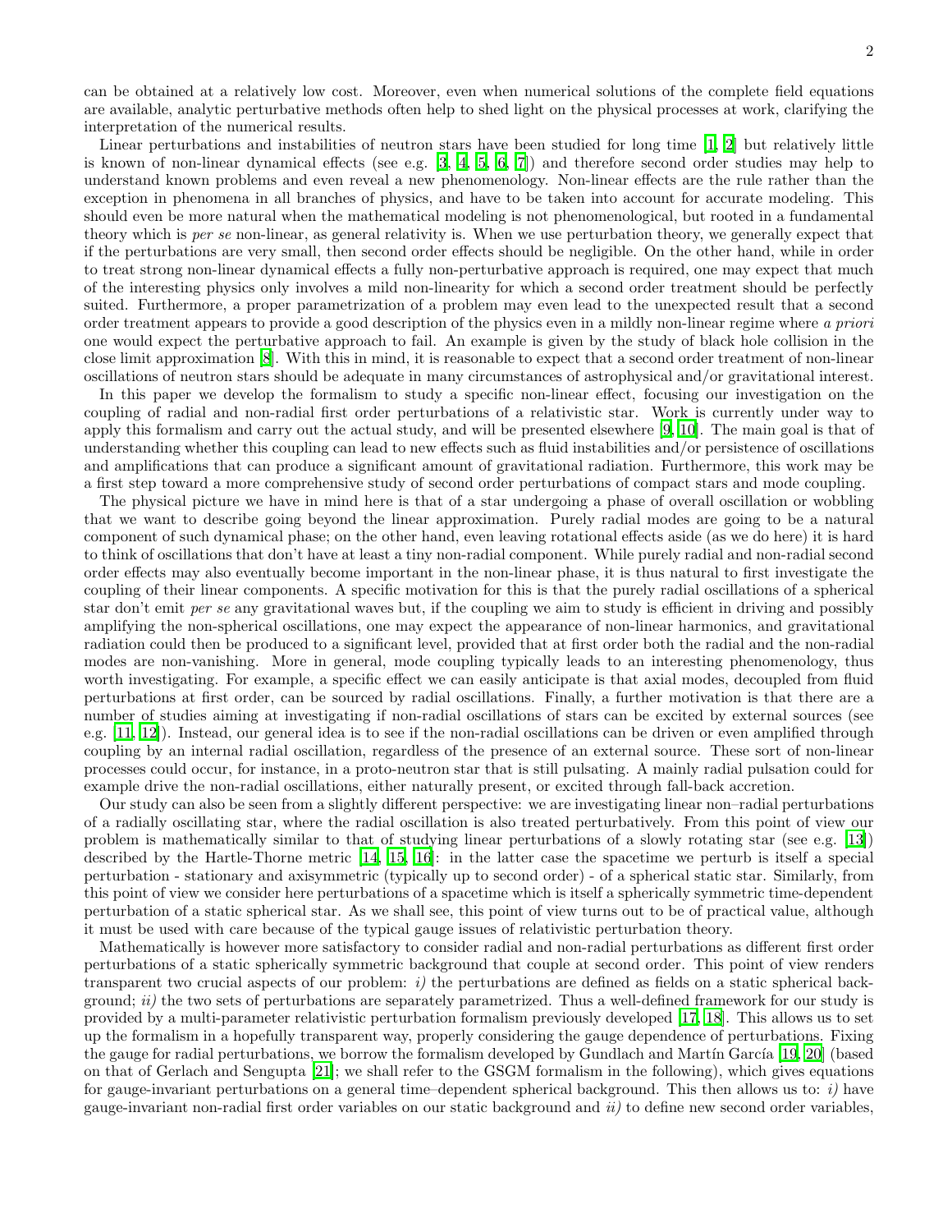can be obtained at a relatively low cost. Moreover, even when numerical solutions of the complete field equations are available, analytic perturbative methods often help to shed light on the physical processes at work, clarifying the interpretation of the numerical results.

Linear perturbations and instabilities of neutron stars have been studied for long time [1, 2] but relatively little is known of non-linear dynamical effects (see e.g. [3, 4, 5, 6, 7]) and therefore second order studies may help to understand known problems and even reveal a new phenomenology. Non-linear effects are the rule rather than the exception in phenomena in all branches of physics, and have to be taken into account for accurate modeling. This should even be more natural when the mathematical modeling is not phenomenological, but rooted in a fundamental theory which is *per se* non-linear, as general relativity is. When we use perturbation theory, we generally expect that if the perturbations are very small, then second order effects should be negligible. On the other hand, while in order to treat strong non-linear dynamical effects a fully non-perturbative approach is required, one may expect that much of the interesting physics only involves a mild non-linearity for which a second order treatment should be perfectly suited. Furthermore, a proper parametrization of a problem may even lead to the unexpected result that a second order treatment appears to provide a good description of the physics even in a mildly non-linear regime where *a priori* one would expect the perturbative approach to fail. An example is given by the study of black hole collision in the close limit approximation [8]. With this in mind, it is reasonable to expect that a second order treatment of non-linear oscillations of neutron stars should be adequate in many circumstances of astrophysical and/or gravitational interest.

In this paper we develop the formalism to study a specific non-linear effect, focusing our investigation on the coupling of radial and non-radial first order perturbation of a relativistic star. Work is currently under way to apply this formalism and carry out the actual study, and will be presented elsewhere [9, 10]. The main goal is that of understanding whether this coupling can lead to new effects such as fluid instabilities and/or persistence of oscillations and amplifications that can produce a significant amount of gravitational radiation. Furthermore, this work may be a first step toward a more comprehensive study of second order perturbations of compact stars and mode coupling.

The physical picture we have in mind here is that of a star undergoing a phase of overall oscillation or wobbling that we want to describe going beyond the linear approximation. Purely radial modes are going to be a natural component of such dynamical phase; on the other hand, even leaving rotational effects aside (as we do here) it is hard to think of oscillations that don't have at least a tiny non-radial component. While purely radial and non-radial second order effects may also eventually become important in the non-linear phase, it is thus natural to first investigate the coupling of their linear components. A specific motivation for this is that the purely radial oscillations of a spherical star don't emit *per se* any gravitational waves but, if the coupling we aim to study is efficient in driving and possibly amplifying the non-spherical oscillations, one may expect the appearance of non-linear harmonics, and gravitational radiation could then be produced to a significant level, provided that at first order both the radial and the non-radial modes are non-vanishing. More in general, mode coupling typically leads to an interesting phenomenology, thus worth investigating. For example, a specific effect we can easily anticipate is that axial modes, decoupled from fluid perturbations at first order, can be sourced by radial oscillations. Finally, a further motivation is that there are a number of studies aiming at investigating if non-radial oscillations of stars can be excited by external sources (see e.g. [11, 12]). Instead, our general idea is to see if the non-radial oscillations can be driven or even amplified through coupling by an internal radial oscillation, regardless of the presence of an external source. These sort of non-linear processes could occur, for instance, in a proto-neutron star that is still pulsating. A mainly radial pulsation could for example drive the non-radial oscillations, either naturally present, or excited through fall-back accretion.

Our study can also be seen from a slightly different perspective: we are investigating linear non–radial perturbations of a radially oscillating star, where the radial oscillation is also treated perturbatively. From this point of view our problem is mathematically similar to that of studying linear perturbations of a slowly rotating star (see e.g. [13]) described by the Hartle-Thorne metric [14, 15, 16]: in the latter case the spacetime we perturb is itself a special perturbation - stationary and axisymmetric (typically up to second order) - of a spherical static star. Similarly, from this point of view we consider here perturbations of a spacetime which is itself a spherically symmetric time-dependent perturbation of a static spherical star. As we shall see, this point of view turns out to be of practical value, although it must be used with care because of the typical gauge issues of relativistic perturbation theory.

Mathematically is however more satisfactory to consider radial and non-radial perturbations as different first order perturbations of a static spherically symmetric background that couple at second order. This point of view renders transparent two crucial aspects of our problem: *i)* the perturbations are defined as fields on a static spherical background; *ii)* the two sets of perturbations are separately parametrized. Thus a well-defined framework for our study is provided by a multi-parameter relativistic perturbation formalism previously developed [17, 18]. This allows us to set up the formalism in a hopefully transparent way, properly considering the gauge dependence of perturbations. Fixing the gauge for radial perturbations, we borrow the formalism developed by Gundlach and Martín García [19, 20] (based on that of Gerlach and Sengupta [21]; we shall refer to the GSGM formalism in the following), which gives equations for gauge-invariant perturbations on a general time–dependent spherical background. This then allows us to: *i)* have gauge-invariant non-radial first order variables on our static background and *ii)* to define new second order variables,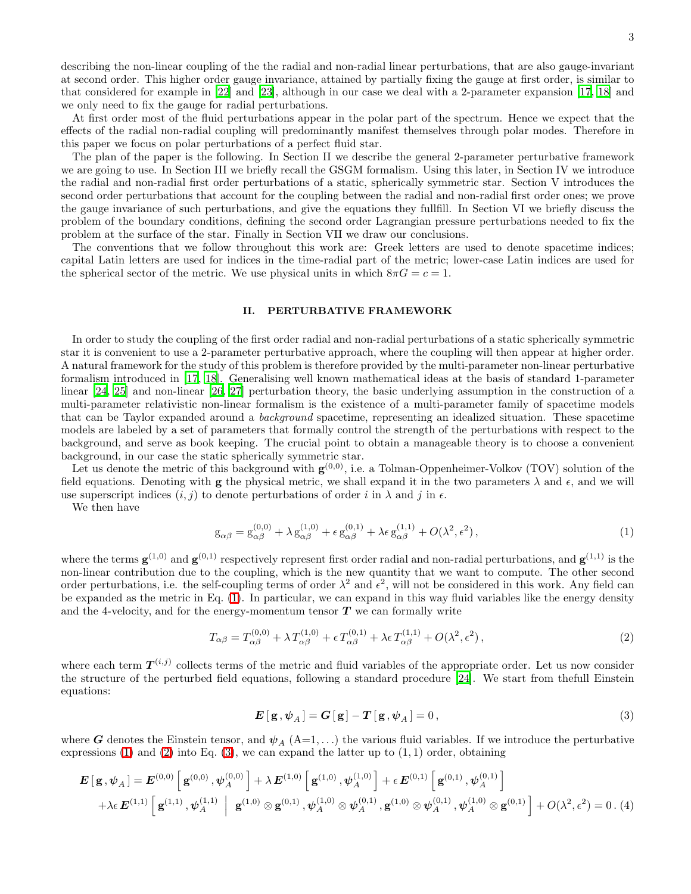describing the non-linear coupling of the the radial and non-radial linear perturbations, that are also gauge-invariant at second order. This higher order gauge invariance, attained by partially fixing the gauge at first order, is similar to that considered for example in [22] and [23], although in our case we deal with a 2-parameter expansion [17, 18] and we only need to fix the gauge for radial perturbations.

At first order most of the fluid perturbations appear in the polar part of the spectrum. Hence we expect that the effects of the radial non-radial coupling will predominantly manifest themselves through polar modes. Therefore in this paper we focus on polar perturbations of a perfect fluid star.

The plan of the paper is the following. In Section II we describe the general 2-parameter perturbative framework we are going to use. In Section III we briefly recall the GSGM formalism. Using this later, in Section IV we introduce the radial and non-radial first order perturbations of a static, spherically symmetric star. Section V introduces the second order perturbations that account for the coupling between the radial and non-radial first order ones; we prove the gauge invariance of such perturbations, and give the equations they fullfill. In Section VI we briefly discuss the problem of the boundary conditions, defining the second order Lagrangian pressure perturbations needed to fix the problem at the surface of the star. Finally in Section VII we draw our conclusions.

The conventions that we follow throughout this work are: Greek letters are used to denote spacetime indices; capital Latin letters are used for indices in the time-radial part of the metric; lower-case Latin indices are used for the spherical sector of the metric. We use physical units in which $8\pi G = c = 1$.

## II. PERTURBATIVE FRAMEWORK

In order to study the coupling of the first order radial and non-radial perturbations of a static spherically symmetric star it is convenient to use a 2-parameter perturbative approach, where the coupling will then appear at higher order. A natural framework for the study of this problem is therefore provided by the multi-parameter non-linear perturbative formalism introduced in [17, 18]. Generalising well known mathematical ideas at the basis of standard 1-parameter linear [24, 25] and non-linear [26, 27] perturbation theory, the basic underlying assumption in the construction of a multi-parameter relativistic non-linear formalism is the existence of a multi-parameter family of spacetime models that can be Taylor expanded around a *background* spacetime, representing an idealized situation. These spacetime models are labeled by a set of parameters that formally control the strength of the perturbations with respect to the background, and serve as book keeping. The crucial point to obtain a manageable theory is to choose a convenient background, in our case the static spherically symmetric star.

Let us denote the metric of this background with $\mathbf{g}^{(0,0)}$, i.e. a Tolman-Oppenheimer-Volkov (TOV) solution of the field equations. Denoting with $\mathbf{g}$ the physical metric, we shall expand it in the two parameters $\lambda$ and $\epsilon$, and we will use superscript indices $(i,j)$ to denote perturbations of order $i$ in $\lambda$ and $j$ in $\epsilon$.

We then have

$$
\mathrm{g}_{\alpha\beta} = \mathrm{g}^{(0,0)}_{\alpha\beta} + \lambda\, \mathrm{g}^{(1,0)}_{\alpha\beta} + \epsilon\, \mathrm{g}^{(0,1)}_{\alpha\beta} + \lambda\epsilon\, \mathrm{g}^{(1,1)}_{\alpha\beta} + O(\lambda^2,\epsilon^2)\,, \tag{1}
$$

where the terms $\mathbf{g}^{(1,0)}$ and $\mathbf{g}^{(0,1)}$ respectively represent first order radial and non-radial perturbations, and $\mathbf{g}^{(1,1)}$ is the non-linear contribution due to the coupling, which is the new quantity that we want to compute. The other second order perturbations, i.e. the self-coupling terms of order $\lambda^2$ and $\epsilon^2$, will not be considered in this work. Any field can be expanded as the metric in Eq. (1). In particular, we can expand in this way fluid variables like the energy density and the 4-velocity, and for the energy-momentum tensor $\boldsymbol{T}$ we can formally write

$$
T_{\alpha\beta} = T^{(0,0)}_{\alpha\beta} + \lambda\, T^{(1,0)}_{\alpha\beta} + \epsilon\, T^{(0,1)}_{\alpha\beta} + \lambda\epsilon\, T^{(1,1)}_{\alpha\beta} + O(\lambda^2,\epsilon^2)\,, \tag{2}
$$

where each term $\boldsymbol{T}^{(i,j)}$ collects terms of the metric and fluid variables of the appropriate order. Let us now consider the structure of the perturbed field equations, following a standard procedure [24]. We start from thefull Einstein equations:

$$
\boldsymbol{E}\,[\,\mathbf{g}\,,\boldsymbol{\psi}_A\,] = \boldsymbol{G}\,[\,\mathbf{g}\,] - \boldsymbol{T}\,[\,\mathbf{g}\,,\boldsymbol{\psi}_A\,] = 0\,, \tag{3}
$$

where $\boldsymbol{G}$ denotes the Einstein tensor, and $\boldsymbol{\psi}_A$ (A=1,...) the various fluid variables. If we introduce the perturbative expressions (1) and (2) into Eq. (3), we can expand the latter up to $(1,1)$ order, obtaining

$$
\begin{aligned}
\boldsymbol{E}\,[\,\mathbf{g}\,,\boldsymbol{\psi}_A\,] &= \boldsymbol{E}^{(0,0)}\left[\,\mathbf{g}^{(0,0)}\,,\boldsymbol{\psi}_A^{(0,0)}\,\right] + \lambda\,\boldsymbol{E}^{(1,0)}\left[\,\mathbf{g}^{(1,0)}\,,\boldsymbol{\psi}_A^{(1,0)}\,\right] + \epsilon\,\boldsymbol{E}^{(0,1)}\left[\,\mathbf{g}^{(0,1)}\,,\boldsymbol{\psi}_A^{(0,1)}\,\right] \\
&+ \lambda\epsilon\,\boldsymbol{E}^{(1,1)}\left[\,\mathbf{g}^{(1,1)}\,,\boldsymbol{\psi}_A^{(1,1)}\;\middle|\;\mathbf{g}^{(1,0)}\otimes\mathbf{g}^{(0,1)}\,,\boldsymbol{\psi}_A^{(1,0)}\otimes\boldsymbol{\psi}_A^{(0,1)}\,,\mathbf{g}^{(1,0)}\otimes\boldsymbol{\psi}_A^{(0,1)}\,,\boldsymbol{\psi}_A^{(1,0)}\otimes\mathbf{g}^{(0,1)}\,\right] + O(\lambda^2,\epsilon^2) = 0\,. 
\end{aligned} \tag{4}
$$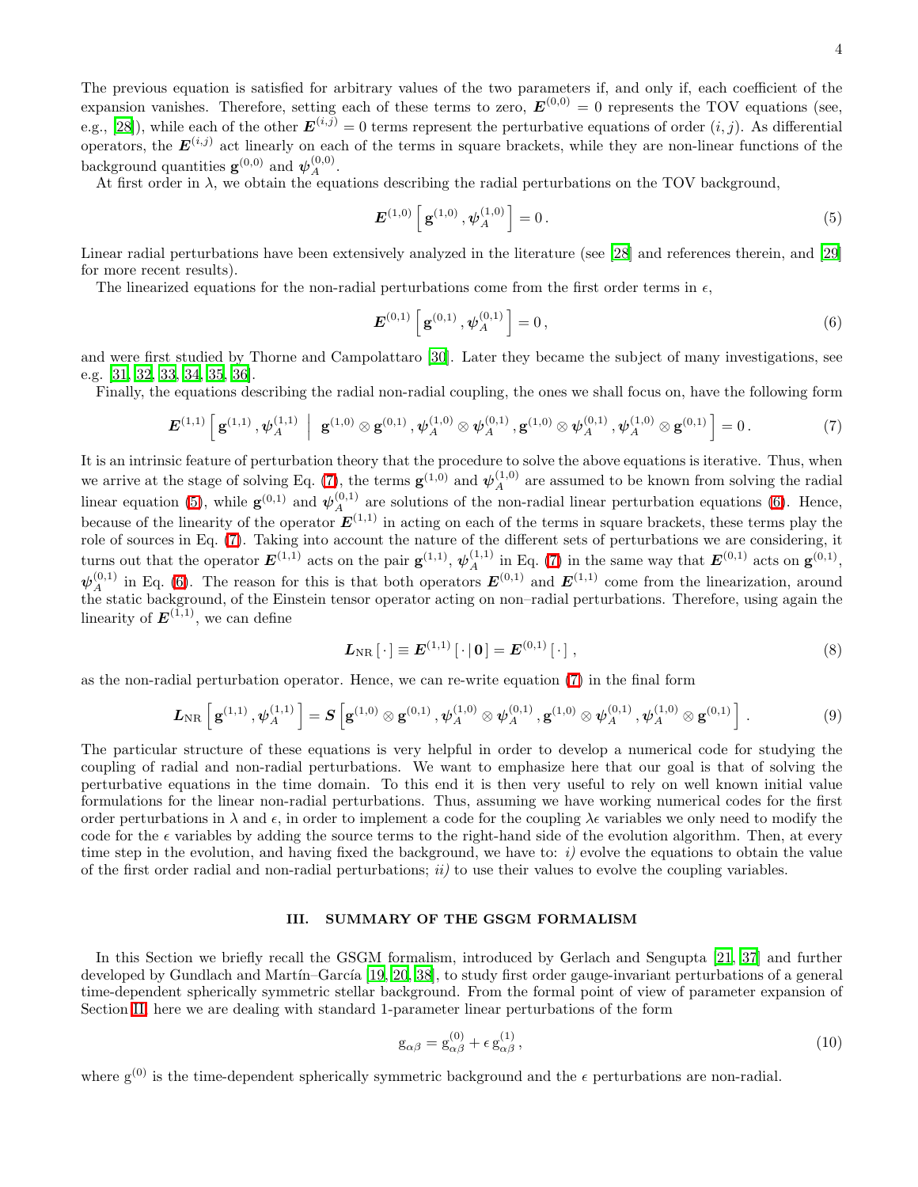The previous equation is satisfied for arbitrary values of the two parameters if, and only if, each coefficient of the expansion vanishes. Therefore, setting each of these terms to zero, $\boldsymbol{E}^{(0,0)} = 0$ represents the TOV equations (see, e.g., [28]), while each of the other $\boldsymbol{E}^{(i,j)} = 0$ terms represent the perturbative equations of order $(i,j)$. As differential operators, the $\boldsymbol{E}^{(i,j)}$ act linearly on each of the terms in square brackets, while they are non-linear functions of the background quantities $\mathbf{g}^{(0,0)}$ and $\boldsymbol{\psi}_A^{(0,0)}$.

At first order in $\lambda$, we obtain the equations describing the radial perturbations on the TOV background,

$$\boldsymbol{E}^{(1,0)}\left[\,\mathbf{g}^{(1,0)}\,,\boldsymbol{\psi}_A^{(1,0)}\,\right] = 0\,. \tag{5}$$

Linear radial perturbations have been extensively analyzed in the literature (see [28] and references therein, and [29] for more recent results).

The linearized equations for the non-radial perturbations come from the first order terms in $\epsilon$,

$$\boldsymbol{E}^{(0,1)}\left[\,\mathbf{g}^{(0,1)}\,,\boldsymbol{\psi}_A^{(0,1)}\,\right] = 0\,, \tag{6}$$

and were first studied by Thorne and Campolattaro [30]. Later they became the subject of many investigations, see e.g. [31, 32, 33, 34, 35, 36].

Finally, the equations describing the radial non-radial coupling, the ones we shall focus on, have the following form

$$\boldsymbol{E}^{(1,1)}\left[\,\mathbf{g}^{(1,1)}\,,\boldsymbol{\psi}_A^{(1,1)}\;\middle|\;\mathbf{g}^{(1,0)}\otimes\mathbf{g}^{(0,1)}\,,\boldsymbol{\psi}_A^{(1,0)}\otimes\boldsymbol{\psi}_A^{(0,1)}\,,\mathbf{g}^{(1,0)}\otimes\boldsymbol{\psi}_A^{(0,1)}\,,\boldsymbol{\psi}_A^{(1,0)}\otimes\mathbf{g}^{(0,1)}\,\right] = 0\,. \tag{7}$$

It is an intrinsic feature of perturbation theory that the procedure to solve the above equations is iterative. Thus, when we arrive at the stage of solving Eq. (7), the terms $\mathbf{g}^{(1,0)}$ and $\boldsymbol{\psi}_A^{(1,0)}$ are assumed to be known from solving the radial linear equation (5), while $\mathbf{g}^{(0,1)}$ and $\boldsymbol{\psi}_A^{(0,1)}$ are solutions of the non-radial linear perturbation equations (6). Hence, because of the linearity of the operator $\boldsymbol{E}^{(1,1)}$ in acting on each of the terms in square brackets, these terms play the role of sources in Eq. (7). Taking into account the nature of the different sets of perturbations we are considering, it turns out that the operator $\boldsymbol{E}^{(1,1)}$ acts on the pair $\mathbf{g}^{(1,1)}$, $\boldsymbol{\psi}_A^{(1,1)}$ in Eq. (7) in the same way that $\boldsymbol{E}^{(0,1)}$ acts on $\mathbf{g}^{(0,1)}$, $\boldsymbol{\psi}_A^{(0,1)}$ in Eq. (6). The reason for this is that both operators $\boldsymbol{E}^{(0,1)}$ and $\boldsymbol{E}^{(1,1)}$ come from the linearization, around the static background, of the Einstein tensor operator acting on non–radial perturbations. Therefore, using again the linearity of $\boldsymbol{E}^{(1,1)}$, we can define

$$\boldsymbol{L}_{\rm NR}\left[\,\cdot\,\right] \equiv \boldsymbol{E}^{(1,1)}\left[\,\cdot\,|\,\boldsymbol{0}\,\right] = \boldsymbol{E}^{(0,1)}\left[\,\cdot\,\right]\,, \tag{8}$$

as the non-radial perturbation operator. Hence, we can re-write equation (7) in the final form

$$\boldsymbol{L}_{\rm NR}\left[\,\mathbf{g}^{(1,1)}\,,\boldsymbol{\psi}_A^{(1,1)}\,\right] = \boldsymbol{S}\left[\mathbf{g}^{(1,0)}\otimes\mathbf{g}^{(0,1)}\,,\boldsymbol{\psi}_A^{(1,0)}\otimes\boldsymbol{\psi}_A^{(0,1)}\,,\mathbf{g}^{(1,0)}\otimes\boldsymbol{\psi}_A^{(0,1)}\,,\boldsymbol{\psi}_A^{(1,0)}\otimes\mathbf{g}^{(0,1)}\right]\,. \tag{9}$$

The particular structure of these equations is very helpful in order to develop a numerical code for studying the coupling of radial and non-radial perturbations. We want to emphasize here that our goal is that of solving the perturbative equations in the time domain. To this end it is then very useful to rely on well known initial value formulations for the linear non-radial perturbations. Thus, assuming we have working numerical codes for the first order perturbations in $\lambda$ and $\epsilon$, in order to implement a code for the coupling $\lambda\epsilon$ variables we only need to modify the code for the $\epsilon$ variables by adding the source terms to the right-hand side of the evolution algorithm. Then, at every time step in the evolution, and having fixed the background, we have to: *i)* evolve the equations to obtain the value of the first order radial and non-radial perturbations; *ii)* to use their values to evolve the coupling variables.

## III. SUMMARY OF THE GSGM FORMALISM

In this Section we briefly recall the GSGM formalism, introduced by Gerlach and Sengupta [21, 37] and further developed by Gundlach and Martín–García [19, 20, 38], to study first order gauge-invariant perturbations of a general time-dependent spherically symmetric stellar background. From the formal point of view of parameter expansion of Section II, here we are dealing with standard 1-parameter linear perturbations of the form

$$\mathrm{g}_{\alpha\beta} = \mathrm{g}^{(0)}_{\alpha\beta} + \epsilon\,\mathrm{g}^{(1)}_{\alpha\beta}\,, \tag{10}$$

where $\mathrm{g}^{(0)}$ is the time-dependent spherically symmetric background and the $\epsilon$ perturbations are non-radial.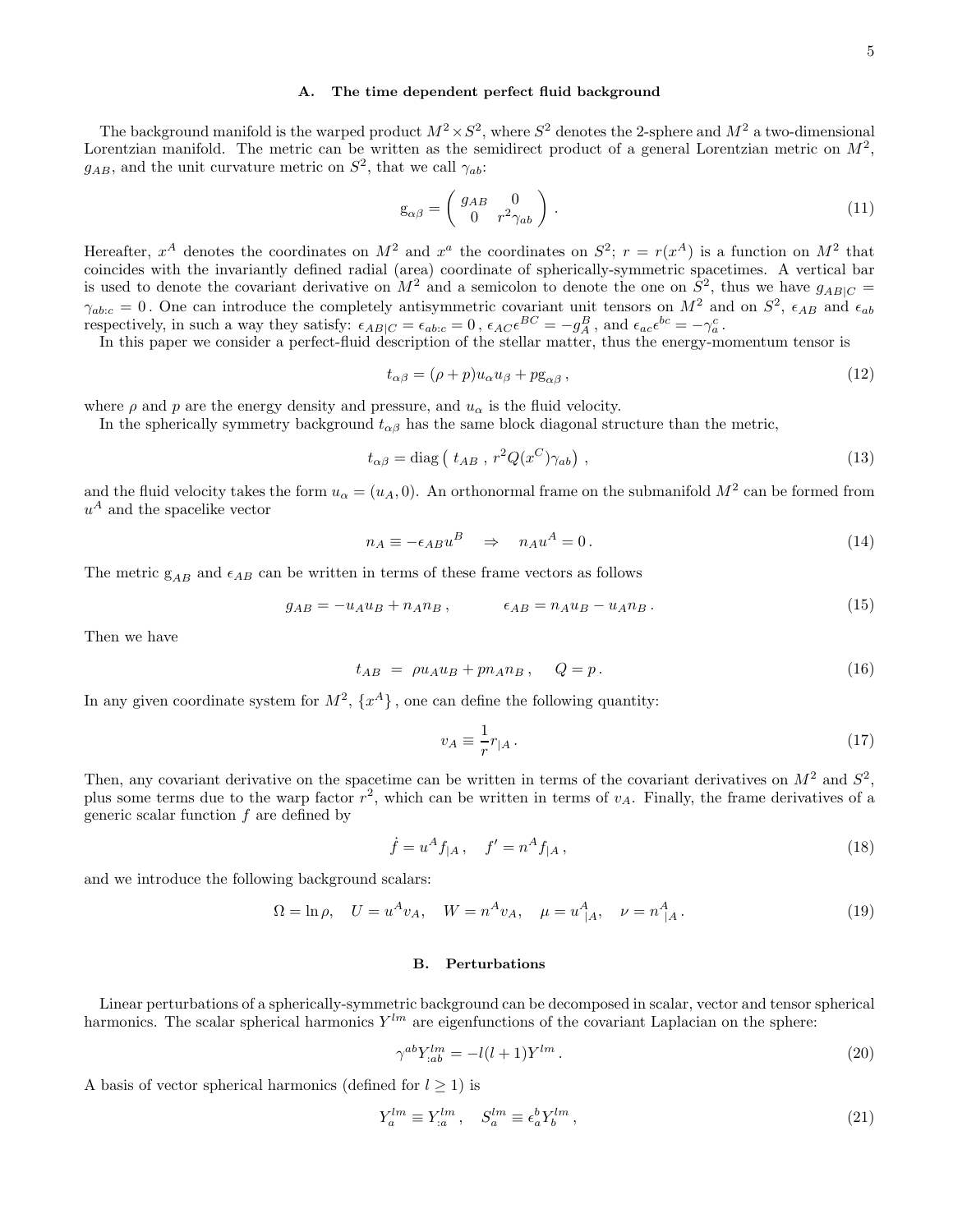### A. The time dependent perfect fluid background

The background manifold is the warped product $M^2 \times S^2$, where $S^2$ denotes the 2-sphere and $M^2$ a two-dimensional Lorentzian manifold. The metric can be written as the semidirect product of a general Lorentzian metric on $M^2$, $g_{AB}$, and the unit curvature metric on $S^2$, that we call $\gamma_{ab}$:

$$
\mathrm{g}_{\alpha\beta} = \begin{pmatrix} g_{AB} & 0 \\ 0 & r^2\gamma_{ab} \end{pmatrix} . \tag{11}
$$

Hereafter, $x^A$ denotes the coordinates on $M^2$ and $x^a$ the coordinates on $S^2$; $r = r(x^A)$ is a function on $M^2$ that coincides with the invariantly defined radial (area) coordinate of spherically-symmetric spacetimes. A vertical bar is used to denote the covariant derivative on $M^2$ and a semicolon to denote the one on $S^2$, thus we have $g_{AB|C} = \gamma_{ab:c} = 0$. One can introduce the completely antisymmetric covariant unit tensors on $M^2$ and on $S^2$, $\epsilon_{AB}$ and $\epsilon_{ab}$ respectively, in such a way they satisfy: $\epsilon_{AB|C} = \epsilon_{ab:c} = 0$, $\epsilon_{AC}\epsilon^{BC} = -g_A^B$, and $\epsilon_{ac}\epsilon^{bc} = -\gamma_a^c$.

In this paper we consider a perfect-fluid description of the stellar matter, thus the energy-momentum tensor is

$$
t_{\alpha\beta} = (\rho + p)u_\alpha u_\beta + p\mathrm{g}_{\alpha\beta} , \tag{12}
$$

where $\rho$ and $p$ are the energy density and pressure, and $u_\alpha$ is the fluid velocity.

In the spherically symmetry background $t_{\alpha\beta}$ has the same block diagonal structure than the metric,

$$
t_{\alpha\beta} = \mathrm{diag}\left( \, t_{AB} \, , \, r^2 Q(x^C)\gamma_{ab} \right) , \tag{13}
$$

and the fluid velocity takes the form $u_\alpha = (u_A, 0)$. An orthonormal frame on the submanifold $M^2$ can be formed from $u^A$ and the spacelike vector

$$
n_A \equiv -\epsilon_{AB}u^B \quad \Rightarrow \quad n_A u^A = 0 . \tag{14}
$$

The metric $\mathrm{g}_{AB}$ and $\epsilon_{AB}$ can be written in terms of these frame vectors as follows

$$
g_{AB} = -u_A u_B + n_A n_B , \qquad \epsilon_{AB} = n_A u_B - u_A n_B . \tag{15}
$$

Then we have

$$
t_{AB} \; = \; \rho u_A u_B + p n_A n_B , \quad Q = p . \tag{16}
$$

In any given coordinate system for $M^2$, $\{x^A\}$, one can define the following quantity:

$$
v_A \equiv \frac{1}{r} r_{|A} . \tag{17}
$$

Then, any covariant derivative on the spacetime can be written in terms of the covariant derivatives on $M^2$ and $S^2$, plus some terms due to the warp factor $r^2$, which can be written in terms of $v_A$. Finally, the frame derivatives of a generic scalar function $f$ are defined by

$$
\dot{f} = u^A f_{|A} , \quad f' = n^A f_{|A} , \tag{18}
$$

and we introduce the following background scalars:

$$
\Omega = \ln\rho, \quad U = u^A v_A, \quad W = n^A v_A, \quad \mu = u^A{}_{|A}, \quad \nu = n^A{}_{|A} . \tag{19}
$$

### B. Perturbations

Linear perturbations of a spherically-symmetric background can be decomposed in scalar, vector and tensor spherical harmonics. The scalar spherical harmonics $Y^{lm}$ are eigenfunctions of the covariant Laplacian on the sphere:

$$
\gamma^{ab} Y^{lm}_{:ab} = -l(l+1)Y^{lm} . \tag{20}
$$

A basis of vector spherical harmonics (defined for $l \geq 1$) is

$$
Y^{lm}_a \equiv Y^{lm}_{:a} , \quad S^{lm}_a \equiv \epsilon_a^b Y^{lm}_b , \tag{21}
$$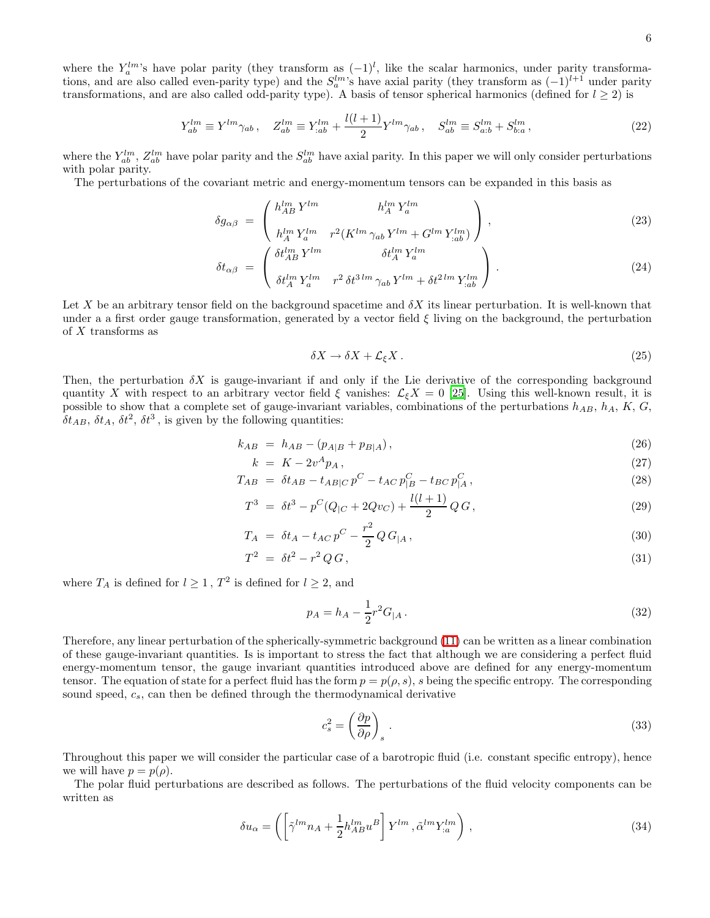where the $Y^{lm}_a$'s have polar parity (they transform as $(-1)^l$, like the scalar harmonics, under parity transformations, and are also called even-parity type) and the $S^{lm}_a$'s have axial parity (they transform as $(-1)^{l+1}$ under parity transformations, and are also called odd-parity type). A basis of tensor spherical harmonics (defined for $l \geq 2$) is

$$
Y^{lm}_{ab} \equiv Y^{lm}\gamma_{ab}\,, \quad Z^{lm}_{ab} \equiv Y^{lm}_{:ab} + \frac{l(l+1)}{2}Y^{lm}\gamma_{ab}\,, \quad S^{lm}_{ab} \equiv S^{lm}_{a:b} + S^{lm}_{b:a}\,, \tag{22}
$$

where the $Y^{lm}_{ab}$, $Z^{lm}_{ab}$ have polar parity and the $S^{lm}_{ab}$ have axial parity. In this paper we will only consider perturbations with polar parity.

The perturbations of the covariant metric and energy-momentum tensors can be expanded in this basis as

$$
\delta g_{\alpha\beta} = \begin{pmatrix} h^{lm}_{AB}\,Y^{lm} & h^{lm}_{A}\,Y^{lm}_{a} \\ h^{lm}_{A}\,Y^{lm}_{a} & r^2(K^{lm}\,\gamma_{ab}\,Y^{lm} + G^{lm}\,Y^{lm}_{:ab}) \end{pmatrix}, \tag{23}
$$

$$
\delta t_{\alpha\beta} = \begin{pmatrix} \delta t^{lm}_{AB}\,Y^{lm} & \delta t^{lm}_{A}\,Y^{lm}_{a} \\ \delta t^{lm}_{A}\,Y^{lm}_{a} & r^2\,\delta t^{3\,lm}\,\gamma_{ab}\,Y^{lm} + \delta t^{2\,lm}\,Y^{lm}_{:ab} \end{pmatrix}. \tag{24}
$$

Let $X$ be an arbitrary tensor field on the background spacetime and $\delta X$ its linear perturbation. It is well-known that under a a first order gauge transformation, generated by a vector field $\xi$ living on the background, the perturbation of $X$ transforms as

$$
\delta X \to \delta X + \mathcal{L}_\xi X\,. \tag{25}
$$

Then, the perturbation $\delta X$ is gauge-invariant if and only if the Lie derivative of the corresponding background quantity $X$ with respect to an arbitrary vector field $\xi$ vanishes: $\mathcal{L}_\xi X = 0$ [25]. Using this well-known result, it is possible to show that a complete set of gauge-invariant variables, combinations of the perturbations $h_{AB}$, $h_A$, $K$, $G$, $\delta t_{AB}$, $\delta t_A$, $\delta t^2$, $\delta t^3$ , is given by the following quantities:

$$
k_{AB} = h_{AB} - (p_{A|B} + p_{B|A})\,, \tag{26}
$$

$$
k = K - 2v^A p_A\,, \tag{27}
$$

$$
T_{AB} = \delta t_{AB} - t_{AB|C}\,p^C - t_{AC}\,p^C_{|B} - t_{BC}\,p^C_{|A}\,, \tag{28}
$$

$$
T^3 = \delta t^3 - p^C(Q_{|C} + 2Qv_C) + \frac{l(l+1)}{2}\,Q\,G\,, \tag{29}
$$

$$
T_A = \delta t_A - t_{AC}\,p^C - \frac{r^2}{2}\,Q\,G_{|A}\,, \tag{30}
$$

$$
T^2 = \delta t^2 - r^2\,Q\,G\,, \tag{31}
$$

where $T_A$ is defined for $l \geq 1$ , $T^2$ is defined for $l \geq 2$, and

$$
p_A = h_A - \frac{1}{2}r^2 G_{|A}\,. \tag{32}
$$

Therefore, any linear perturbation of the spherically-symmetric background (11) can be written as a linear combination of these gauge-invariant quantities. Is is important to stress the fact that although we are considering a perfect fluid energy-momentum tensor, the gauge invariant quantities introduced above are defined for any energy-momentum tensor. The equation of state for a perfect fluid has the form $p = p(\rho, s)$, $s$ being the specific entropy. The corresponding sound speed, $c_s$, can then be defined through the thermodynamical derivative

$$
c_s^2 = \left(\frac{\partial p}{\partial \rho}\right)_s\,. \tag{33}
$$

Throughout this paper we will consider the particular case of a barotropic fluid (i.e. constant specific entropy), hence we will have $p = p(\rho)$.

The polar fluid perturbations are described as follows. The perturbations of the fluid velocity components can be written as

$$
\delta u_\alpha = \left(\left[\tilde{\gamma}^{lm} n_A + \frac{1}{2}h^{lm}_{AB}u^B\right]Y^{lm}\,, \tilde{\alpha}^{lm}Y^{lm}_{:a}\right)\,, \tag{34}
$$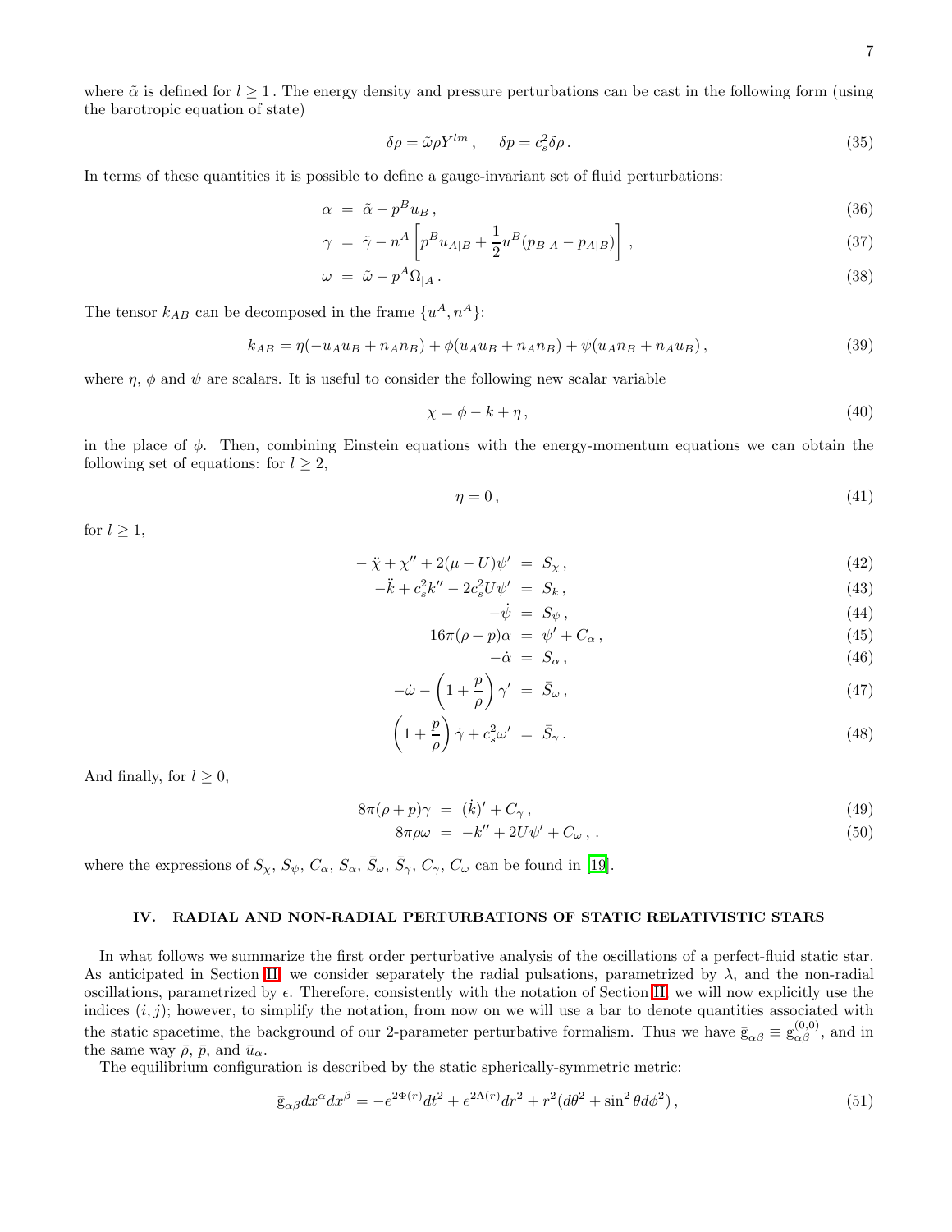where $\tilde{\alpha}$ is defined for $l \geq 1$. The energy density and pressure perturbations can be cast in the following form (using the barotropic equation of state)

$$\delta\rho = \tilde{\omega}\rho Y^{lm}, \quad \delta p = c_s^2 \delta\rho . \tag{35}$$

In terms of these quantities it is possible to define a gauge-invariant set of fluid perturbations:

$$\alpha = \tilde{\alpha} - p^B u_B , \tag{36}$$

$$\gamma = \tilde{\gamma} - n^A \left[ p^B u_{A|B} + \frac{1}{2} u^B (p_{B|A} - p_{A|B}) \right] , \tag{37}$$

$$\omega = \tilde{\omega} - p^A \Omega_{|A} . \tag{38}$$

The tensor $k_{AB}$ can be decomposed in the frame $\{u^A, n^A\}$:

$$k_{AB} = \eta(-u_A u_B + n_A n_B) + \phi(u_A u_B + n_A n_B) + \psi(u_A n_B + n_A u_B) , \tag{39}$$

where $\eta$, $\phi$ and $\psi$ are scalars. It is useful to consider the following new scalar variable

$$\chi = \phi - k + \eta , \tag{40}$$

in the place of $\phi$. Then, combining Einstein equations with the energy-momentum equations we can obtain the following set of equations: for $l \geq 2$,

$$\eta = 0 , \tag{41}$$

for $l \geq 1$,

$$-\ddot{\chi} + \chi'' + 2(\mu - U)\psi' = S_\chi , \tag{42}$$

$$-\ddot{k} + c_s^2 k'' - 2c_s^2 U \psi' = S_k , \tag{43}$$

$$-\dot{\psi} = S_\psi , \tag{44}$$

$$16\pi(\rho + p)\alpha = \psi' + C_\alpha , \tag{45}$$

$$-\dot{\alpha} = S_\alpha , \tag{46}$$

$$-\dot{\omega} - \left(1 + \frac{p}{\rho}\right)\gamma' = \bar{S}_\omega , \tag{47}$$

$$\left(1 + \frac{p}{\rho}\right)\dot{\gamma} + c_s^2 \omega' = \bar{S}_\gamma . \tag{48}$$

And finally, for $l \geq 0$,

$$8\pi(\rho + p)\gamma = (\dot{k})' + C_\gamma , \tag{49}$$

$$8\pi\rho\omega = -k'' + 2U\psi' + C_\omega , . \tag{50}$$

where the expressions of $S_\chi$, $S_\psi$, $C_\alpha$, $S_\alpha$, $\bar{S}_\omega$, $\bar{S}_\gamma$, $C_\gamma$, $C_\omega$ can be found in [19].

## IV. RADIAL AND NON-RADIAL PERTURBATIONS OF STATIC RELATIVISTIC STARS

In what follows we summarize the first order perturbative analysis of the oscillations of a perfect-fluid static star. As anticipated in Section II, we consider separately the radial pulsations, parametrized by $\lambda$, and the non-radial oscillations, parametrized by $\epsilon$. Therefore, consistently with the notation of Section II, we will now explicitly use the indices $(i, j)$; however, to simplify the notation, from now on we will use a bar to denote quantities associated with the static spacetime, the background of our 2-parameter perturbative formalism. Thus we have $\bar{g}_{\alpha\beta} \equiv g^{(0,0)}_{\alpha\beta}$, and in the same way $\bar{\rho}$, $\bar{p}$, and $\bar{u}_\alpha$.

The equilibrium configuration is described by the static spherically-symmetric metric:

$$\bar{g}_{\alpha\beta} dx^\alpha dx^\beta = -e^{2\Phi(r)} dt^2 + e^{2\Lambda(r)} dr^2 + r^2 (d\theta^2 + \sin^2\theta d\phi^2) , \tag{51}$$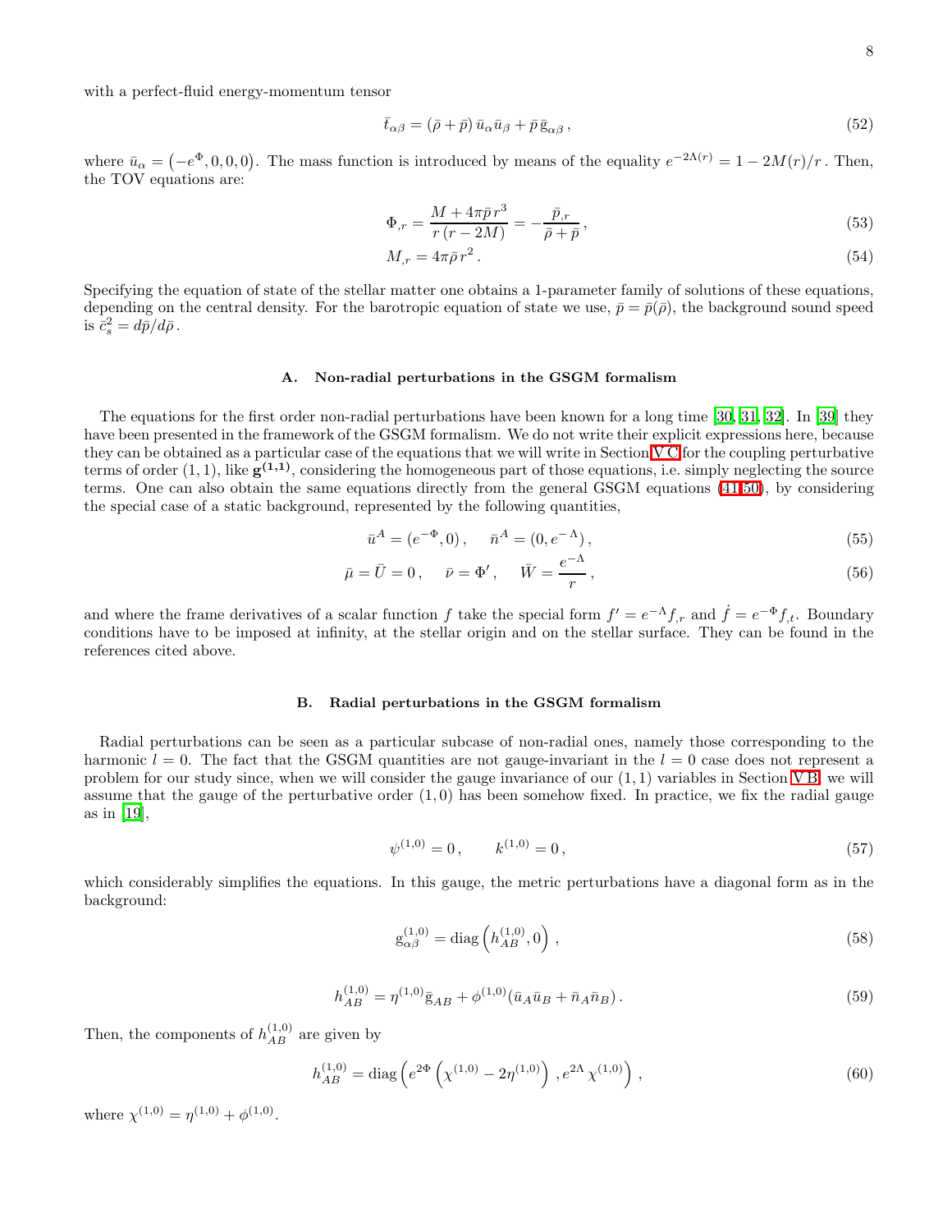with a perfect-fluid energy-momentum tensor

$$\bar{t}_{\alpha\beta} = (\bar{\rho} + \bar{p})\, \bar{u}_\alpha \bar{u}_\beta + \bar{p}\, \bar{\mathrm{g}}_{\alpha\beta}\,, \tag{52}$$

where $\bar{u}_\alpha = \left(-e^{\Phi}, 0, 0, 0\right)$. The mass function is introduced by means of the equality $e^{-2\Lambda(r)} = 1 - 2M(r)/r$. Then, the TOV equations are:

$$\Phi_{,r} = \frac{M + 4\pi\bar{p}\, r^3}{r\,(r - 2M)} = -\frac{\bar{p}_{,r}}{\bar{\rho} + \bar{p}}\,, \tag{53}$$

$$M_{,r} = 4\pi\bar{\rho}\, r^2\,. \tag{54}$$

Specifying the equation of state of the stellar matter one obtains a 1-parameter family of solutions of these equations, depending on the central density. For the barotropic equation of state we use, $\bar{p} = \bar{p}(\bar{\rho})$, the background sound speed is $\bar{c}_s^2 = d\bar{p}/d\bar{\rho}$.

### A. Non-radial perturbations in the GSGM formalism

The equations for the first order non-radial perturbations have been known for a long time [30, 31, 32]. In [39] they have been presented in the framework of the GSGM formalism. We do not write their explicit expressions here, because they can be obtained as a particular case of the equations that we will write in Section V C for the coupling perturbative terms of order $(1,1)$, like $\mathbf{g^{(1,1)}}$, considering the homogeneous part of those equations, i.e. simply neglecting the source terms. One can also obtain the same equations directly from the general GSGM equations (41-50), by considering the special case of a static background, represented by the following quantities,

$$\bar{u}^A = (e^{-\Phi}, 0)\,, \qquad \bar{n}^A = (0, e^{-\Lambda})\,, \tag{55}$$

$$\bar{\mu} = \bar{U} = 0\,, \qquad \bar{\nu} = \Phi'\,, \qquad \bar{W} = \frac{e^{-\Lambda}}{r}\,, \tag{56}$$

and where the frame derivatives of a scalar function $f$ take the special form $f' = e^{-\Lambda} f_{,r}$ and $\dot{f} = e^{-\Phi} f_{,t}$. Boundary conditions have to be imposed at infinity, at the stellar origin and on the stellar surface. They can be found in the references cited above.

### B. Radial perturbations in the GSGM formalism

Radial perturbations can be seen as a particular subcase of non-radial ones, namely those corresponding to the harmonic $l = 0$. The fact that the GSGM quantities are not gauge-invariant in the $l = 0$ case does not represent a problem for our study since, when we will consider the gauge invariance of our $(1,1)$ variables in Section V B, we will assume that the gauge of the perturbative order $(1,0)$ has been somehow fixed. In practice, we fix the radial gauge as in [19],

$$\psi^{(1,0)} = 0\,, \qquad k^{(1,0)} = 0\,, \tag{57}$$

which considerably simplifies the equations. In this gauge, the metric perturbations have a diagonal form as in the background:

$$\mathrm{g}^{(1,0)}_{\alpha\beta} = \mathrm{diag}\left(h^{(1,0)}_{AB}, 0\right)\,, \tag{58}$$

$$h^{(1,0)}_{AB} = \eta^{(1,0)} \bar{\mathrm{g}}_{AB} + \phi^{(1,0)}(\bar{u}_A \bar{u}_B + \bar{n}_A \bar{n}_B)\,. \tag{59}$$

Then, the components of $h^{(1,0)}_{AB}$ are given by

$$h^{(1,0)}_{AB} = \mathrm{diag}\left(e^{2\Phi}\left(\chi^{(1,0)} - 2\eta^{(1,0)}\right), e^{2\Lambda}\chi^{(1,0)}\right)\,, \tag{60}$$

where $\chi^{(1,0)} = \eta^{(1,0)} + \phi^{(1,0)}$.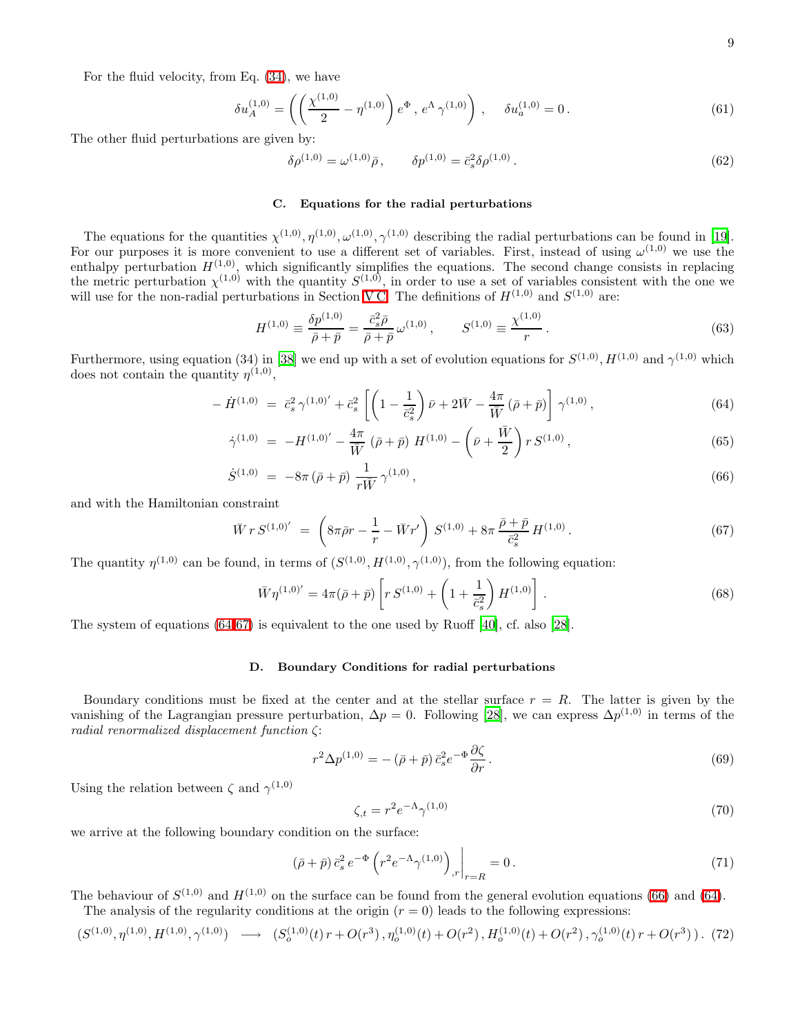For the fluid velocity, from Eq. (34), we have

$$\delta u_A^{(1,0)} = \left( \left( \frac{\chi^{(1,0)}}{2} - \eta^{(1,0)} \right) e^{\Phi} \, , \, e^{\Lambda} \gamma^{(1,0)} \right) , \qquad \delta u_a^{(1,0)} = 0 \, . \tag{61}$$

The other fluid perturbations are given by:

$$\delta \rho^{(1,0)} = \omega^{(1,0)} \bar{\rho} \, , \qquad \delta p^{(1,0)} = \bar{c}_s^2 \delta \rho^{(1,0)} \, . \tag{62}$$

### C. Equations for the radial perturbations

The equations for the quantities $\chi^{(1,0)}, \eta^{(1,0)}, \omega^{(1,0)}, \gamma^{(1,0)}$ describing the radial perturbations can be found in [19]. For our purposes it is more convenient to use a different set of variables. First, instead of using $\omega^{(1,0)}$ we use the enthalpy perturbation $H^{(1,0)}$, which significantly simplifies the equations. The second change consists in replacing the metric perturbation $\chi^{(1,0)}$ with the quantity $S^{(1,0)}$, in order to use a set of variables consistent with the one we will use for the non-radial perturbations in Section V C. The definitions of $H^{(1,0)}$ and $S^{(1,0)}$ are:

$$H^{(1,0)} \equiv \frac{\delta p^{(1,0)}}{\bar{\rho} + \bar{p}} = \frac{\bar{c}_s^2 \bar{\rho}}{\bar{\rho} + \bar{p}} \, \omega^{(1,0)} \, , \qquad S^{(1,0)} \equiv \frac{\chi^{(1,0)}}{r} \, . \tag{63}$$

Furthermore, using equation (34) in [38] we end up with a set of evolution equations for $S^{(1,0)}$, $H^{(1,0)}$ and $\gamma^{(1,0)}$ which does not contain the quantity $\eta^{(1,0)}$,

$$-\dot{H}^{(1,0)} = \bar{c}_s^2 \, \gamma^{(1,0)\prime} + \bar{c}_s^2 \left[ \left( 1 - \frac{1}{\bar{c}_s^2} \right) \bar{\nu} + 2\bar{W} - \frac{4\pi}{\bar{W}} \left( \bar{\rho} + \bar{p} \right) \right] \gamma^{(1,0)} \, , \tag{64}$$

$$\dot{\gamma}^{(1,0)} = -H^{(1,0)\prime} - \frac{4\pi}{\bar{W}} \left( \bar{\rho} + \bar{p} \right) \, H^{(1,0)} - \left( \bar{\nu} + \frac{\bar{W}}{2} \right) r \, S^{(1,0)} \, , \tag{65}$$

$$\dot{S}^{(1,0)} = -8\pi \left( \bar{\rho} + \bar{p} \right) \, \frac{1}{r\bar{W}} \, \gamma^{(1,0)} \, , \tag{66}$$

and with the Hamiltonian constraint

$$\bar{W} \, r \, S^{(1,0)\prime} = \left( 8\pi \bar{\rho} r - \frac{1}{r} - \bar{W} r' \right) \, S^{(1,0)} + 8\pi \, \frac{\bar{\rho} + \bar{p}}{\bar{c}_s^2} \, H^{(1,0)} \, . \tag{67}$$

The quantity $\eta^{(1,0)}$ can be found, in terms of $(S^{(1,0)}, H^{(1,0)}, \gamma^{(1,0)})$, from the following equation:

$$\bar{W} \eta^{(1,0)\prime} = 4\pi (\bar{\rho} + \bar{p}) \left[ r \, S^{(1,0)} + \left( 1 + \frac{1}{\bar{c}_s^2} \right) H^{(1,0)} \right] \, . \tag{68}$$

The system of equations (64-67) is equivalent to the one used by Ruoff [40], cf. also [28].

### D. Boundary Conditions for radial perturbations

Boundary conditions must be fixed at the center and at the stellar surface $r = R$. The latter is given by the vanishing of the Lagrangian pressure perturbation, $\Delta p = 0$. Following [28], we can express $\Delta p^{(1,0)}$ in terms of the *radial renormalized displacement function* $\zeta$:

$$r^2 \Delta p^{(1,0)} = - \left( \bar{\rho} + \bar{p} \right) \bar{c}_s^2 e^{-\Phi} \frac{\partial \zeta}{\partial r} \, . \tag{69}$$

Using the relation between $\zeta$ and $\gamma^{(1,0)}$

$$\zeta_{,t} = r^2 e^{-\Lambda} \gamma^{(1,0)} \tag{70}$$

we arrive at the following boundary condition on the surface:

$$\left( \bar{\rho} + \bar{p} \right) \bar{c}_s^2 \, e^{-\Phi} \left( r^2 e^{-\Lambda} \gamma^{(1,0)} \right)_{,r} \Big|_{r=R} = 0 \, . \tag{71}$$

The behaviour of $S^{(1,0)}$ and $H^{(1,0)}$ on the surface can be found from the general evolution equations (66) and (64).

The analysis of the regularity conditions at the origin ($r = 0$) leads to the following expressions:

$$(S^{(1,0)}, \eta^{(1,0)}, H^{(1,0)}, \gamma^{(1,0)}) \longrightarrow (S_o^{(1,0)}(t) \, r + O(r^3) \, , \eta_o^{(1,0)}(t) + O(r^2) \, , H_o^{(1,0)}(t) + O(r^2) \, , \gamma_o^{(1,0)}(t) \, r + O(r^3) \, ) \, . \tag{72}$$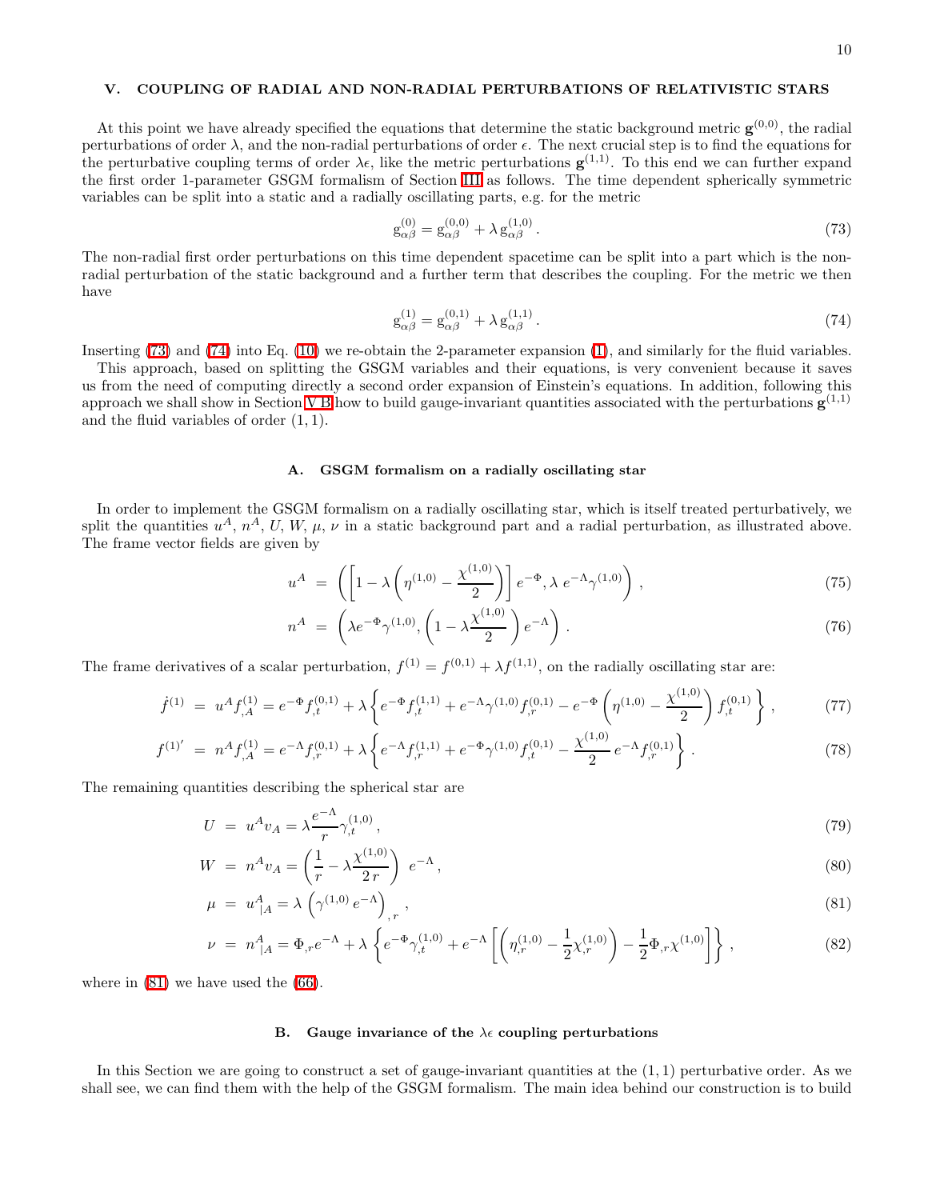## V. COUPLING OF RADIAL AND NON-RADIAL PERTURBATIONS OF RELATIVISTIC STARS

At this point we have already specified the equations that determine the static background metric $\mathbf{g}^{(0,0)}$, the radial perturbations of order $\lambda$, and the non-radial perturbations of order $\epsilon$. The next crucial step is to find the equations for the perturbative coupling terms of order $\lambda\epsilon$, like the metric perturbations $\mathbf{g}^{(1,1)}$. To this end we can further expand the first order 1-parameter GSGM formalism of Section III as follows. The time dependent spherically symmetric variables can be split into a static and a radially oscillating parts, e.g. for the metric

$$
\mathrm{g}^{(0)}_{\alpha\beta} = \mathrm{g}^{(0,0)}_{\alpha\beta} + \lambda\, \mathrm{g}^{(1,0)}_{\alpha\beta}\,. \tag{73}
$$

The non-radial first order perturbations on this time dependent spacetime can be split into a part which is the non-radial perturbation of the static background and a further term that describes the coupling. For the metric we then have

$$
\mathrm{g}^{(1)}_{\alpha\beta} = \mathrm{g}^{(0,1)}_{\alpha\beta} + \lambda\, \mathrm{g}^{(1,1)}_{\alpha\beta}\,. \tag{74}
$$

Inserting (73) and (74) into Eq. (10) we re-obtain the 2-parameter expansion (1), and similarly for the fluid variables.

This approach, based on splitting the GSGM variables and their equations, is very convenient because it saves us from the need of computing directly a second order expansion of Einstein's equations. In addition, following this approach we shall show in Section V B how to build gauge-invariant quantities associated with the perturbations $\mathbf{g}^{(1,1)}$ and the fluid variables of order $(1,1)$.

### A. GSGM formalism on a radially oscillating star

In order to implement the GSGM formalism on a radially oscillating star, which is itself treated perturbatively, we split the quantities $u^A$, $n^A$, $U$, $W$, $\mu$, $\nu$ in a static background part and a radial perturbation, as illustrated above. The frame vector fields are given by

$$
u^A \;=\; \left(\left[1-\lambda\left(\eta^{(1,0)}-\frac{\chi^{(1,0)}}{2}\right)\right]e^{-\Phi}, \lambda\, e^{-\Lambda}\gamma^{(1,0)}\right)\,, \tag{75}
$$

$$
n^A \;=\; \left(\lambda e^{-\Phi}\gamma^{(1,0)}, \left(1-\lambda\frac{\chi^{(1,0)}}{2}\right)e^{-\Lambda}\right)\,. \tag{76}
$$

The frame derivatives of a scalar perturbation, $f^{(1)} = f^{(0,1)} + \lambda f^{(1,1)}$, on the radially oscillating star are:

$$
\dot{f}^{(1)} \;=\; u^A f^{(1)}_{,A} = e^{-\Phi} f^{(0,1)}_{,t} + \lambda\left\{e^{-\Phi} f^{(1,1)}_{,t} + e^{-\Lambda}\gamma^{(1,0)} f^{(0,1)}_{,r} - e^{-\Phi}\left(\eta^{(1,0)}-\frac{\chi^{(1,0)}}{2}\right) f^{(0,1)}_{,t}\right\}\,, \tag{77}
$$

$$
f^{(1)'} \;=\; n^A f^{(1)}_{,A} = e^{-\Lambda} f^{(0,1)}_{,r} + \lambda\left\{e^{-\Lambda} f^{(1,1)}_{,r} + e^{-\Phi}\gamma^{(1,0)} f^{(0,1)}_{,t} - \frac{\chi^{(1,0)}}{2}\, e^{-\Lambda} f^{(0,1)}_{,r}\right\}\,. \tag{78}
$$

The remaining quantities describing the spherical star are

$$
U \;=\; u^A v_A = \lambda\frac{e^{-\Lambda}}{r}\gamma^{(1,0)}_{,t}\,, \tag{79}
$$

$$
W \;=\; n^A v_A = \left(\frac{1}{r} - \lambda\frac{\chi^{(1,0)}}{2\,r}\right)\, e^{-\Lambda}\,, \tag{80}
$$

$$
\mu \;=\; u^A_{\;|A} = \lambda\left(\gamma^{(1,0)}\, e^{-\Lambda}\right)_{,r}\,, \tag{81}
$$

$$
\nu \;=\; n^A_{\;|A} = \Phi_{,r}e^{-\Lambda} + \lambda\left\{e^{-\Phi}\gamma^{(1,0)}_{,t} + e^{-\Lambda}\left[\left(\eta^{(1,0)}_{,r} - \frac{1}{2}\chi^{(1,0)}_{,r}\right) - \frac{1}{2}\Phi_{,r}\chi^{(1,0)}\right]\right\}\,, \tag{82}
$$

where in (81) we have used the (66).

### B. Gauge invariance of the $\lambda\epsilon$ coupling perturbations

In this Section we are going to construct a set of gauge-invariant quantities at the $(1,1)$ perturbative order. As we shall see, we can find them with the help of the GSGM formalism. The main idea behind our construction is to build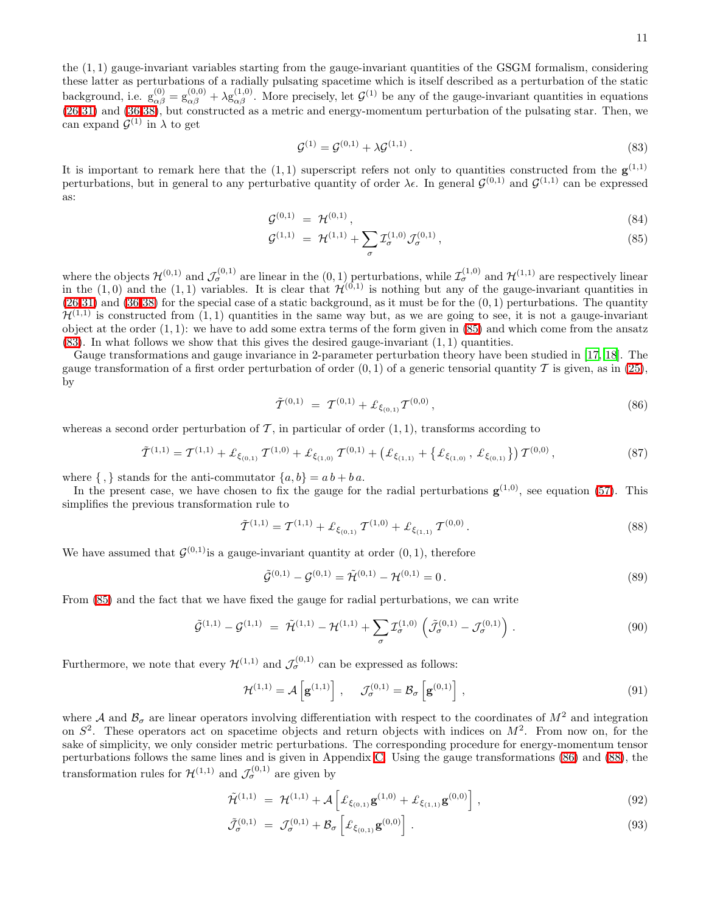the $(1,1)$ gauge-invariant variables starting from the gauge-invariant quantities of the GSGM formalism, considering these latter as perturbations of a radially pulsating spacetime which is itself described as a perturbation of the static background, i.e. $\mathrm{g}^{(0)}_{\alpha\beta} = \mathrm{g}^{(0,0)}_{\alpha\beta} + \lambda \mathrm{g}^{(1,0)}_{\alpha\beta}$. More precisely, let $\mathcal{G}^{(1)}$ be any of the gauge-invariant quantities in equations (26-31) and (36-38), but constructed as a metric and energy-momentum perturbation of the pulsating star. Then, we can expand $\mathcal{G}^{(1)}$ in $\lambda$ to get

$$\mathcal{G}^{(1)} = \mathcal{G}^{(0,1)} + \lambda \mathcal{G}^{(1,1)} \,. \tag{83}$$

It is important to remark here that the $(1,1)$ superscript refers not only to quantities constructed from the $\mathbf{g}^{(1,1)}$ perturbations, but in general to any perturbative quantity of order $\lambda\epsilon$. In general $\mathcal{G}^{(0,1)}$ and $\mathcal{G}^{(1,1)}$ can be expressed as:

$$\mathcal{G}^{(0,1)} \;=\; \mathcal{H}^{(0,1)} \,, \tag{84}$$

$$\mathcal{G}^{(1,1)} \;=\; \mathcal{H}^{(1,1)} + \sum_{\sigma} \mathcal{I}^{(1,0)}_{\sigma} \mathcal{J}^{(0,1)}_{\sigma} \,, \tag{85}$$

where the objects $\mathcal{H}^{(0,1)}$ and $\mathcal{J}^{(0,1)}_{\sigma}$ are linear in the $(0,1)$ perturbations, while $\mathcal{I}^{(1,0)}_{\sigma}$ and $\mathcal{H}^{(1,1)}$ are respectively linear in the $(1,0)$ and the $(1,1)$ variables. It is clear that $\mathcal{H}^{(0,1)}$ is nothing but any of the gauge-invariant quantities in (26-31) and (36-38) for the special case of a static background, as it must be for the $(0,1)$ perturbations. The quantity $\mathcal{H}^{(1,1)}$ is constructed from $(1,1)$ quantities in the same way but, as we are going to see, it is not a gauge-invariant object at the order $(1,1)$: we have to add some extra terms of the form given in (85) and which come from the ansatz (83). In what follows we show that this gives the desired gauge-invariant $(1,1)$ quantities.

Gauge transformations and gauge invariance in 2-parameter perturbation theory have been studied in [17, 18]. The gauge transformation of a first order perturbation of order $(0,1)$ of a generic tensorial quantity $\mathcal{T}$ is given, as in (25), by

$$\tilde{\mathcal{T}}^{(0,1)} \;=\; \mathcal{T}^{(0,1)} + \pounds_{\xi_{(0,1)}} \mathcal{T}^{(0,0)} \,, \tag{86}$$

whereas a second order perturbation of $\mathcal{T}$, in particular of order $(1,1)$, transforms according to

$$\tilde{\mathcal{T}}^{(1,1)} = \mathcal{T}^{(1,1)} + \pounds_{\xi_{(0,1)}} \mathcal{T}^{(1,0)} + \pounds_{\xi_{(1,0)}} \mathcal{T}^{(0,1)} + \left( \pounds_{\xi_{(1,1)}} + \left\{ \pounds_{\xi_{(1,0)}} \,,\, \pounds_{\xi_{(0,1)}} \right\} \right) \mathcal{T}^{(0,0)} \,, \tag{87}$$

where $\{\,,\}$ stands for the anti-commutator $\{a,b\} = a\,b + b\,a$.

In the present case, we have chosen to fix the gauge for the radial perturbations $\mathbf{g}^{(1,0)}$, see equation (57). This simplifies the previous transformation rule to

$$\tilde{\mathcal{T}}^{(1,1)} = \mathcal{T}^{(1,1)} + \pounds_{\xi_{(0,1)}} \mathcal{T}^{(1,0)} + \pounds_{\xi_{(1,1)}} \mathcal{T}^{(0,0)} \,. \tag{88}$$

We have assumed that $\mathcal{G}^{(0,1)}$is a gauge-invariant quantity at order $(0,1)$, therefore

$$\tilde{\mathcal{G}}^{(0,1)} - \mathcal{G}^{(0,1)} = \tilde{\mathcal{H}}^{(0,1)} - \mathcal{H}^{(0,1)} = 0 \,. \tag{89}$$

From (85) and the fact that we have fixed the gauge for radial perturbations, we can write

$$\tilde{\mathcal{G}}^{(1,1)} - \mathcal{G}^{(1,1)} \;=\; \tilde{\mathcal{H}}^{(1,1)} - \mathcal{H}^{(1,1)} + \sum_{\sigma} \mathcal{I}^{(1,0)}_{\sigma} \left( \tilde{\mathcal{J}}^{(0,1)}_{\sigma} - \mathcal{J}^{(0,1)}_{\sigma} \right) \,. \tag{90}$$

Furthermore, we note that every $\mathcal{H}^{(1,1)}$ and $\mathcal{J}^{(0,1)}_{\sigma}$ can be expressed as follows:

$$\mathcal{H}^{(1,1)} = \mathcal{A}\left[\mathbf{g}^{(1,1)}\right] \,, \quad \mathcal{J}^{(0,1)}_{\sigma} = \mathcal{B}_{\sigma}\left[\mathbf{g}^{(0,1)}\right] \,, \tag{91}$$

where $\mathcal{A}$ and $\mathcal{B}_{\sigma}$ are linear operators involving differentiation with respect to the coordinates of $M^2$ and integration on $S^2$. These operators act on spacetime objects and return objects with indices on $M^2$. From now on, for the sake of simplicity, we only consider metric perturbations. The corresponding procedure for energy-momentum tensor perturbations follows the same lines and is given in Appendix C. Using the gauge transformations (86) and (88), the transformation rules for $\mathcal{H}^{(1,1)}$ and $\mathcal{J}^{(0,1)}_{\sigma}$ are given by

$$\tilde{\mathcal{H}}^{(1,1)} \;=\; \mathcal{H}^{(1,1)} + \mathcal{A}\left[ \pounds_{\xi_{(0,1)}} \mathbf{g}^{(1,0)} + \pounds_{\xi_{(1,1)}} \mathbf{g}^{(0,0)} \right] \,, \tag{92}$$

$$\tilde{\mathcal{J}}^{(0,1)}_{\sigma} \;=\; \mathcal{J}^{(0,1)}_{\sigma} + \mathcal{B}_{\sigma}\left[ \pounds_{\xi_{(0,1)}} \mathbf{g}^{(0,0)} \right] \,. \tag{93}$$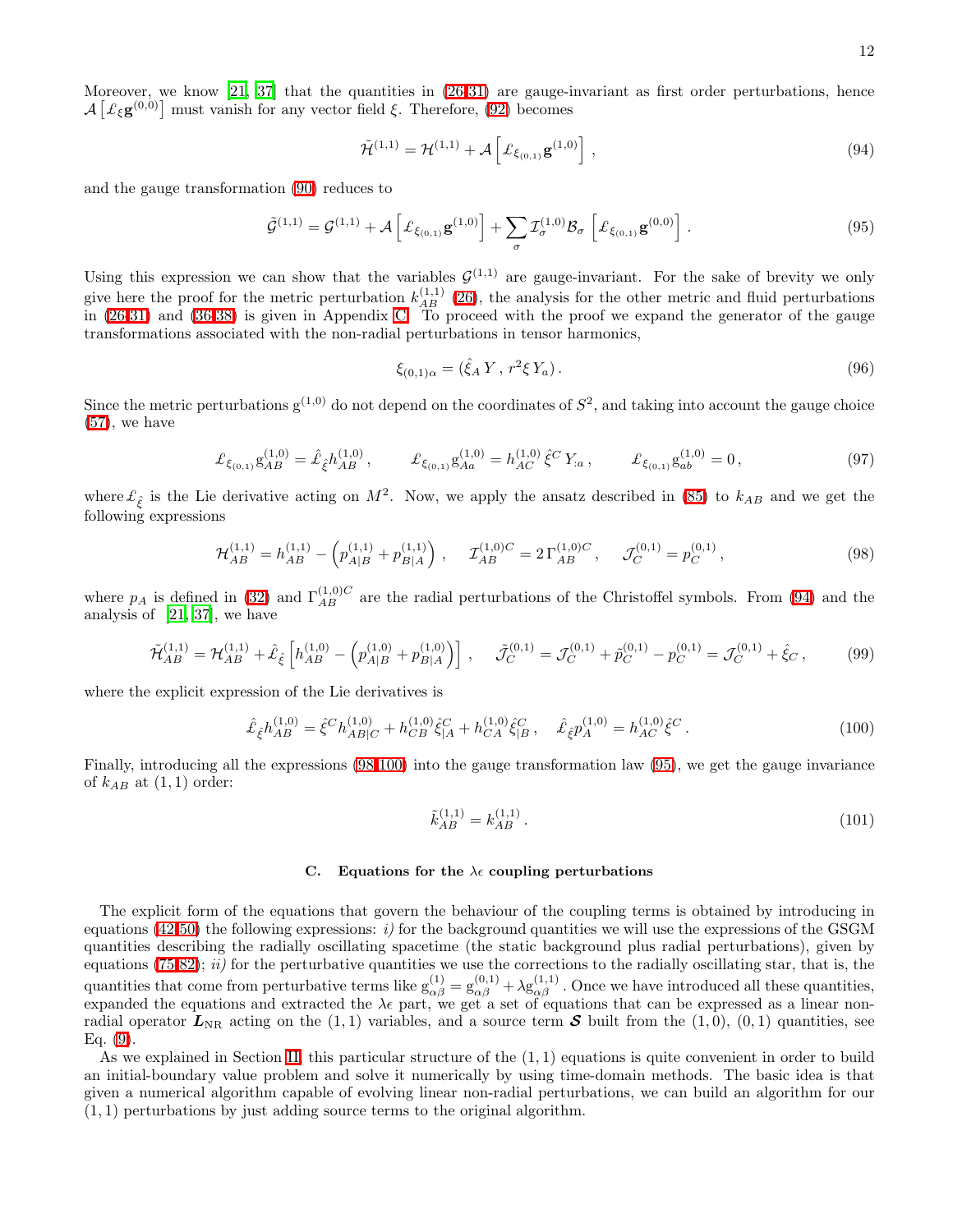Moreover, we know [21, 37] that the quantities in (26-31) are gauge-invariant as first order perturbations, hence $\mathcal{A}\left[\pounds_\xi \mathbf{g}^{(0,0)}\right]$ must vanish for any vector field $\xi$. Therefore, (92) becomes

$$
\tilde{\mathcal{H}}^{(1,1)} = \mathcal{H}^{(1,1)} + \mathcal{A}\left[\pounds_{\xi_{(0,1)}}\mathbf{g}^{(1,0)}\right] , \tag{94}
$$

and the gauge transformation (90) reduces to

$$
\tilde{\mathcal{G}}^{(1,1)} = \mathcal{G}^{(1,1)} + \mathcal{A}\left[\pounds_{\xi_{(0,1)}}\mathbf{g}^{(1,0)}\right] + \sum_\sigma \mathcal{I}^{(1,0)}_\sigma \mathcal{B}_\sigma \left[\pounds_{\xi_{(0,1)}}\mathbf{g}^{(0,0)}\right] . \tag{95}
$$

Using this expression we can show that the variables $\mathcal{G}^{(1,1)}$ are gauge-invariant. For the sake of brevity we only give here the proof for the metric perturbation $k^{(1,1)}_{AB}$ (26), the analysis for the other metric and fluid perturbations in (26-31) and (36-38) is given in Appendix C. To proceed with the proof we expand the generator of the gauge transformations associated with the non-radial perturbations in tensor harmonics,

$$
\xi_{(0,1)\alpha} = (\hat{\xi}_A\, Y\, ,\, r^2 \xi\, Y_a) . \tag{96}
$$

Since the metric perturbations $\mathrm{g}^{(1,0)}$ do not depend on the coordinates of $S^2$, and taking into account the gauge choice (57), we have

$$
\pounds_{\xi_{(0,1)}}\mathrm{g}^{(1,0)}_{AB} = \hat{\pounds}_{\hat{\xi}} h^{(1,0)}_{AB} , \qquad \pounds_{\xi_{(0,1)}}\mathrm{g}^{(1,0)}_{Aa} = h^{(1,0)}_{AC}\,\hat{\xi}^C\, Y_{:a} , \qquad \pounds_{\xi_{(0,1)}}\mathrm{g}^{(1,0)}_{ab} = 0 , \tag{97}
$$

where $\hat{\pounds}_{\hat{\xi}}$ is the Lie derivative acting on $M^2$. Now, we apply the ansatz described in (85) to $k_{AB}$ and we get the following expressions

$$
\mathcal{H}^{(1,1)}_{AB} = h^{(1,1)}_{AB} - \left(p^{(1,1)}_{A|B} + p^{(1,1)}_{B|A}\right) , \quad \mathcal{I}^{(1,0)C}_{AB} = 2\,\Gamma^{(1,0)C}_{AB} , \quad \mathcal{J}^{(0,1)}_C = p^{(0,1)}_C , \tag{98}
$$

where $p_A$ is defined in (32) and $\Gamma^{(1,0)C}_{AB}$ are the radial perturbations of the Christoffel symbols. From (94) and the analysis of [21, 37], we have

$$
\tilde{\mathcal{H}}^{(1,1)}_{AB} = \mathcal{H}^{(1,1)}_{AB} + \hat{\pounds}_{\hat{\xi}}\left[h^{(1,0)}_{AB} - \left(p^{(1,0)}_{A|B} + p^{(1,0)}_{B|A}\right)\right] , \quad \tilde{\mathcal{J}}^{(0,1)}_C = \mathcal{J}^{(0,1)}_C + \tilde{p}^{(0,1)}_C - p^{(0,1)}_C = \mathcal{J}^{(0,1)}_C + \hat{\xi}_C , \tag{99}
$$

where the explicit expression of the Lie derivatives is

$$
\hat{\pounds}_{\hat{\xi}} h^{(1,0)}_{AB} = \hat{\xi}^C h^{(1,0)}_{AB|C} + h^{(1,0)}_{CB}\hat{\xi}^C_{|A} + h^{(1,0)}_{CA}\hat{\xi}^C_{|B} , \quad \hat{\pounds}_{\hat{\xi}} p^{(1,0)}_A = h^{(1,0)}_{AC}\hat{\xi}^C . \tag{100}
$$

Finally, introducing all the expressions (98-100) into the gauge transformation law (95), we get the gauge invariance of $k_{AB}$ at $(1,1)$ order:

$$
\tilde{k}^{(1,1)}_{AB} = k^{(1,1)}_{AB} . \tag{101}
$$

### C. Equations for the $\lambda\epsilon$ coupling perturbations

The explicit form of the equations that govern the behaviour of the coupling terms is obtained by introducing in equations (42-50) the following expressions: *i)* for the background quantities we will use the expressions of the GSGM quantities describing the radially oscillating spacetime (the static background plus radial perturbations), given by equations (75-82); *ii)* for the perturbative quantities we use the corrections to the radially oscillating star, that is, the quantities that come from perturbative terms like $\mathrm{g}^{(1)}_{\alpha\beta} = \mathrm{g}^{(0,1)}_{\alpha\beta} + \lambda \mathrm{g}^{(1,1)}_{\alpha\beta}$. Once we have introduced all these quantities, expanded the equations and extracted the $\lambda\epsilon$ part, we get a set of equations that can be expressed as a linear non-radial operator $\boldsymbol{L}_{\rm NR}$ acting on the $(1,1)$ variables, and a source term $\boldsymbol{\mathcal{S}}$ built from the $(1,0)$, $(0,1)$ quantities, see Eq. (9).

As we explained in Section II, this particular structure of the $(1,1)$ equations is quite convenient in order to build an initial-boundary value problem and solve it numerically by using time-domain methods. The basic idea is that given a numerical algorithm capable of evolving linear non-radial perturbations, we can build an algorithm for our $(1,1)$ perturbations by just adding source terms to the original algorithm.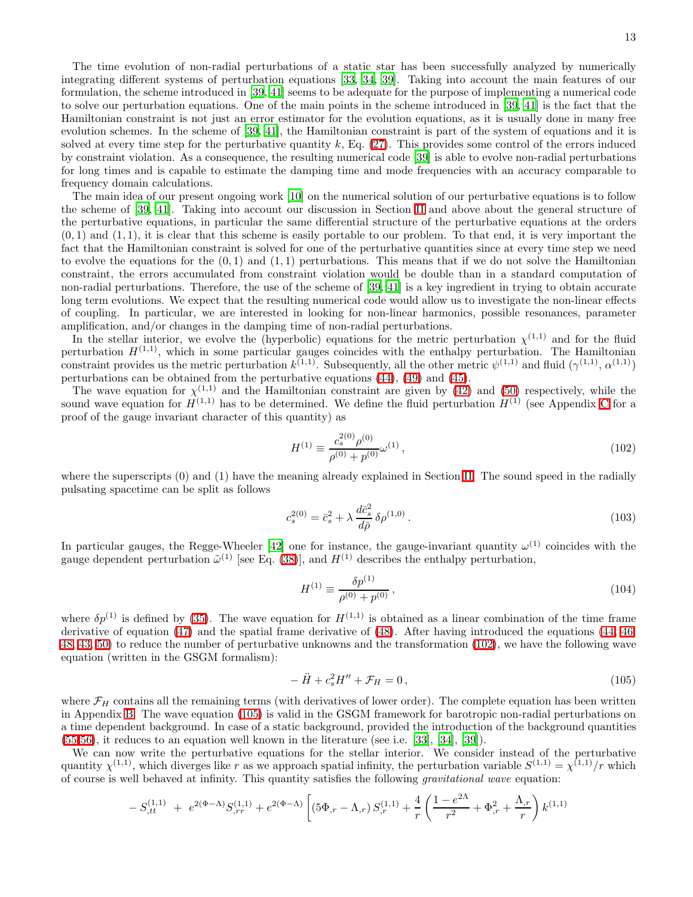The time evolution of non-radial perturbations of a static star has been successfully analyzed by numerically integrating different systems of perturbation equations [33, 34, 39]. Taking into account the main features of our formulation, the scheme introduced in [39, 41] seems to be adequate for the purpose of implementing a numerical code to solve our perturbation equations. One of the main points in the scheme introduced in [39, 41] is the fact that the Hamiltonian constraint is not just an error estimator for the evolution equations, as it is usually done in many free evolution schemes. In the scheme of [39, 41], the Hamiltonian constraint is part of the system of equations and it is solved at every time step for the perturbative quantity $k$, Eq. (27). This provides some control of the errors induced by constraint violation. As a consequence, the resulting numerical code [39] is able to evolve non-radial perturbations for long times and is capable to estimate the damping time and mode frequencies with an accuracy comparable to frequency domain calculations.

The main idea of our present ongoing work [10] on the numerical solution of our perturbative equations is to follow the scheme of [39, 41]. Taking into account our discussion in Section II and above about the general structure of the perturbative equations, in particular the same differential structure of the perturbative equations at the orders $(0, 1)$ and $(1, 1)$, it is clear that this scheme is easily portable to our problem. To that end, it is very important the fact that the Hamiltonian constraint is solved for one of the perturbative quantities since at every time step we need to evolve the equations for the $(0, 1)$ and $(1, 1)$ perturbations. This means that if we do not solve the Hamiltonian constraint, the errors accumulated from constraint violation would be double than in a standard computation of non-radial perturbations. Therefore, the use of the scheme of [39, 41] is a key ingredient in trying to obtain accurate long term evolutions. We expect that the resulting numerical code would allow us to investigate the non-linear effects of coupling. In particular, we are interested in looking for non-linear harmonics, possible resonances, parameter amplification, and/or changes in the damping time of non-radial perturbations.

In the stellar interior, we evolve the (hyperbolic) equations for the metric perturbation $\chi^{(1,1)}$ and for the fluid perturbation $H^{(1,1)}$, which in some particular gauges coincides with the enthalpy perturbation. The Hamiltonian constraint provides us the metric perturbation $k^{(1,1)}$. Subsequently, all the other metric $\psi^{(1,1)}$ and fluid ($\gamma^{(1,1)}$, $\alpha^{(1,1)}$) perturbations can be obtained from the perturbative equations (44), (49) and (45).

The wave equation for $\chi^{(1,1)}$ and the Hamiltonian constraint are given by (42) and (50) respectively, while the sound wave equation for $H^{(1,1)}$ has to be determined. We define the fluid perturbation $H^{(1)}$ (see Appendix C for a proof of the gauge invariant character of this quantity) as

$$H^{(1)} \equiv \frac{c_s^{2(0)}\rho^{(0)}}{\rho^{(0)}+p^{(0)}}\omega^{(1)}\,, \tag{102}$$

where the superscripts (0) and (1) have the meaning already explained in Section II. The sound speed in the radially pulsating spacetime can be split as follows

$$c_s^{2(0)} = \bar{c}_s^2 + \lambda\,\frac{d\bar{c}_s^2}{d\bar{\rho}}\,\delta\rho^{(1,0)}\,. \tag{103}$$

In particular gauges, the Regge-Wheeler [42] one for instance, the gauge-invariant quantity $\omega^{(1)}$ coincides with the gauge dependent perturbation $\tilde{\omega}^{(1)}$ [see Eq. (38)], and $H^{(1)}$ describes the enthalpy perturbation,

$$H^{(1)} \equiv \frac{\delta p^{(1)}}{\rho^{(0)}+p^{(0)}}\,, \tag{104}$$

where $\delta p^{(1)}$ is defined by (35). The wave equation for $H^{(1,1)}$ is obtained as a linear combination of the time frame derivative of equation (47) and the spatial frame derivative of (48). After having introduced the equations (44, 46, 48, 43, 50) to reduce the number of perturbative unknowns and the transformation (102), we have the following wave equation (written in the GSGM formalism):

$$-\ddot{H} + c_s^2 H'' + \mathcal{F}_H = 0\,, \tag{105}$$

where $\mathcal{F}_H$ contains all the remaining terms (with derivatives of lower order). The complete equation has been written in Appendix B. The wave equation (105) is valid in the GSGM framework for barotropic non-radial perturbations on a time dependent background. In case of a static background, provided the introduction of the background quantities (55,56), it reduces to an equation well known in the literature (see i.e. [33], [34], [39]).

We can now write the perturbative equations for the stellar interior. We consider instead of the perturbative quantity $\chi^{(1,1)}$, which diverges like $r$ as we approach spatial infinity, the perturbation variable $S^{(1,1)} = \chi^{(1,1)}/r$ which of course is well behaved at infinity. This quantity satisfies the following *gravitational wave* equation:

$$-\,S_{,tt}^{(1,1)} \;+\; e^{2(\Phi-\Lambda)}S_{,rr}^{(1,1)} + e^{2(\Phi-\Lambda)}\left[\left(5\Phi_{,r}-\Lambda_{,r}\right)S_{,r}^{(1,1)} + \frac{4}{r}\left(\frac{1-e^{2\Lambda}}{r^2} + \Phi_{,r}^2 + \frac{\Lambda_{,r}}{r}\right)k^{(1,1)}\right.$$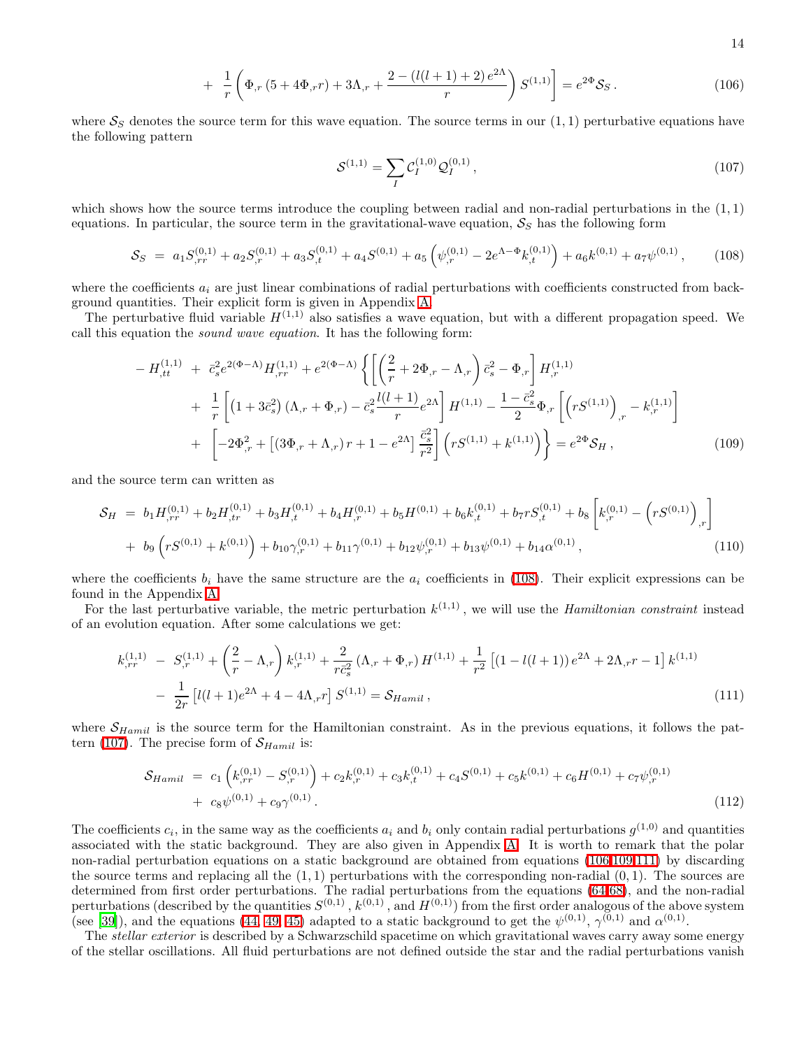$$
+ \frac{1}{r}\left(\Phi_{,r}\left(5+4\Phi_{,r}r\right)+3\Lambda_{,r}+\frac{2-\left(l(l+1)+2\right)e^{2\Lambda}}{r}\right)S^{(1,1)}\Bigg] = e^{2\Phi}\mathcal{S}_S\,. \tag{106}
$$

where $\mathcal{S}_S$ denotes the source term for this wave equation. The source terms in our $(1,1)$ perturbative equations have the following pattern

$$
\mathcal{S}^{(1,1)} = \sum_I \mathcal{C}_I^{(1,0)}\mathcal{Q}_I^{(0,1)}\,, \tag{107}
$$

which shows how the source terms introduce the coupling between radial and non-radial perturbations in the $(1,1)$ equations. In particular, the source term in the gravitational-wave equation, $\mathcal{S}_S$ has the following form

$$
\mathcal{S}_S \;=\; a_1 S^{(0,1)}_{,rr} + a_2 S^{(0,1)}_{,r} + a_3 S^{(0,1)}_{,t} + a_4 S^{(0,1)} + a_5\left(\psi^{(0,1)}_{,r} - 2e^{\Lambda-\Phi}k^{(0,1)}_{,t}\right) + a_6 k^{(0,1)} + a_7\psi^{(0,1)}\,, \tag{108}
$$

where the coefficients $a_i$ are just linear combinations of radial perturbations with coefficients constructed from background quantities. Their explicit form is given in Appendix A.

The perturbative fluid variable $H^{(1,1)}$ also satisfies a wave equation, but with a different propagation speed. We call this equation the *sound wave equation*. It has the following form:

$$
\begin{aligned}
-H^{(1,1)}_{,tt} \;&+\; \bar{c}_s^2 e^{2(\Phi-\Lambda)}H^{(1,1)}_{,rr} + e^{2(\Phi-\Lambda)}\Bigg\{\left[\left(\frac{2}{r}+2\Phi_{,r}-\Lambda_{,r}\right)\bar{c}_s^2 - \Phi_{,r}\right]H^{(1,1)}_{,r} \\
&+\; \frac{1}{r}\left[\left(1+3\bar{c}_s^2\right)\left(\Lambda_{,r}+\Phi_{,r}\right) - \bar{c}_s^2\frac{l(l+1)}{r}e^{2\Lambda}\right]H^{(1,1)} - \frac{1-\bar{c}_s^2}{2}\Phi_{,r}\left[\left(rS^{(1,1)}\right)_{,r} - k^{(1,1)}_{,r}\right] \\
&+\; \left[-2\Phi_{,r}^2 + \left[\left(3\Phi_{,r}+\Lambda_{,r}\right)r + 1 - e^{2\Lambda}\right]\frac{\bar{c}_s^2}{r^2}\right]\left(rS^{(1,1)} + k^{(1,1)}\right)\Bigg\} = e^{2\Phi}\mathcal{S}_H\,,
\end{aligned} \tag{109}
$$

and the source term can written as

$$
\begin{aligned}
\mathcal{S}_H \;=\;& b_1 H^{(0,1)}_{,rr} + b_2 H^{(0,1)}_{,tr} + b_3 H^{(0,1)}_{,t} + b_4 H^{(0,1)}_{,r} + b_5 H^{(0,1)} + b_6 k^{(0,1)}_{,t} + b_7 r S^{(0,1)}_{,t} + b_8\left[k^{(0,1)}_{,r} - \left(rS^{(0,1)}\right)_{,r}\right] \\
&+\; b_9\left(rS^{(0,1)} + k^{(0,1)}\right) + b_{10}\gamma^{(0,1)}_{,r} + b_{11}\gamma^{(0,1)} + b_{12}\psi^{(0,1)}_{,r} + b_{13}\psi^{(0,1)} + b_{14}\alpha^{(0,1)}\,,
\end{aligned} \tag{110}
$$

where the coefficients $b_i$ have the same structure are the $a_i$ coefficients in (108). Their explicit expressions can be found in the Appendix A.

For the last perturbative variable, the metric perturbation $k^{(1,1)}$, we will use the *Hamiltonian constraint* instead of an evolution equation. After some calculations we get:

$$
\begin{aligned}
k^{(1,1)}_{,rr} \;&-\; S^{(1,1)}_{,r} + \left(\frac{2}{r}-\Lambda_{,r}\right)k^{(1,1)}_{,r} + \frac{2}{r\bar{c}_s^2}\left(\Lambda_{,r}+\Phi_{,r}\right)H^{(1,1)} + \frac{1}{r^2}\left[\left(1-l(l+1)\right)e^{2\Lambda} + 2\Lambda_{,r}r - 1\right]k^{(1,1)} \\
&-\; \frac{1}{2r}\left[l(l+1)e^{2\Lambda} + 4 - 4\Lambda_{,r}r\right]S^{(1,1)} = \mathcal{S}_{Hamil}\,,
\end{aligned} \tag{111}
$$

where $\mathcal{S}_{Hamil}$ is the source term for the Hamiltonian constraint. As in the previous equations, it follows the pattern (107). The precise form of $\mathcal{S}_{Hamil}$ is:

$$
\begin{aligned}
\mathcal{S}_{Hamil} \;=\;& c_1\left(k^{(0,1)}_{,rr} - S^{(0,1)}_{,r}\right) + c_2 k^{(0,1)}_{,r} + c_3 k^{(0,1)}_{,t} + c_4 S^{(0,1)} + c_5 k^{(0,1)} + c_6 H^{(0,1)} + c_7\psi^{(0,1)}_{,r} \\
&+\; c_8\psi^{(0,1)} + c_9\gamma^{(0,1)}\,.
\end{aligned} \tag{112}
$$

The coefficients $c_i$, in the same way as the coefficients $a_i$ and $b_i$ only contain radial perturbations $g^{(1,0)}$ and quantities associated with the static background. They are also given in Appendix A. It is worth to remark that the polar non-radial perturbation equations on a static background are obtained from equations (106,109,111) by discarding the source terms and replacing all the $(1,1)$ perturbations with the corresponding non-radial $(0,1)$. The sources are determined from first order perturbations. The radial perturbations from the equations (64-68), and the non-radial perturbations (described by the quantities $S^{(0,1)}$, $k^{(0,1)}$, and $H^{(0,1)}$) from the first order analogous of the above system (see [39]), and the equations (44, 49, 45) adapted to a static background to get the $\psi^{(0,1)}$, $\gamma^{(0,1)}$ and $\alpha^{(0,1)}$.

The *stellar exterior* is described by a Schwarzschild spacetime on which gravitational waves carry away some energy of the stellar oscillations. All fluid perturbations are not defined outside the star and the radial perturbations vanish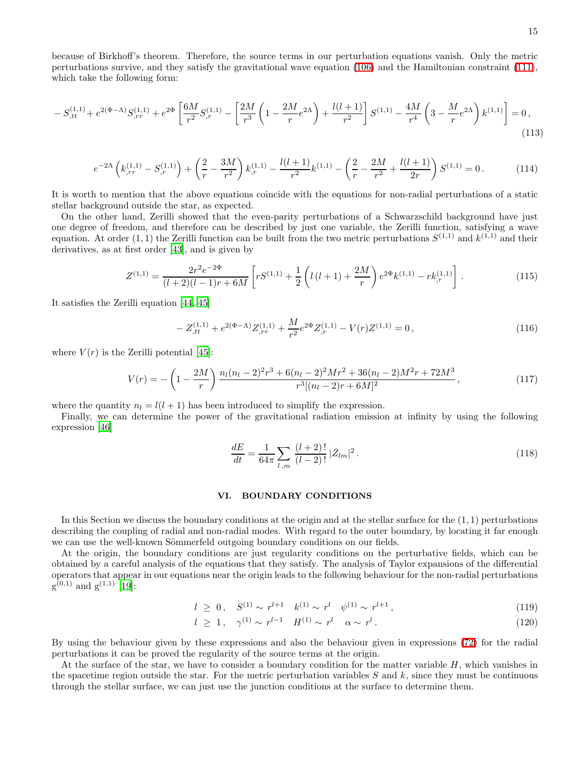because of Birkhoff's theorem. Therefore, the source terms in our perturbation equations vanish. Only the metric perturbations survive, and they satisfy the gravitational wave equation (106) and the Hamiltonian constraint (111), which take the following form:

$$
-S^{(1,1)}_{,tt} + e^{2(\Phi-\Lambda)}S^{(1,1)}_{,rr} + e^{2\Phi}\left[\frac{6M}{r^2}S^{(1,1)}_{,r} - \left[\frac{2M}{r^3}\left(1-\frac{2M}{r}e^{2\Lambda}\right) + \frac{l(l+1)}{r^2}\right]S^{(1,1)} - \frac{4M}{r^4}\left(3-\frac{M}{r}e^{2\Lambda}\right)k^{(1,1)}\right] = 0\,, \tag{113}
$$

$$
e^{-2\Lambda}\left(k^{(1,1)}_{,rr} - S^{(1,1)}_{,r}\right) + \left(\frac{2}{r} - \frac{3M}{r^2}\right)k^{(1,1)}_{,r} - \frac{l(l+1)}{r^2}k^{(1,1)} - \left(\frac{2}{r} - \frac{2M}{r^2} + \frac{l(l+1)}{2r}\right)S^{(1,1)} = 0\,. \tag{114}
$$

It is worth to mention that the above equations coincide with the equations for non-radial perturbations of a static stellar background outside the star, as expected.

On the other hand, Zerilli showed that the even-parity perturbations of a Schwarzschild background have just one degree of freedom, and therefore can be described by just one variable, the Zerilli function, satisfying a wave equation. At order $(1,1)$ the Zerilli function can be built from the two metric perturbations $S^{(1,1)}$ and $k^{(1,1)}$ and their derivatives, as at first order [43], and is given by

$$
Z^{(1,1)} = \frac{2r^2e^{-2\Phi}}{(l+2)(l-1)r+6M}\left[rS^{(1,1)} + \frac{1}{2}\left(l\,(l+1) + \frac{2M}{r}\right)e^{2\Phi}k^{(1,1)} - rk^{(1,1)}_{,r}\right]. \tag{115}
$$

It satisfies the Zerilli equation [44, 45]

$$
-Z^{(1,1)}_{,tt} + e^{2(\Phi-\Lambda)}Z^{(1,1)}_{,rr} + \frac{M}{r^2}e^{2\Phi}Z^{(1,1)}_{,r} - V(r)Z^{(1,1)} = 0\,, \tag{116}
$$

where $V(r)$ is the Zerilli potential [45]:

$$
V(r) = -\left(1-\frac{2M}{r}\right)\frac{n_l(n_l-2)^2r^3 + 6(n_l-2)^2Mr^2 + 36(n_l-2)M^2r + 72M^3}{r^3[(n_l-2)r+6M]^2}\,, \tag{117}
$$

where the quantity $n_l = l(l+1)$ has been introduced to simplify the expression.

Finally, we can determine the power of the gravitational radiation emission at infinity by using the following expression [46]

$$
\frac{dE}{dt} = \frac{1}{64\pi}\sum_{l\,,m}\frac{(l+2)\,!}{(l-2)\,!}\,|\dot{Z}_{lm}|^2\,. \tag{118}
$$

## VI. BOUNDARY CONDITIONS

In this Section we discuss the boundary conditions at the origin and at the stellar surface for the $(1,1)$ perturbations describing the coupling of radial and non-radial modes. With regard to the outer boundary, by locating it far enough we can use the well-known Sömmerfeld outgoing boundary conditions on our fields.

At the origin, the boundary conditions are just regularity conditions on the perturbative fields, which can be obtained by a careful analysis of the equations that they satisfy. The analysis of Taylor expansions of the differential operators that appear in our equations near the origin leads to the following behaviour for the non-radial perturbations $\mathrm{g}^{(0,1)}$ and $\mathrm{g}^{(1,1)}$ [19]:

$$
l \;\geq\; 0\,, \quad S^{(1)} \sim r^{l+1} \quad k^{(1)} \sim r^{l} \quad \psi^{(1)} \sim r^{l+1}\,, \tag{119}
$$

$$
l \;\geq\; 1\,, \quad \gamma^{(1)} \sim r^{l-1} \quad H^{(1)} \sim r^{l} \quad \alpha \sim r^{l}\,. \tag{120}
$$

By using the behaviour given by these expressions and also the behaviour given in expressions (72) for the radial perturbations it can be proved the regularity of the source terms at the origin.

At the surface of the star, we have to consider a boundary condition for the matter variable $H$, which vanishes in the spacetime region outside the star. For the metric perturbation variables $S$ and $k$, since they must be continuous through the stellar surface, we can just use the junction conditions at the surface to determine them.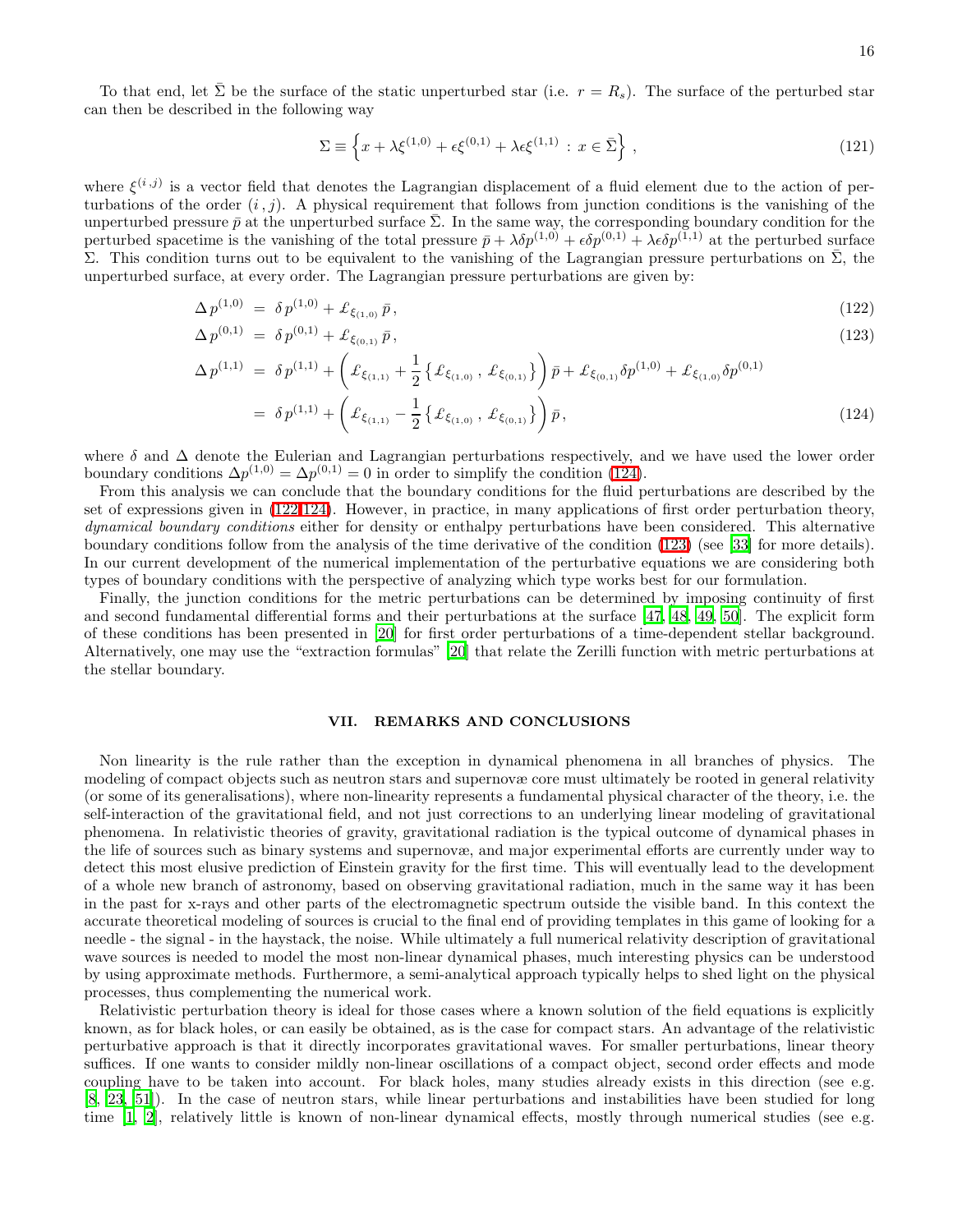To that end, let $\bar{\Sigma}$ be the surface of the static unperturbed star (i.e. $r = R_s$). The surface of the perturbed star can then be described in the following way

$$\Sigma \equiv \left\{ x + \lambda \xi^{(1,0)} + \epsilon \xi^{(0,1)} + \lambda \epsilon \xi^{(1,1)} \, : \, x \in \bar{\Sigma} \right\} , \tag{121}$$

where $\xi^{(i,j)}$ is a vector field that denotes the Lagrangian displacement of a fluid element due to the action of perturbations of the order $(i\,, j)$. A physical requirement that follows from junction conditions is the vanishing of the unperturbed pressure $\bar{p}$ at the unperturbed surface $\bar{\Sigma}$. In the same way, the corresponding boundary condition for the perturbed spacetime is the vanishing of the total pressure $\bar{p} + \lambda \delta p^{(1,0)} + \epsilon \delta p^{(0,1)} + \lambda \epsilon \delta p^{(1,1)}$ at the perturbed surface $\Sigma$. This condition turns out to be equivalent to the vanishing of the Lagrangian pressure perturbations on $\bar{\Sigma}$, the unperturbed surface, at every order. The Lagrangian pressure perturbations are given by:

$$\Delta\, p^{(1,0)} \;=\; \delta\, p^{(1,0)} + \pounds_{\xi_{(1,0)}}\, \bar{p}\,, \tag{122}$$

$$\Delta\, p^{(0,1)} \;=\; \delta\, p^{(0,1)} + \pounds_{\xi_{(0,1)}}\, \bar{p}\,, \tag{123}$$

$$\begin{aligned}
\Delta\, p^{(1,1)} \;&=\; \delta\, p^{(1,1)} + \left( \pounds_{\xi_{(1,1)}} + \frac{1}{2} \left\{ \pounds_{\xi_{(1,0)}}\,,\, \pounds_{\xi_{(0,1)}} \right\} \right) \bar{p} + \pounds_{\xi_{(0,1)}} \delta p^{(1,0)} + \pounds_{\xi_{(1,0)}} \delta p^{(0,1)} \\
&=\; \delta\, p^{(1,1)} + \left( \pounds_{\xi_{(1,1)}} - \frac{1}{2} \left\{ \pounds_{\xi_{(1,0)}}\,,\, \pounds_{\xi_{(0,1)}} \right\} \right) \bar{p}\,,
\end{aligned} \tag{124}$$

where $\delta$ and $\Delta$ denote the Eulerian and Lagrangian perturbations respectively, and we have used the lower order boundary conditions $\Delta p^{(1,0)} = \Delta p^{(0,1)} = 0$ in order to simplify the condition (124).

From this analysis we can conclude that the boundary conditions for the fluid perturbations are described by the set of expressions given in (122-124). However, in practice, in many applications of first order perturbation theory, *dynamical boundary conditions* either for density or enthalpy perturbations have been considered. This alternative boundary conditions follow from the analysis of the time derivative of the condition (123) (see [33] for more details). In our current development of the numerical implementation of the perturbative equations we are considering both types of boundary conditions with the perspective of analyzing which type works best for our formulation.

Finally, the junction conditions for the metric perturbations can be determined by imposing continuity of first and second fundamental differential forms and their perturbations at the surface [47, 48, 49, 50]. The explicit form of these conditions has been presented in [20] for first order perturbations of a time-dependent stellar background. Alternatively, one may use the "extraction formulas" [20] that relate the Zerilli function with metric perturbations at the stellar boundary.

## VII. REMARKS AND CONCLUSIONS

Non linearity is the rule rather than the exception in dynamical phenomena in all branches of physics. The modeling of compact objects such as neutron stars and supernovæ core must ultimately be rooted in general relativity (or some of its generalisations), where non-linearity represents a fundamental physical character of the theory, i.e. the self-interaction of the gravitational field, and not just corrections to an underlying linear modeling of gravitational phenomena. In relativistic theories of gravity, gravitational radiation is the typical outcome of dynamical phases in the life of sources such as binary systems and supernovæ, and major experimental efforts are currently under way to detect this most elusive prediction of Einstein gravity for the first time. This will eventually lead to the development of a whole new branch of astronomy, based on observing gravitational radiation, much in the same way it has been in the past for x-rays and other parts of the electromagnetic spectrum outside the visible band. In this context the accurate theoretical modeling of sources is crucial to the final end of providing templates in this game of looking for a needle - the signal - in the haystack, the noise. While ultimately a full numerical relativity description of gravitational wave sources is needed to model the most non-linear dynamical phases, much interesting physics can be understood by using approximate methods. Furthermore, a semi-analytical approach typically helps to shed light on the physical processes, thus complementing the numerical work.

Relativistic perturbation theory is ideal for those cases where a known solution of the field equations is explicitly known, as for black holes, or can easily be obtained, as is the case for compact stars. An advantage of the relativistic perturbative approach is that it directly incorporates gravitational waves. For smaller perturbations, linear theory suffices. If one wants to consider mildly non-linear oscillations of a compact object, second order effects and mode coupling have to be taken into account. For black holes, many studies already exists in this direction (see e.g. [8, 23, 51]). In the case of neutron stars, while linear perturbations and instabilities have been studied for long time [1, 2], relatively little is known of non-linear dynamical effects, mostly through numerical studies (see e.g.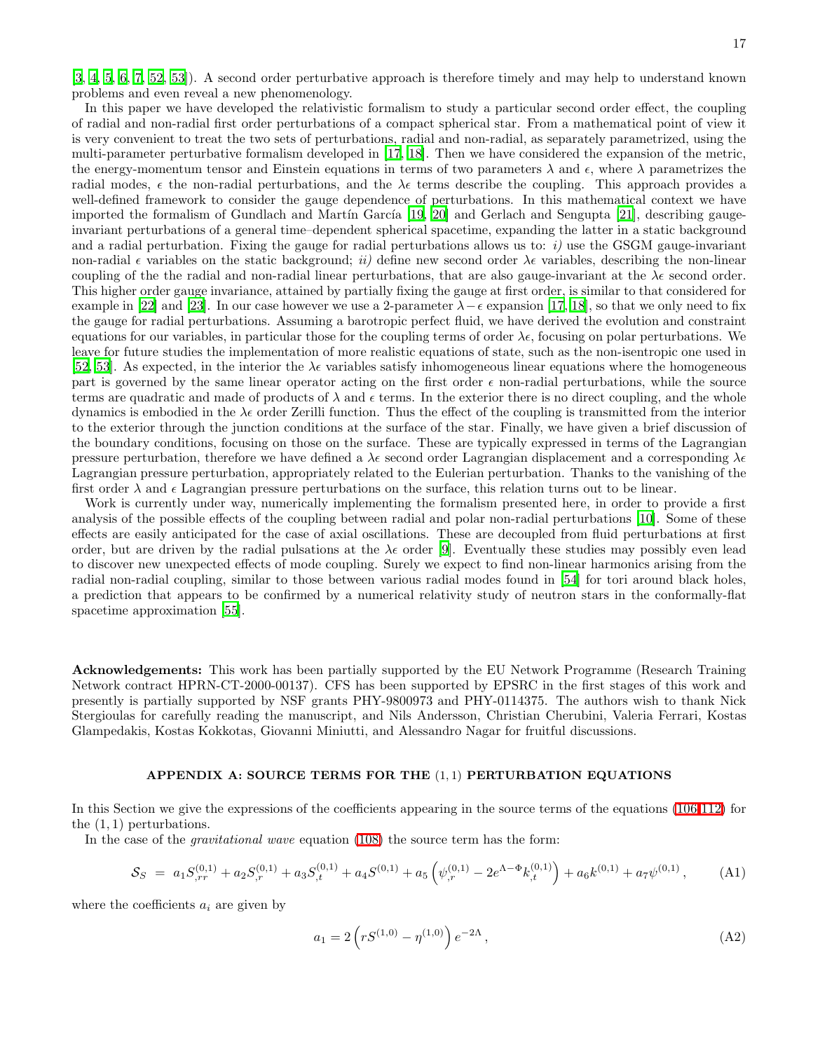[3, 4, 5, 6, 7, 52, 53]). A second order perturbative approach is therefore timely and may help to understand known problems and even reveal a new phenomenology.

In this paper we have developed the relativistic formalism to study a particular second order effect, the coupling of radial and non-radial first order perturbations of a compact spherical star. From a mathematical point of view it is very convenient to treat the two sets of perturbations, radial and non-radial, as separately parametrized, using the multi-parameter perturbative formalism developed in [17, 18]. Then we have considered the expansion of the metric, the energy-momentum tensor and Einstein equations in terms of two parameters $\lambda$ and $\epsilon$, where $\lambda$ parametrizes the radial modes, $\epsilon$ the non-radial perturbations, and the $\lambda\epsilon$ terms describe the coupling. This approach provides a well-defined framework to consider the gauge dependence of perturbations. In this mathematical context we have imported the formalism of Gundlach and Martín García [19, 20] and Gerlach and Sengupta [21], describing gauge-invariant perturbations of a general time–dependent spherical spacetime, expanding the latter in a static background and a radial perturbation. Fixing the gauge for radial perturbations allows us to: *i)* use the GSGM gauge-invariant non-radial $\epsilon$ variables on the static background; *ii)* define new second order $\lambda\epsilon$ variables, describing the non-linear coupling of the the radial and non-radial linear perturbations, that are also gauge-invariant at the $\lambda\epsilon$ second order. This higher order gauge invariance, attained by partially fixing the gauge at first order, is similar to that considered for example in [22] and [23]. In our case however we use a 2-parameter $\lambda-\epsilon$ expansion [17, 18], so that we only need to fix the gauge for radial perturbations. Assuming a barotropic perfect fluid, we have derived the evolution and constraint equations for our variables, in particular those for the coupling terms of order $\lambda\epsilon$, focusing on polar perturbations. We leave for future studies the implementation of more realistic equations of state, such as the non-isentropic one used in [52, 53]. As expected, in the interior the $\lambda\epsilon$ variables satisfy inhomogeneous linear equations where the homogeneous part is governed by the same linear operator acting on the first order $\epsilon$ non-radial perturbations, while the source terms are quadratic and made of products of $\lambda$ and $\epsilon$ terms. In the exterior there is no direct coupling, and the whole dynamics is embodied in the $\lambda\epsilon$ order Zerilli function. Thus the effect of the coupling is transmitted from the interior to the exterior through the junction conditions at the surface of the star. Finally, we have given a brief discussion of the boundary conditions, focusing on those on the surface. These are typically expressed in terms of the Lagrangian pressure perturbation, therefore we have defined a $\lambda\epsilon$ second order Lagrangian displacement and a corresponding $\lambda\epsilon$ Lagrangian pressure perturbation, appropriately related to the Eulerian perturbation. Thanks to the vanishing of the first order $\lambda$ and $\epsilon$ Lagrangian pressure perturbations on the surface, this relation turns out to be linear.

Work is currently under way, numerically implementing the formalism presented here, in order to provide a first analysis of the possible effects of the coupling between radial and polar non-radial perturbations [10]. Some of these effects are easily anticipated for the case of axial oscillations. These are decoupled from fluid perturbations at first order, but are driven by the radial pulsations at the $\lambda\epsilon$ order [9]. Eventually these studies may possibly even lead to discover new unexpected effects of mode coupling. Surely we expect to find non-linear harmonics arising from the radial non-radial coupling, similar to those between various radial modes found in [54] for tori around black holes, a prediction that appears to be confirmed by a numerical relativity study of neutron stars in the conformally-flat spacetime approximation [55].

**Acknowledgements:** This work has been partially supported by the EU Network Programme (Research Training Network contract HPRN-CT-2000-00137). CFS has been supported by EPSRC in the first stages of this work and presently is partially supported by NSF grants PHY-9800973 and PHY-0114375. The authors wish to thank Nick Stergioulas for carefully reading the manuscript, and Nils Andersson, Christian Cherubini, Valeria Ferrari, Kostas Glampedakis, Kostas Kokkotas, Giovanni Miniutti, and Alessandro Nagar for fruitful discussions.

## APPENDIX A: SOURCE TERMS FOR THE $(1,1)$ PERTURBATION EQUATIONS

In this Section we give the expressions of the coefficients appearing in the source terms of the equations (106-112) for the $(1,1)$ perturbations.

In the case of the *gravitational wave* equation (108) the source term has the form:

$$\mathcal{S}_S \;=\; a_1 S^{(0,1)}_{,rr} + a_2 S^{(0,1)}_{,r} + a_3 S^{(0,1)}_{,t} + a_4 S^{(0,1)} + a_5 \left(\psi^{(0,1)}_{,r} - 2e^{\Lambda-\Phi} k^{(0,1)}_{,t}\right) + a_6 k^{(0,1)} + a_7 \psi^{(0,1)}\,, \tag{A1}$$

where the coefficients $a_i$ are given by

$$a_1 = 2\left(rS^{(1,0)} - \eta^{(1,0)}\right)e^{-2\Lambda}\,, \tag{A2}$$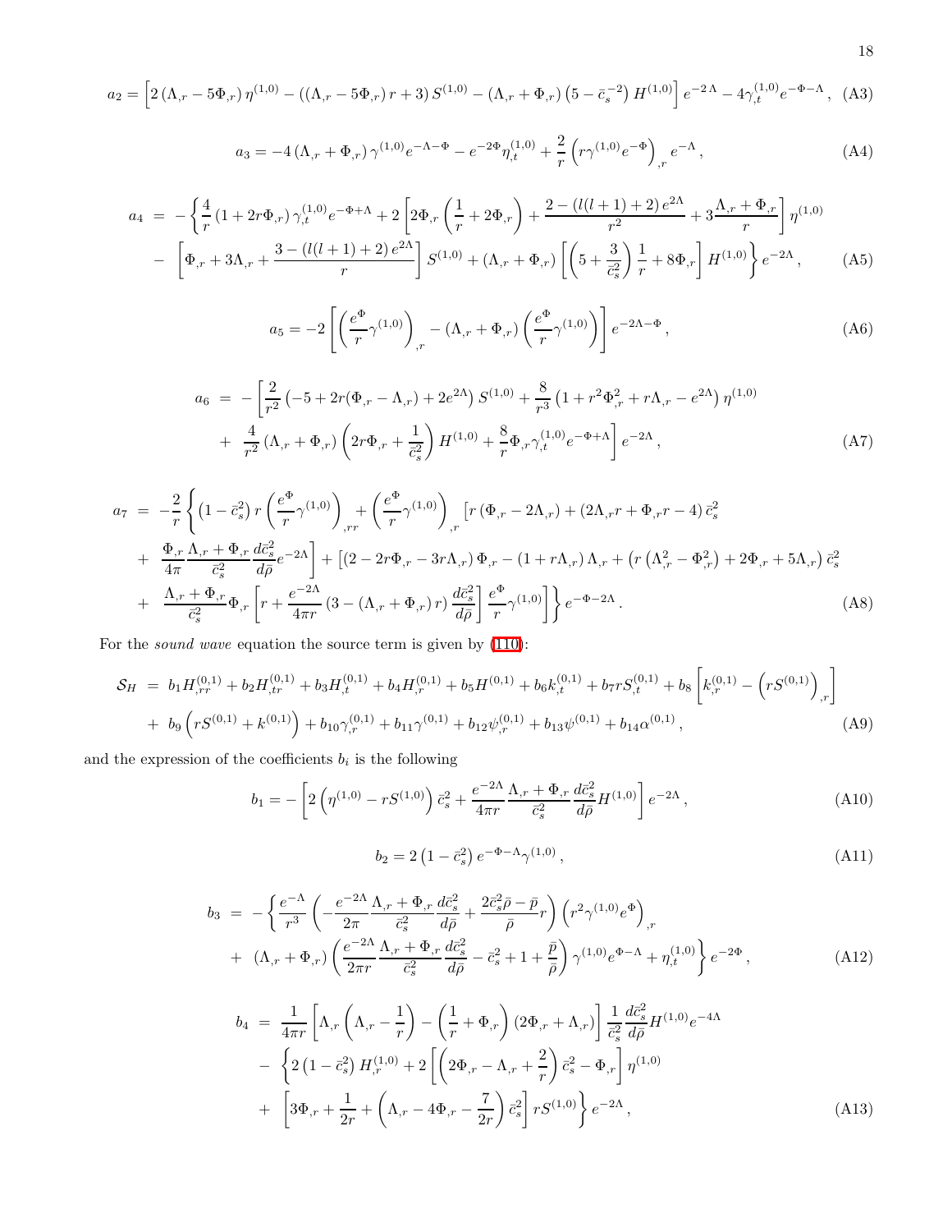$$a_2 = \left[2\left(\Lambda_{,r} - 5\Phi_{,r}\right)\eta^{(1,0)} - \left(\left(\Lambda_{,r} - 5\Phi_{,r}\right)r + 3\right)S^{(1,0)} - \left(\Lambda_{,r} + \Phi_{,r}\right)\left(5 - \bar{c}_s^{\,-2}\right)H^{(1,0)}\right]e^{-2\,\Lambda} - 4\gamma_{,t}^{(1,0)}e^{-\Phi-\Lambda}\,, \quad \text{(A3)}$$

$$a_3 = -4\left(\Lambda_{,r} + \Phi_{,r}\right)\gamma^{(1,0)}e^{-\Lambda-\Phi} - e^{-2\Phi}\eta_{,t}^{(1,0)} + \frac{2}{r}\left(r\gamma^{(1,0)}e^{-\Phi}\right)_{,r}e^{-\Lambda}\,, \quad \text{(A4)}$$

$$\begin{aligned} a_4 \;=\; & -\Bigg\{\frac{4}{r}\left(1 + 2r\Phi_{,r}\right)\gamma_{,t}^{(1,0)}e^{-\Phi+\Lambda} + 2\left[2\Phi_{,r}\left(\frac{1}{r} + 2\Phi_{,r}\right) + \frac{2 - \left(l(l+1)+2\right)e^{2\Lambda}}{r^2} + 3\frac{\Lambda_{,r} + \Phi_{,r}}{r}\right]\eta^{(1,0)} \\ & - \left[\Phi_{,r} + 3\Lambda_{,r} + \frac{3 - \left(l(l+1)+2\right)e^{2\Lambda}}{r}\right]S^{(1,0)} + \left(\Lambda_{,r} + \Phi_{,r}\right)\left[\left(5 + \frac{3}{\bar{c}_s^2}\right)\frac{1}{r} + 8\Phi_{,r}\right]H^{(1,0)}\Bigg\}e^{-2\Lambda}\,, \end{aligned} \quad \text{(A5)}$$

$$a_5 = -2\left[\left(\frac{e^{\Phi}}{r}\gamma^{(1,0)}\right)_{,r} - \left(\Lambda_{,r} + \Phi_{,r}\right)\left(\frac{e^{\Phi}}{r}\gamma^{(1,0)}\right)\right]e^{-2\Lambda-\Phi}\,, \quad \text{(A6)}$$

$$\begin{aligned} a_6 \;=\; & -\Bigg[\frac{2}{r^2}\left(-5 + 2r(\Phi_{,r} - \Lambda_{,r}) + 2e^{2\Lambda}\right)S^{(1,0)} + \frac{8}{r^3}\left(1 + r^2\Phi_{,r}^2 + r\Lambda_{,r} - e^{2\Lambda}\right)\eta^{(1,0)} \\ & + \frac{4}{r^2}\left(\Lambda_{,r} + \Phi_{,r}\right)\left(2r\Phi_{,r} + \frac{1}{\bar{c}_s^2}\right)H^{(1,0)} + \frac{8}{r}\Phi_{,r}\gamma_{,t}^{(1,0)}e^{-\Phi+\Lambda}\Bigg]e^{-2\Lambda}\,, \end{aligned} \quad \text{(A7)}$$

$$\begin{aligned} a_7 \;=\; & -\frac{2}{r}\Bigg\{\left(1 - \bar{c}_s^2\right)r\left(\frac{e^{\Phi}}{r}\gamma^{(1,0)}\right)_{,rr} + \left(\frac{e^{\Phi}}{r}\gamma^{(1,0)}\right)_{,r}\Big[r\left(\Phi_{,r} - 2\Lambda_{,r}\right) + \left(2\Lambda_{,r}r + \Phi_{,r}r - 4\right)\bar{c}_s^2 \\ & + \frac{\Phi_{,r}}{4\pi}\frac{\Lambda_{,r} + \Phi_{,r}}{\bar{c}_s^2}\frac{d\bar{c}_s^2}{d\bar{\rho}}e^{-2\Lambda}\Big] + \Big[\left(2 - 2r\Phi_{,r} - 3r\Lambda_{,r}\right)\Phi_{,r} - \left(1 + r\Lambda_{,r}\right)\Lambda_{,r} + \left(r\left(\Lambda_{,r}^2 - \Phi_{,r}^2\right) + 2\Phi_{,r} + 5\Lambda_{,r}\right)\bar{c}_s^2 \\ & + \frac{\Lambda_{,r} + \Phi_{,r}}{\bar{c}_s^2}\Phi_{,r}\left[r + \frac{e^{-2\Lambda}}{4\pi r}\left(3 - \left(\Lambda_{,r} + \Phi_{,r}\right)r\right)\frac{d\bar{c}_s^2}{d\bar{\rho}}\right]\frac{e^{\Phi}}{r}\gamma^{(1,0)}\Big]\Bigg\}e^{-\Phi-2\Lambda}\,. \end{aligned} \quad \text{(A8)}$$

For the *sound wave* equation the source term is given by (110):

$$\begin{aligned} \mathcal{S}_H \;=\; & b_1 H_{,rr}^{(0,1)} + b_2 H_{,tr}^{(0,1)} + b_3 H_{,t}^{(0,1)} + b_4 H_{,r}^{(0,1)} + b_5 H^{(0,1)} + b_6 k_{,t}^{(0,1)} + b_7 r S_{,t}^{(0,1)} + b_8\left[k_{,r}^{(0,1)} - \left(rS^{(0,1)}\right)_{,r}\right] \\ & + b_9\left(rS^{(0,1)} + k^{(0,1)}\right) + b_{10}\gamma_{,r}^{(0,1)} + b_{11}\gamma^{(0,1)} + b_{12}\psi_{,r}^{(0,1)} + b_{13}\psi^{(0,1)} + b_{14}\alpha^{(0,1)}\,, \end{aligned} \quad \text{(A9)}$$

and the expression of the coefficients $b_i$ is the following

$$b_1 = -\left[2\left(\eta^{(1,0)} - rS^{(1,0)}\right)\bar{c}_s^2 + \frac{e^{-2\Lambda}}{4\pi r}\frac{\Lambda_{,r} + \Phi_{,r}}{\bar{c}_s^2}\frac{d\bar{c}_s^2}{d\bar{\rho}}H^{(1,0)}\right]e^{-2\Lambda}\,, \quad \text{(A10)}$$

$$b_2 = 2\left(1 - \bar{c}_s^2\right)e^{-\Phi-\Lambda}\gamma^{(1,0)}\,, \quad \text{(A11)}$$

$$\begin{aligned} b_3 \;=\; & -\Bigg\{\frac{e^{-\Lambda}}{r^3}\left(-\frac{e^{-2\Lambda}}{2\pi}\frac{\Lambda_{,r} + \Phi_{,r}}{\bar{c}_s^2}\frac{d\bar{c}_s^2}{d\bar{\rho}} + \frac{2\bar{c}_s^2\bar{\rho} - \bar{p}}{\bar{\rho}}r\right)\left(r^2\gamma^{(1,0)}e^{\Phi}\right)_{,r} \\ & + \left(\Lambda_{,r} + \Phi_{,r}\right)\left(\frac{e^{-2\Lambda}}{2\pi r}\frac{\Lambda_{,r} + \Phi_{,r}}{\bar{c}_s^2}\frac{d\bar{c}_s^2}{d\bar{\rho}} - \bar{c}_s^2 + 1 + \frac{\bar{p}}{\bar{\rho}}\right)\gamma^{(1,0)}e^{\Phi-\Lambda} + \eta_{,t}^{(1,0)}\Bigg\}e^{-2\Phi}\,, \end{aligned} \quad \text{(A12)}$$

$$\begin{aligned} b_4 \;=\; & \frac{1}{4\pi r}\left[\Lambda_{,r}\left(\Lambda_{,r} - \frac{1}{r}\right) - \left(\frac{1}{r} + \Phi_{,r}\right)\left(2\Phi_{,r} + \Lambda_{,r}\right)\right]\frac{1}{\bar{c}_s^2}\frac{d\bar{c}_s^2}{d\bar{\rho}}H^{(1,0)}e^{-4\Lambda} \\ & - \Bigg\{2\left(1 - \bar{c}_s^2\right)H_{,r}^{(1,0)} + 2\left[\left(2\Phi_{,r} - \Lambda_{,r} + \frac{2}{r}\right)\bar{c}_s^2 - \Phi_{,r}\right]\eta^{(1,0)} \\ & + \left[3\Phi_{,r} + \frac{1}{2r} + \left(\Lambda_{,r} - 4\Phi_{,r} - \frac{7}{2r}\right)\bar{c}_s^2\right]rS^{(1,0)}\Bigg\}e^{-2\Lambda}\,, \end{aligned} \quad \text{(A13)}$$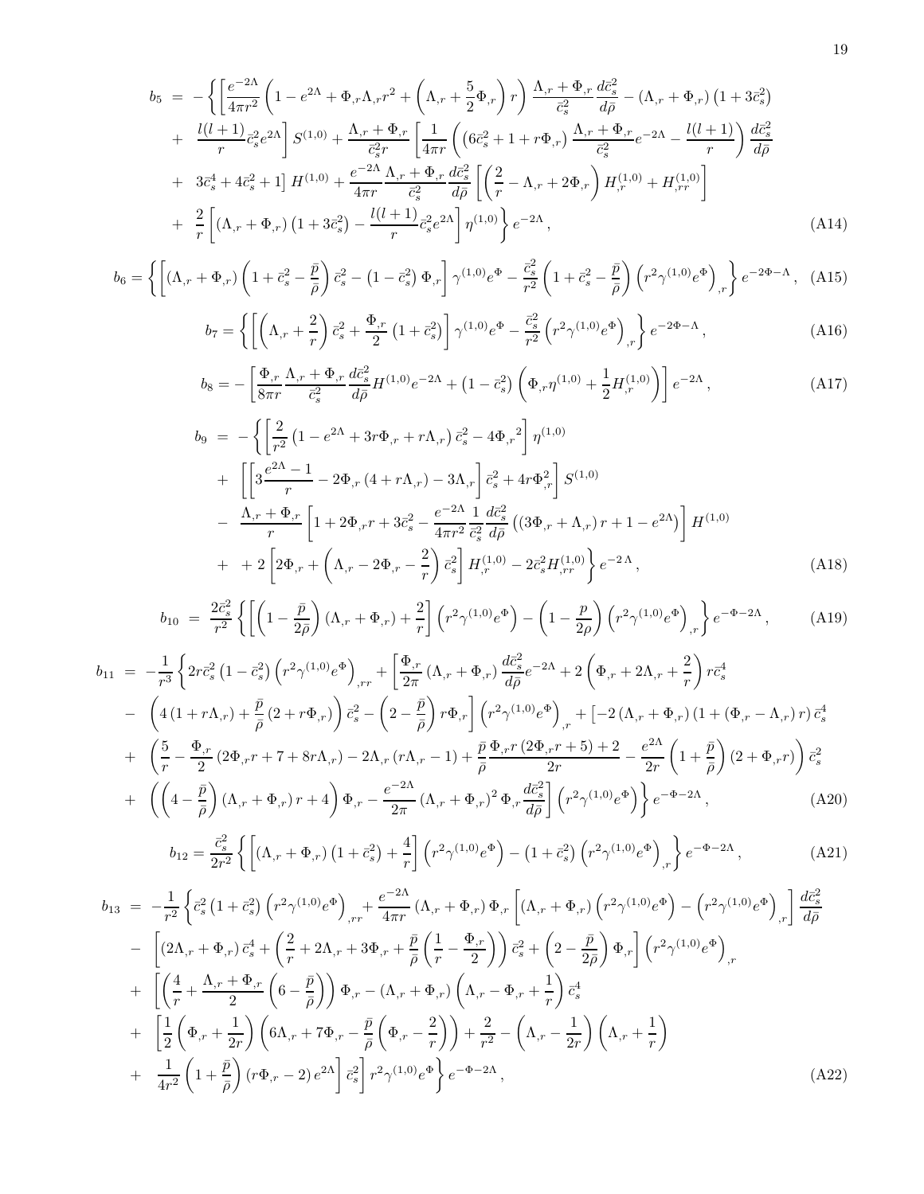$$
\begin{aligned}
b_5 \;=\; & -\Bigg\{ \Bigg[ \frac{e^{-2\Lambda}}{4\pi r^2} \left( 1 - e^{2\Lambda} + \Phi_{,r}\Lambda_{,r} r^2 + \left( \Lambda_{,r} + \frac{5}{2}\Phi_{,r} \right) r \right) \frac{\Lambda_{,r} + \Phi_{,r}}{\bar{c}_s^2} \frac{d\bar{c}_s^2}{d\bar{\rho}} - \left( \Lambda_{,r} + \Phi_{,r} \right) \left( 1 + 3\bar{c}_s^2 \right) \\
& + \; \frac{l(l+1)}{r} \bar{c}_s^2 e^{2\Lambda} \Bigg] S^{(1,0)} + \frac{\Lambda_{,r} + \Phi_{,r}}{\bar{c}_s^2 r} \left[ \frac{1}{4\pi r} \left( \left( 6\bar{c}_s^2 + 1 + r\Phi_{,r} \right) \frac{\Lambda_{,r} + \Phi_{,r}}{\bar{c}_s^2} e^{-2\Lambda} - \frac{l(l+1)}{r} \right) \frac{d\bar{c}_s^2}{d\bar{\rho}} \right. \\
& + \; 3\bar{c}_s^4 + 4\bar{c}_s^2 + 1 \Big] H^{(1,0)} + \frac{e^{-2\Lambda}}{4\pi r} \frac{\Lambda_{,r} + \Phi_{,r}}{\bar{c}_s^2} \frac{d\bar{c}_s^2}{d\bar{\rho}} \left[ \left( \frac{2}{r} - \Lambda_{,r} + 2\Phi_{,r} \right) H^{(1,0)}_{,r} + H^{(1,0)}_{,rr} \right] \\
& + \; \frac{2}{r} \left[ \left( \Lambda_{,r} + \Phi_{,r} \right) \left( 1 + 3\bar{c}_s^2 \right) - \frac{l(l+1)}{r} \bar{c}_s^2 e^{2\Lambda} \right] \eta^{(1,0)} \Bigg\} e^{-2\Lambda} \,,
\end{aligned} \tag{A14}
$$

$$
b_6 = \left\{ \left[ \left( \Lambda_{,r} + \Phi_{,r} \right) \left( 1 + \bar{c}_s^2 - \frac{\bar{p}}{\bar{\rho}} \right) \bar{c}_s^2 - \left( 1 - \bar{c}_s^2 \right) \Phi_{,r} \right] \gamma^{(1,0)} e^{\Phi} - \frac{\bar{c}_s^2}{r^2} \left( 1 + \bar{c}_s^2 - \frac{\bar{p}}{\bar{\rho}} \right) \left( r^2 \gamma^{(1,0)} e^{\Phi} \right)_{,r} \right\} e^{-2\Phi - \Lambda} \,, \tag{A15}
$$

$$
b_7 = \left\{ \left[ \left( \Lambda_{,r} + \frac{2}{r} \right) \bar{c}_s^2 + \frac{\Phi_{,r}}{2} \left( 1 + \bar{c}_s^2 \right) \right] \gamma^{(1,0)} e^{\Phi} - \frac{\bar{c}_s^2}{r^2} \left( r^2 \gamma^{(1,0)} e^{\Phi} \right)_{,r} \right\} e^{-2\Phi - \Lambda} \,, \tag{A16}
$$

$$
b_8 = -\left[ \frac{\Phi_{,r}}{8\pi r} \frac{\Lambda_{,r} + \Phi_{,r}}{\bar{c}_s^2} \frac{d\bar{c}_s^2}{d\bar{\rho}} H^{(1,0)} e^{-2\Lambda} + \left( 1 - \bar{c}_s^2 \right) \left( \Phi_{,r} \eta^{(1,0)} + \frac{1}{2} H^{(1,0)}_{,r} \right) \right] e^{-2\Lambda} \,, \tag{A17}
$$

$$
\begin{aligned}
b_9 \;=\; & -\Bigg\{ \left[ \frac{2}{r^2} \left( 1 - e^{2\Lambda} + 3r\Phi_{,r} + r\Lambda_{,r} \right) \bar{c}_s^2 - 4{\Phi_{,r}}^2 \right] \eta^{(1,0)} \\
& + \; \left[ \left[ 3\frac{e^{2\Lambda} - 1}{r} - 2\Phi_{,r} \left( 4 + r\Lambda_{,r} \right) - 3\Lambda_{,r} \right] \bar{c}_s^2 + 4r\Phi_{,r}^2 \right] S^{(1,0)} \\
& - \; \frac{\Lambda_{,r} + \Phi_{,r}}{r} \left[ 1 + 2\Phi_{,r} r + 3\bar{c}_s^2 - \frac{e^{-2\Lambda}}{4\pi r^2} \frac{1}{\bar{c}_s^2} \frac{d\bar{c}_s^2}{d\bar{\rho}} \left( \left( 3\Phi_{,r} + \Lambda_{,r} \right) r + 1 - e^{2\Lambda} \right) \right] H^{(1,0)} \\
& + \; + 2 \left[ 2\Phi_{,r} + \left( \Lambda_{,r} - 2\Phi_{,r} - \frac{2}{r} \right) \bar{c}_s^2 \right] H^{(1,0)}_{,r} - 2\bar{c}_s^2 H^{(1,0)}_{,rr} \Bigg\} e^{-2\,\Lambda} \,,
\end{aligned} \tag{A18}
$$

$$
b_{10} \;=\; \frac{2\bar{c}_s^2}{r^2} \left\{ \left[ \left( 1 - \frac{\bar{p}}{2\bar{\rho}} \right) \left( \Lambda_{,r} + \Phi_{,r} \right) + \frac{2}{r} \right] \left( r^2 \gamma^{(1,0)} e^{\Phi} \right) - \left( 1 - \frac{p}{2\rho} \right) \left( r^2 \gamma^{(1,0)} e^{\Phi} \right)_{,r} \right\} e^{-\Phi - 2\Lambda} \,, \tag{A19}
$$

$$
\begin{aligned}
b_{11} \;=\; & -\frac{1}{r^3} \Bigg\{ 2r\bar{c}_s^2 \left( 1 - \bar{c}_s^2 \right) \left( r^2 \gamma^{(1,0)} e^{\Phi} \right)_{,rr} + \left[ \frac{\Phi_{,r}}{2\pi} \left( \Lambda_{,r} + \Phi_{,r} \right) \frac{d\bar{c}_s^2}{d\bar{\rho}} e^{-2\Lambda} + 2 \left( \Phi_{,r} + 2\Lambda_{,r} + \frac{2}{r} \right) r\bar{c}_s^4 \right. \\
& - \; \left. \left( 4 \left( 1 + r\Lambda_{,r} \right) + \frac{\bar{p}}{\bar{\rho}} \left( 2 + r\Phi_{,r} \right) \right) \bar{c}_s^2 - \left( 2 - \frac{\bar{p}}{\bar{\rho}} \right) r\Phi_{,r} \right] \left( r^2 \gamma^{(1,0)} e^{\Phi} \right)_{,r} + \Big[ -2 \left( \Lambda_{,r} + \Phi_{,r} \right) \left( 1 + \left( \Phi_{,r} - \Lambda_{,r} \right) r \right) \bar{c}_s^4 \\
& + \; \left( \frac{5}{r} - \frac{\Phi_{,r}}{2} \left( 2\Phi_{,r} r + 7 + 8r\Lambda_{,r} \right) - 2\Lambda_{,r} \left( r\Lambda_{,r} - 1 \right) + \frac{\bar{p}}{\bar{\rho}} \frac{\Phi_{,r} r \left( 2\Phi_{,r} r + 5 \right) + 2}{2r} - \frac{e^{2\Lambda}}{2r} \left( 1 + \frac{\bar{p}}{\bar{\rho}} \right) \left( 2 + \Phi_{,r} r \right) \right) \bar{c}_s^2 \\
& + \; \left( \left( 4 - \frac{\bar{p}}{\bar{\rho}} \right) \left( \Lambda_{,r} + \Phi_{,r} \right) r + 4 \right) \Phi_{,r} - \frac{e^{-2\Lambda}}{2\pi} \left( \Lambda_{,r} + \Phi_{,r} \right)^2 \Phi_{,r} \frac{d\bar{c}_s^2}{d\bar{\rho}} \Big] \left( r^2 \gamma^{(1,0)} e^{\Phi} \right) \Bigg\} e^{-\Phi - 2\Lambda} \,,
\end{aligned} \tag{A20}
$$

$$
b_{12} = \frac{\bar{c}_s^2}{2r^2} \left\{ \left[ \left( \Lambda_{,r} + \Phi_{,r} \right) \left( 1 + \bar{c}_s^2 \right) + \frac{4}{r} \right] \left( r^2 \gamma^{(1,0)} e^{\Phi} \right) - \left( 1 + \bar{c}_s^2 \right) \left( r^2 \gamma^{(1,0)} e^{\Phi} \right)_{,r} \right\} e^{-\Phi - 2\Lambda} \,, \tag{A21}
$$

$$
\begin{aligned}
b_{13} \;=\; & -\frac{1}{r^2} \Bigg\{ \bar{c}_s^2 \left( 1 + \bar{c}_s^2 \right) \left( r^2 \gamma^{(1,0)} e^{\Phi} \right)_{,rr} + \frac{e^{-2\Lambda}}{4\pi r} \left( \Lambda_{,r} + \Phi_{,r} \right) \Phi_{,r} \left[ \left( \Lambda_{,r} + \Phi_{,r} \right) \left( r^2 \gamma^{(1,0)} e^{\Phi} \right) - \left( r^2 \gamma^{(1,0)} e^{\Phi} \right)_{,r} \right] \frac{d\bar{c}_s^2}{d\bar{\rho}} \\
& - \; \left[ \left( 2\Lambda_{,r} + \Phi_{,r} \right) \bar{c}_s^4 + \left( \frac{2}{r} + 2\Lambda_{,r} + 3\Phi_{,r} + \frac{\bar{p}}{\bar{\rho}} \left( \frac{1}{r} - \frac{\Phi_{,r}}{2} \right) \right) \bar{c}_s^2 + \left( 2 - \frac{\bar{p}}{2\bar{\rho}} \right) \Phi_{,r} \right] \left( r^2 \gamma^{(1,0)} e^{\Phi} \right)_{,r} \\
& + \; \left[ \left( \frac{4}{r} + \frac{\Lambda_{,r} + \Phi_{,r}}{2} \left( 6 - \frac{\bar{p}}{\bar{\rho}} \right) \right) \Phi_{,r} - \left( \Lambda_{,r} + \Phi_{,r} \right) \left( \Lambda_{,r} - \Phi_{,r} + \frac{1}{r} \right) \bar{c}_s^4 \right. \\
& + \; \left[ \frac{1}{2} \left( \Phi_{,r} + \frac{1}{2r} \right) \left( 6\Lambda_{,r} + 7\Phi_{,r} - \frac{\bar{p}}{\bar{\rho}} \left( \Phi_{,r} - \frac{2}{r} \right) \right) + \frac{2}{r^2} - \left( \Lambda_{,r} - \frac{1}{2r} \right) \left( \Lambda_{,r} + \frac{1}{r} \right) \right. \\
& + \; \left. \left. \frac{1}{4r^2} \left( 1 + \frac{\bar{p}}{\bar{\rho}} \right) \left( r\Phi_{,r} - 2 \right) e^{2\Lambda} \right] \bar{c}_s^2 \right] r^2 \gamma^{(1,0)} e^{\Phi} \Bigg\} e^{-\Phi - 2\Lambda} \,,
\end{aligned} \tag{A22}
$$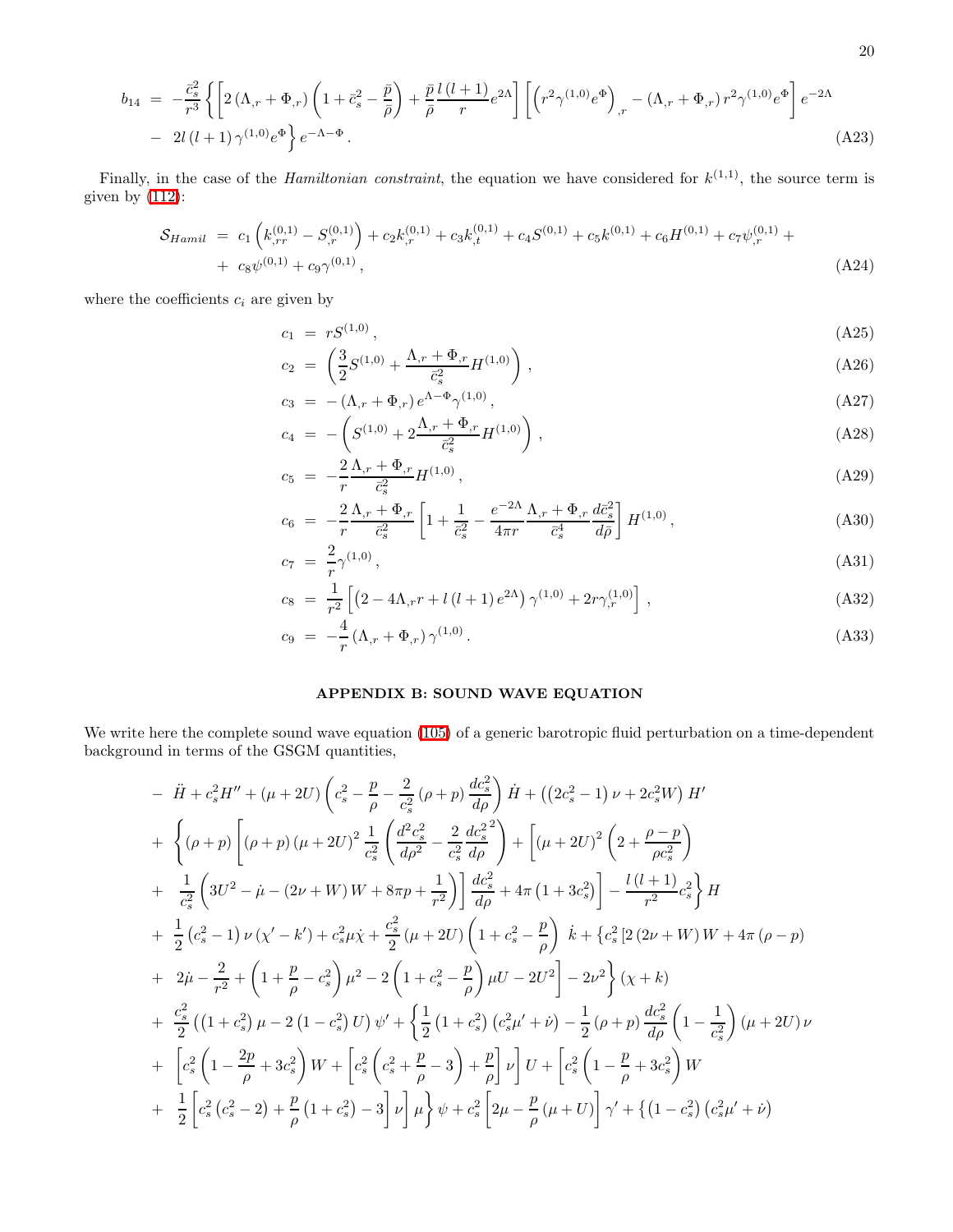$$
\begin{aligned}
b_{14} &= -\frac{\bar{c}_s^2}{r^3}\left\{\left[2\left(\Lambda_{,r}+\Phi_{,r}\right)\left(1+\bar{c}_s^2-\frac{\bar{p}}{\bar{\rho}}\right)+\frac{\bar{p}}{\bar{\rho}}\frac{l\left(l+1\right)}{r}e^{2\Lambda}\right]\left[\left(r^2\gamma^{(1,0)}e^{\Phi}\right)_{,r}-\left(\Lambda_{,r}+\Phi_{,r}\right)r^2\gamma^{(1,0)}e^{\Phi}\right]e^{-2\Lambda}\right.\\
&- \left. 2l\left(l+1\right)\gamma^{(1,0)}e^{\Phi}\right\}e^{-\Lambda-\Phi}\,. \qquad \text{(A23)}
\end{aligned}
$$

Finally, in the case of the *Hamiltonian constraint*, the equation we have considered for $k^{(1,1)}$, the source term is given by (112):

$$
\begin{aligned}
\mathcal{S}_{Hamil} &= c_1\left(k^{(0,1)}_{,rr}-S^{(0,1)}_{,r}\right)+c_2k^{(0,1)}_{,r}+c_3k^{(0,1)}_{,t}+c_4S^{(0,1)}+c_5k^{(0,1)}+c_6H^{(0,1)}+c_7\psi^{(0,1)}_{,r}+\\
&+ c_8\psi^{(0,1)}+c_9\gamma^{(0,1)}\,, \qquad \text{(A24)}
\end{aligned}
$$

where the coefficients $c_i$ are given by

$$
c_1 = rS^{(1,0)}\,, \qquad \text{(A25)}
$$

$$
c_2 = \left(\frac{3}{2}S^{(1,0)}+\frac{\Lambda_{,r}+\Phi_{,r}}{\bar{c}_s^2}H^{(1,0)}\right)\,, \qquad \text{(A26)}
$$

$$
c_3 = -\left(\Lambda_{,r}+\Phi_{,r}\right)e^{\Lambda-\Phi}\gamma^{(1,0)}\,, \qquad \text{(A27)}
$$

$$
c_4 = -\left(S^{(1,0)}+2\frac{\Lambda_{,r}+\Phi_{,r}}{\bar{c}_s^2}H^{(1,0)}\right)\,, \qquad \text{(A28)}
$$

$$
c_5 = -\frac{2}{r}\frac{\Lambda_{,r}+\Phi_{,r}}{\bar{c}_s^2}H^{(1,0)}\,, \qquad \text{(A29)}
$$

$$
c_6 = -\frac{2}{r}\frac{\Lambda_{,r}+\Phi_{,r}}{\bar{c}_s^2}\left[1+\frac{1}{\bar{c}_s^2}-\frac{e^{-2\Lambda}}{4\pi r}\frac{\Lambda_{,r}+\Phi_{,r}}{\bar{c}_s^4}\frac{d\bar{c}_s^2}{d\bar{\rho}}\right]H^{(1,0)}\,, \qquad \text{(A30)}
$$

$$
c_7 = \frac{2}{r}\gamma^{(1,0)}\,, \qquad \text{(A31)}
$$

$$
c_8 = \frac{1}{r^2}\left[\left(2-4\Lambda_{,r}r+l\left(l+1\right)e^{2\Lambda}\right)\gamma^{(1,0)}+2r\gamma^{(1,0)}_{,r}\right]\,, \qquad \text{(A32)}
$$

$$
c_9 = -\frac{4}{r}\left(\Lambda_{,r}+\Phi_{,r}\right)\gamma^{(1,0)}\,. \qquad \text{(A33)}
$$

## APPENDIX B: SOUND WAVE EQUATION

We write here the complete sound wave equation (105) of a generic barotropic fluid perturbation on a time-dependent background in terms of the GSGM quantities,

$$
\begin{aligned}
&- \ddot{H}+c_s^2H''+\left(\mu+2U\right)\left(c_s^2-\frac{p}{\rho}-\frac{2}{c_s^2}\left(\rho+p\right)\frac{dc_s^2}{d\rho}\right)\dot{H}+\left(\left(2c_s^2-1\right)\nu+2c_s^2W\right)H'\\
&+ \left\{\left(\rho+p\right)\left[\left(\rho+p\right)\left(\mu+2U\right)^2\frac{1}{c_s^2}\left(\frac{d^2c_s^2}{d\rho^2}-\frac{2}{c_s^2}\frac{dc_s^2}{d\rho}^2\right)+\left[\left(\mu+2U\right)^2\left(2+\frac{\rho-p}{\rho c_s^2}\right)\right.\right.\right.\\
&+ \left.\left.\left.\frac{1}{c_s^2}\left(3U^2-\dot{\mu}-\left(2\nu+W\right)W+8\pi p+\frac{1}{r^2}\right)\right]\frac{dc_s^2}{d\rho}+4\pi\left(1+3c_s^2\right)\right]-\frac{l\left(l+1\right)}{r^2}c_s^2\right\}H\\
&+ \frac{1}{2}\left(c_s^2-1\right)\nu\left(\chi'-k'\right)+c_s^2\mu\dot{\chi}+\frac{c_s^2}{2}\left(\mu+2U\right)\left(1+c_s^2-\frac{p}{\rho}\right)\dot{k}+\left\{c_s^2\left[2\left(2\nu+W\right)W+4\pi\left(\rho-p\right)\right.\right.\\
&+ \left.\left.2\dot{\mu}-\frac{2}{r^2}+\left(1+\frac{p}{\rho}-c_s^2\right)\mu^2-2\left(1+c_s^2-\frac{p}{\rho}\right)\mu U-2U^2\right]-2\nu^2\right\}\left(\chi+k\right)\\
&+ \frac{c_s^2}{2}\left(\left(1+c_s^2\right)\mu-2\left(1-c_s^2\right)U\right)\psi'+\left\{\frac{1}{2}\left(1+c_s^2\right)\left(c_s^2\mu'+\dot{\nu}\right)-\frac{1}{2}\left(\rho+p\right)\frac{dc_s^2}{d\rho}\left(1-\frac{1}{c_s^2}\right)\left(\mu+2U\right)\nu\right.\\
&+ \left[c_s^2\left(1-\frac{2p}{\rho}+3c_s^2\right)W+\left[c_s^2\left(c_s^2+\frac{p}{\rho}-3\right)+\frac{p}{\rho}\right]\nu\right]U+\left[c_s^2\left(1-\frac{p}{\rho}+3c_s^2\right)W\right.\\
&+ \left.\left.\frac{1}{2}\left[c_s^2\left(c_s^2-2\right)+\frac{p}{\rho}\left(1+c_s^2\right)-3\right]\nu\right]\mu\right\}\psi+c_s^2\left[2\mu-\frac{p}{\rho}\left(\mu+U\right)\right]\gamma'+\left\{\left(1-c_s^2\right)\left(c_s^2\mu'+\dot{\nu}\right)\right.
\end{aligned}
$$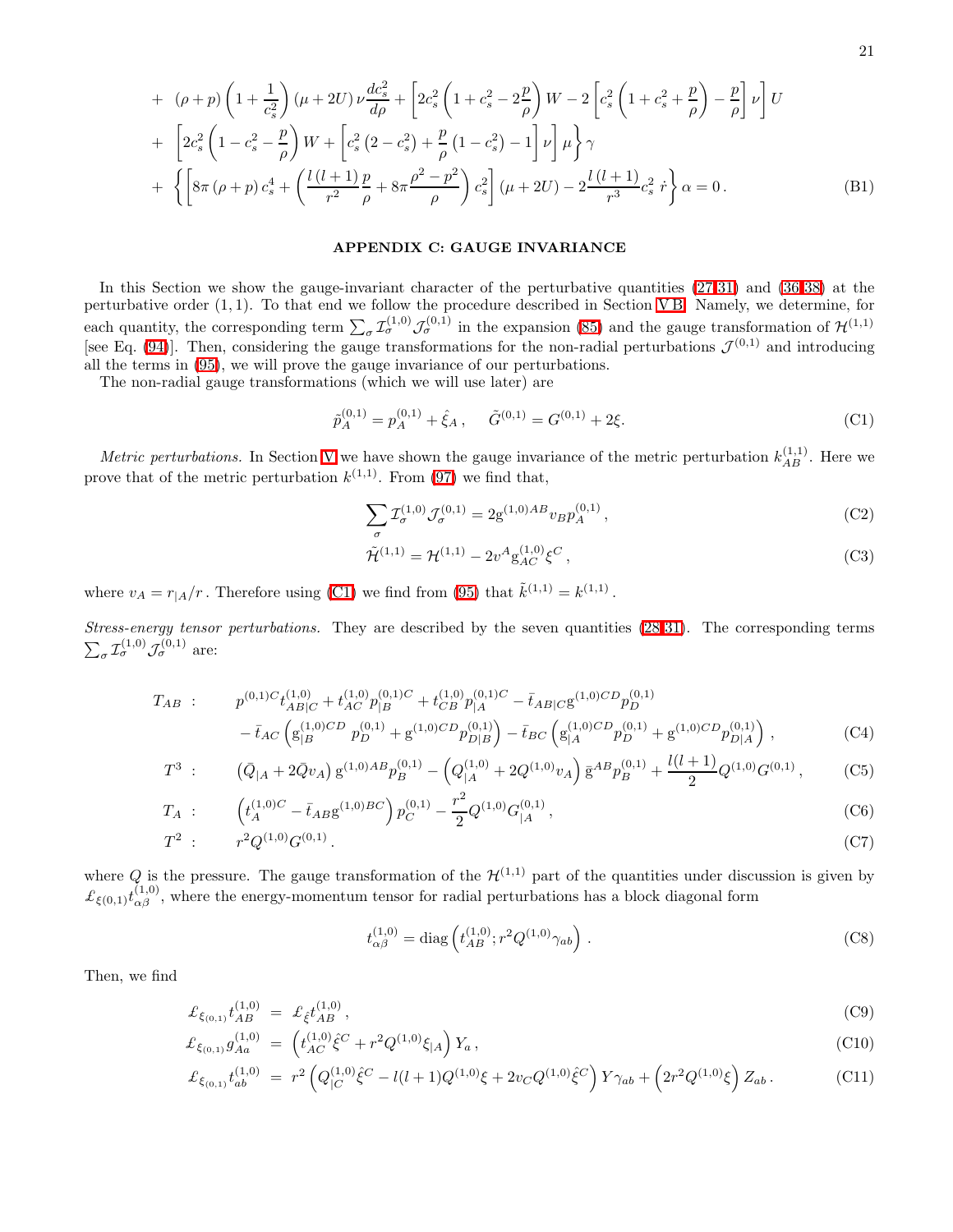$$
\begin{aligned}
&+ \ (\rho+p)\left(1+\frac{1}{c_s^2}\right)(\mu+2U)\,\nu\frac{dc_s^2}{d\rho} + \left[2c_s^2\left(1+c_s^2-2\frac{p}{\rho}\right)W - 2\left[c_s^2\left(1+c_s^2+\frac{p}{\rho}\right)-\frac{p}{\rho}\right]\nu\right]U \\
&+ \ \left[2c_s^2\left(1-c_s^2-\frac{p}{\rho}\right)W + \left[c_s^2\left(2-c_s^2\right)+\frac{p}{\rho}\left(1-c_s^2\right)-1\right]\nu\right]\mu\Bigg\}\gamma \\
&+ \ \left\{\left[8\pi\left(\rho+p\right)c_s^4 + \left(\frac{l\left(l+1\right)}{r^2}\frac{p}{\rho}+8\pi\frac{\rho^2-p^2}{\rho}\right)c_s^2\right](\mu+2U) - 2\frac{l\left(l+1\right)}{r^3}c_s^2\,\dot{r}\right\}\alpha = 0\,. \qquad \text{(B1)}
\end{aligned}
$$

## APPENDIX C: GAUGE INVARIANCE

In this Section we show the gauge-invariant character of the perturbative quantities (27-31) and (36-38) at the perturbative order $(1,1)$. To that end we follow the procedure described in Section V B. Namely, we determine, for each quantity, the corresponding term $\sum_\sigma \mathcal{I}^{(1,0)}_\sigma \mathcal{J}^{(0,1)}_\sigma$ in the expansion (85) and the gauge transformation of $\mathcal{H}^{(1,1)}$ [see Eq. (94)]. Then, considering the gauge transformations for the non-radial perturbations $\mathcal{J}^{(0,1)}$ and introducing all the terms in (95), we will prove the gauge invariance of our perturbations.

The non-radial gauge transformations (which we will use later) are

$$
\tilde{p}^{(0,1)}_A = p^{(0,1)}_A + \hat{\xi}_A\,, \qquad \tilde{G}^{(0,1)} = G^{(0,1)} + 2\xi. \qquad \text{(C1)}
$$

*Metric perturbations.* In Section V we have shown the gauge invariance of the metric perturbation $k^{(1,1)}_{AB}$. Here we prove that of the metric perturbation $k^{(1,1)}$. From (97) we find that,

$$
\sum_\sigma \mathcal{I}^{(1,0)}_\sigma \mathcal{J}^{(0,1)}_\sigma = 2\mathrm{g}^{(1,0)AB} v_B p^{(0,1)}_A\,, \qquad \text{(C2)}
$$

$$
\tilde{\mathcal{H}}^{(1,1)} = \mathcal{H}^{(1,1)} - 2v^A \mathrm{g}^{(1,0)}_{AC}\xi^C\,, \qquad \text{(C3)}
$$

where $v_A = r_{|A}/r$ . Therefore using (C1) we find from (95) that $\tilde{k}^{(1,1)} = k^{(1,1)}$ .

*Stress-energy tensor perturbations.* They are described by the seven quantities (28-31). The corresponding terms $\sum_\sigma \mathcal{I}^{(1,0)}_\sigma \mathcal{J}^{(0,1)}_\sigma$ are:

$$
\begin{aligned}
T_{AB}\ :& \quad p^{(0,1)C} t^{(1,0)}_{AB|C} + t^{(1,0)}_{AC} p^{(0,1)C}_{|B} + t^{(1,0)}_{CB} p^{(0,1)C}_{|A} - \bar{t}_{AB|C}\mathrm{g}^{(1,0)CD} p^{(0,1)}_D \\
& \quad - \bar{t}_{AC}\left(\mathrm{g}^{(1,0)CD}_{|B}\; p^{(0,1)}_D + \mathrm{g}^{(1,0)CD} p^{(0,1)}_{D|B}\right) - \bar{t}_{BC}\left(\mathrm{g}^{(1,0)CD}_{|A} p^{(0,1)}_D + \mathrm{g}^{(1,0)CD} p^{(0,1)}_{D|A}\right), \qquad \text{(C4)}\\
T^3\ :& \quad \left(\bar{Q}_{|A} + 2\bar{Q}v_A\right)\mathrm{g}^{(1,0)AB} p^{(0,1)}_B - \left(Q^{(1,0)}_{|A} + 2Q^{(1,0)}v_A\right)\bar{\mathrm{g}}^{AB} p^{(0,1)}_B + \frac{l(l+1)}{2}Q^{(1,0)}G^{(0,1)}\,, \qquad \text{(C5)}\\
T_A\ :& \quad \left(t^{(1,0)C}_A - \bar{t}_{AB}\mathrm{g}^{(1,0)BC}\right)p^{(0,1)}_C - \frac{r^2}{2}Q^{(1,0)}G^{(0,1)}_{|A}\,, \qquad \text{(C6)}\\
T^2\ :& \quad r^2 Q^{(1,0)} G^{(0,1)}\,. \qquad \text{(C7)}
\end{aligned}
$$

where $Q$ is the pressure. The gauge transformation of the $\mathcal{H}^{(1,1)}$ part of the quantities under discussion is given by $\pounds_{\xi(0,1)} t^{(1,0)}_{\alpha\beta}$, where the energy-momentum tensor for radial perturbations has a block diagonal form

$$
t^{(1,0)}_{\alpha\beta} = \mathrm{diag}\left(t^{(1,0)}_{AB}; r^2 Q^{(1,0)}\gamma_{ab}\right)\,. \qquad \text{(C8)}
$$

Then, we find

$$
\begin{aligned}
\pounds_{\xi_{(0,1)}} t^{(1,0)}_{AB} &= \pounds_{\hat{\xi}} t^{(1,0)}_{AB}\,, \qquad &\text{(C9)}\\
\pounds_{\xi_{(0,1)}} g^{(1,0)}_{Aa} &= \left(t^{(1,0)}_{AC}\hat{\xi}^C + r^2 Q^{(1,0)}\xi_{|A}\right)Y_a\,, \qquad &\text{(C10)}\\
\pounds_{\xi_{(0,1)}} t^{(1,0)}_{ab} &= r^2\left(Q^{(1,0)}_{|C}\hat{\xi}^C - l(l+1)Q^{(1,0)}\xi + 2v_C Q^{(1,0)}\hat{\xi}^C\right)Y\gamma_{ab} + \left(2r^2 Q^{(1,0)}\xi\right)Z_{ab}\,. \qquad &\text{(C11)}
\end{aligned}
$$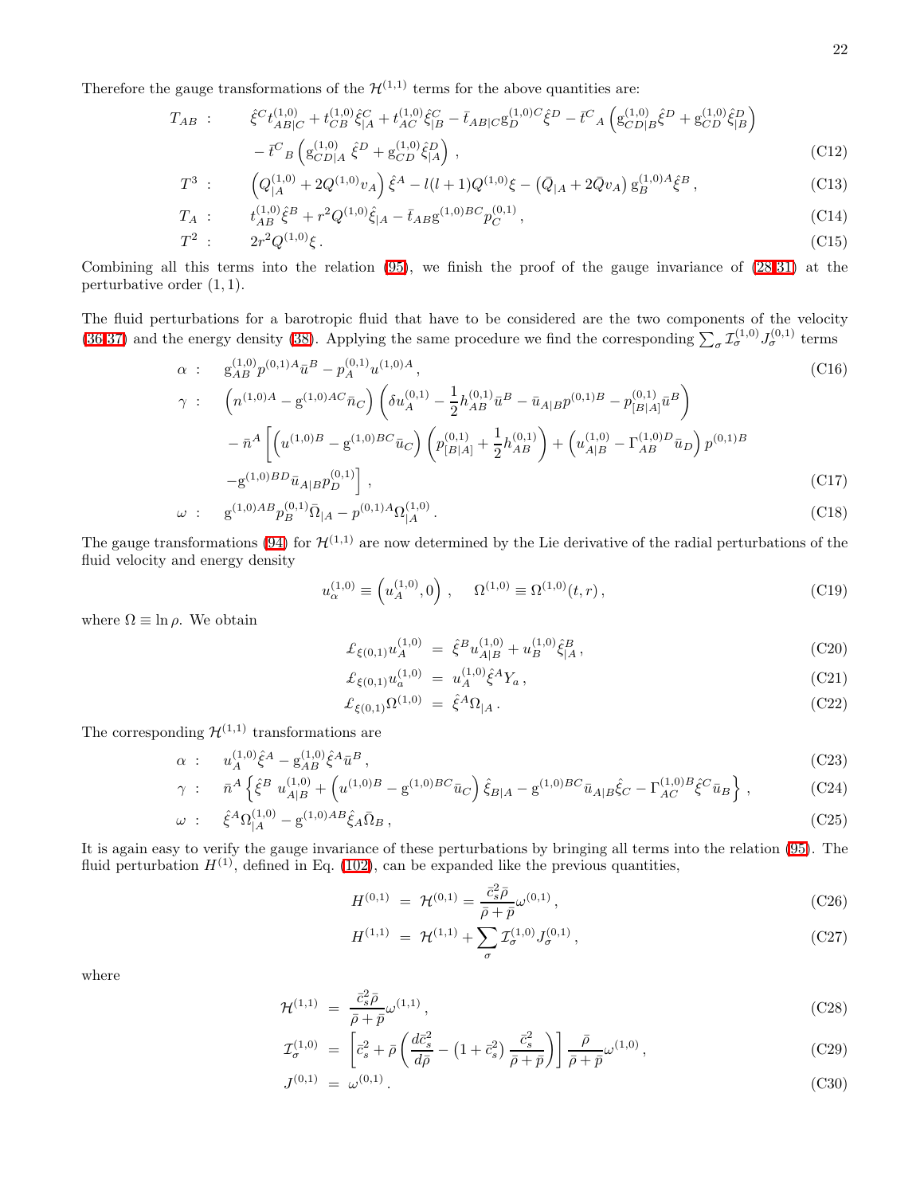Therefore the gauge transformations of the $\mathcal{H}^{(1,1)}$ terms for the above quantities are:

$$
\begin{aligned}
T_{AB} \ : \quad & \hat{\xi}^C t^{(1,0)}_{AB|C} + t^{(1,0)}_{CB}\hat{\xi}^C_{|A} + t^{(1,0)}_{AC}\hat{\xi}^C_{|B} - \bar{t}_{AB|C}\mathrm{g}^{(1,0)C}_{D}\hat{\xi}^D - \bar{t}^C{}_A\left(\mathrm{g}^{(1,0)}_{CD|B}\hat{\xi}^D + \mathrm{g}^{(1,0)}_{CD}\hat{\xi}^D_{|B}\right) \\
& - \bar{t}^C{}_B\left(\mathrm{g}^{(1,0)}_{CD|A}\hat{\xi}^D + \mathrm{g}^{(1,0)}_{CD}\hat{\xi}^D_{|A}\right), && \text{(C12)}\\
T^3 \ : \quad & \left(Q^{(1,0)}_{|A} + 2Q^{(1,0)}v_A\right)\hat{\xi}^A - l(l+1)Q^{(1,0)}\xi - \left(\bar{Q}_{|A} + 2\bar{Q}v_A\right)\mathrm{g}^{(1,0)A}_{B}\hat{\xi}^B, && \text{(C13)}\\
T_A \ : \quad & t^{(1,0)}_{AB}\hat{\xi}^B + r^2 Q^{(1,0)}\hat{\xi}_{|A} - \bar{t}_{AB}\mathrm{g}^{(1,0)BC}p^{(0,1)}_C, && \text{(C14)}\\
T^2 \ : \quad & 2r^2 Q^{(1,0)}\xi\,. && \text{(C15)}
\end{aligned}
$$

Combining all this terms into the relation (95), we finish the proof of the gauge invariance of (28-31) at the perturbative order $(1,1)$.

The fluid perturbations for a barotropic fluid that have to be considered are the two components of the velocity (36-37) and the energy density (38). Applying the same procedure we find the corresponding $\sum_\sigma \mathcal{I}^{(1,0)}_\sigma J^{(0,1)}_\sigma$ terms

$$
\begin{aligned}
\alpha \ : \quad & \mathrm{g}^{(1,0)}_{AB}p^{(0,1)A}\bar{u}^B - p^{(0,1)}_A u^{(1,0)A}, && \text{(C16)}\\
\gamma \ : \quad & \left(n^{(1,0)A} - \mathrm{g}^{(1,0)AC}\bar{n}_C\right)\left(\delta u^{(0,1)}_A - \frac{1}{2}h^{(0,1)}_{AB}\bar{u}^B - \bar{u}_{A|B}p^{(0,1)B} - p^{(0,1)}_{[B|A]}\bar{u}^B\right) \\
& - \bar{n}^A\left[\left(u^{(1,0)B} - \mathrm{g}^{(1,0)BC}\bar{u}_C\right)\left(p^{(0,1)}_{[B|A]} + \frac{1}{2}h^{(0,1)}_{AB}\right) + \left(u^{(1,0)}_{A|B} - \Gamma^{(1,0)D}_{AB}\bar{u}_D\right)p^{(0,1)B}\right.\\
& \left. - \mathrm{g}^{(1,0)BD}\bar{u}_{A|B}p^{(0,1)}_D\right], && \text{(C17)}\\
\omega \ : \quad & \mathrm{g}^{(1,0)AB}p^{(0,1)}_B\bar{\Omega}_{|A} - p^{(0,1)A}\Omega^{(1,0)}_{|A}\,. && \text{(C18)}
\end{aligned}
$$

The gauge transformations (94) for $\mathcal{H}^{(1,1)}$ are now determined by the Lie derivative of the radial perturbations of the fluid velocity and energy density

$$
u^{(1,0)}_\alpha \equiv \left(u^{(1,0)}_A, 0\right), \qquad \Omega^{(1,0)} \equiv \Omega^{(1,0)}(t,r)\,, \tag{C19}
$$

where $\Omega \equiv \ln\rho$. We obtain

$$
\begin{aligned}
\pounds_{\xi(0,1)}u^{(1,0)}_A &= \hat{\xi}^B u^{(1,0)}_{A|B} + u^{(1,0)}_B\hat{\xi}^B_{|A}\,, && \text{(C20)}\\
\pounds_{\xi(0,1)}u^{(1,0)}_a &= u^{(1,0)}_A\hat{\xi}^A Y_a\,, && \text{(C21)}\\
\pounds_{\xi(0,1)}\Omega^{(1,0)} &= \hat{\xi}^A\Omega_{|A}\,. && \text{(C22)}
\end{aligned}
$$

The corresponding $\mathcal{H}^{(1,1)}$ transformations are

$$
\begin{aligned}
\alpha \ : \quad & u^{(1,0)}_A\hat{\xi}^A - \mathrm{g}^{(1,0)}_{AB}\hat{\xi}^A\bar{u}^B, && \text{(C23)}\\
\gamma \ : \quad & \bar{n}^A\left\{\hat{\xi}^B\, u^{(1,0)}_{A|B} + \left(u^{(1,0)B} - \mathrm{g}^{(1,0)BC}\bar{u}_C\right)\hat{\xi}_{B|A} - \mathrm{g}^{(1,0)BC}\bar{u}_{A|B}\hat{\xi}_C - \Gamma^{(1,0)B}_{AC}\hat{\xi}^C\bar{u}_B\right\}, && \text{(C24)}\\
\omega \ : \quad & \hat{\xi}^A\Omega^{(1,0)}_{|A} - \mathrm{g}^{(1,0)AB}\hat{\xi}_A\bar{\Omega}_B\,, && \text{(C25)}
\end{aligned}
$$

It is again easy to verify the gauge invariance of these perturbations by bringing all terms into the relation (95). The fluid perturbation $H^{(1)}$, defined in Eq. (102), can be expanded like the previous quantities,

$$
\begin{aligned}
H^{(0,1)} &= \mathcal{H}^{(0,1)} = \frac{\bar{c}_s^2\bar{\rho}}{\bar{\rho}+\bar{p}}\omega^{(0,1)}\,, && \text{(C26)}\\
H^{(1,1)} &= \mathcal{H}^{(1,1)} + \sum_\sigma \mathcal{I}^{(1,0)}_\sigma J^{(0,1)}_\sigma\,, && \text{(C27)}
\end{aligned}
$$

where

$$
\begin{aligned}
\mathcal{H}^{(1,1)} &= \frac{\bar{c}_s^2\bar{\rho}}{\bar{\rho}+\bar{p}}\omega^{(1,1)}\,, && \text{(C28)}\\
\mathcal{I}^{(1,0)}_\sigma &= \left[\bar{c}_s^2 + \bar{\rho}\left(\frac{d\bar{c}_s^2}{d\bar{\rho}} - \left(1+\bar{c}_s^2\right)\frac{\bar{c}_s^2}{\bar{\rho}+\bar{p}}\right)\right]\frac{\bar{\rho}}{\bar{\rho}+\bar{p}}\omega^{(1,0)}\,, && \text{(C29)}\\
J^{(0,1)} &= \omega^{(0,1)}\,. && \text{(C30)}
\end{aligned}
$$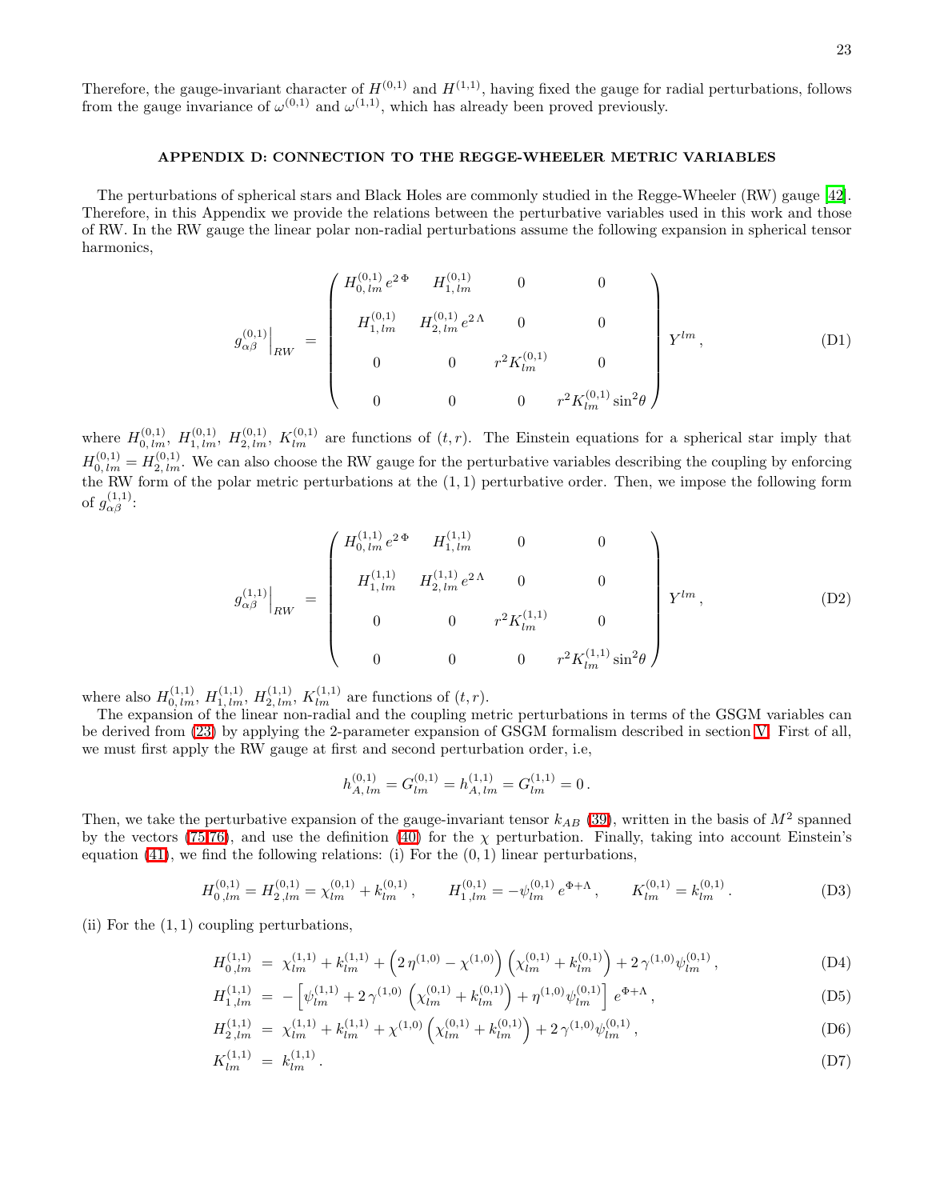Therefore, the gauge-invariant character of $H^{(0,1)}$ and $H^{(1,1)}$, having fixed the gauge for radial perturbations, follows from the gauge invariance of $\omega^{(0,1)}$ and $\omega^{(1,1)}$, which has already been proved previously.

## APPENDIX D: CONNECTION TO THE REGGE-WHEELER METRIC VARIABLES

The perturbations of spherical stars and Black Holes are commonly studied in the Regge-Wheeler (RW) gauge [42]. Therefore, in this Appendix we provide the relations between the perturbative variables used in this work and those of RW. In the RW gauge the linear polar non-radial perturbations assume the following expansion in spherical tensor harmonics,

$$
g^{(0,1)}_{\alpha\beta}\Big|_{RW} = \begin{pmatrix} H^{(0,1)}_{0,\,lm}\, e^{2\,\Phi} & H^{(0,1)}_{1,\,lm} & 0 & 0 \\ H^{(0,1)}_{1,\,lm} & H^{(0,1)}_{2,\,lm}\, e^{2\,\Lambda} & 0 & 0 \\ 0 & 0 & r^2 K^{(0,1)}_{lm} & 0 \\ 0 & 0 & 0 & r^2 K^{(0,1)}_{lm} \sin^2\theta \end{pmatrix} Y^{lm}\,, \tag{D1}
$$

where $H^{(0,1)}_{0,\,lm}$, $H^{(0,1)}_{1,\,lm}$, $H^{(0,1)}_{2,\,lm}$, $K^{(0,1)}_{lm}$ are functions of $(t,r)$. The Einstein equations for a spherical star imply that $H^{(0,1)}_{0,\,lm} = H^{(0,1)}_{2,\,lm}$. We can also choose the RW gauge for the perturbative variables describing the coupling by enforcing the RW form of the polar metric perturbations at the $(1,1)$ perturbative order. Then, we impose the following form of $g^{(1,1)}_{\alpha\beta}$:

$$
g^{(1,1)}_{\alpha\beta}\Big|_{RW} = \begin{pmatrix} H^{(1,1)}_{0,\,lm}\, e^{2\,\Phi} & H^{(1,1)}_{1,\,lm} & 0 & 0 \\ H^{(1,1)}_{1,\,lm} & H^{(1,1)}_{2,\,lm}\, e^{2\,\Lambda} & 0 & 0 \\ 0 & 0 & r^2 K^{(1,1)}_{lm} & 0 \\ 0 & 0 & 0 & r^2 K^{(1,1)}_{lm} \sin^2\theta \end{pmatrix} Y^{lm}\,, \tag{D2}
$$

where also $H^{(1,1)}_{0,\,lm}$, $H^{(1,1)}_{1,\,lm}$, $H^{(1,1)}_{2,\,lm}$, $K^{(1,1)}_{lm}$ are functions of $(t,r)$.

The expansion of the linear non-radial and the coupling metric perturbations in terms of the GSGM variables can be derived from (23) by applying the 2-parameter expansion of GSGM formalism described in section V. First of all, we must first apply the RW gauge at first and second perturbation order, i.e,

$$
h^{(0,1)}_{A,\,lm} = G^{(0,1)}_{lm} = h^{(1,1)}_{A,\,lm} = G^{(1,1)}_{lm} = 0\,.
$$

Then, we take the perturbative expansion of the gauge-invariant tensor $k_{AB}$ (39), written in the basis of $M^2$ spanned by the vectors (75,76), and use the definition (40) for the $\chi$ perturbation. Finally, taking into account Einstein's equation (41), we find the following relations: (i) For the $(0,1)$ linear perturbations,

$$
H^{(0,1)}_{0\,,lm} = H^{(0,1)}_{2\,,lm} = \chi^{(0,1)}_{lm} + k^{(0,1)}_{lm}\,, \qquad H^{(0,1)}_{1\,,lm} = -\psi^{(0,1)}_{lm}\, e^{\Phi+\Lambda}\,, \qquad K^{(0,1)}_{lm} = k^{(0,1)}_{lm}\,. \tag{D3}
$$

(ii) For the $(1,1)$ coupling perturbations,

$$
H^{(1,1)}_{0\,,lm} = \chi^{(1,1)}_{lm} + k^{(1,1)}_{lm} + \left(2\,\eta^{(1,0)} - \chi^{(1,0)}\right)\left(\chi^{(0,1)}_{lm} + k^{(0,1)}_{lm}\right) + 2\,\gamma^{(1,0)}\psi^{(0,1)}_{lm}\,, \tag{D4}
$$

$$
H^{(1,1)}_{1\,,lm} = -\left[\psi^{(1,1)}_{lm} + 2\,\gamma^{(1,0)}\left(\chi^{(0,1)}_{lm} + k^{(0,1)}_{lm}\right) + \eta^{(1,0)}\psi^{(0,1)}_{lm}\right] e^{\Phi+\Lambda}\,, \tag{D5}
$$

$$
H^{(1,1)}_{2\,,lm} = \chi^{(1,1)}_{lm} + k^{(1,1)}_{lm} + \chi^{(1,0)}\left(\chi^{(0,1)}_{lm} + k^{(0,1)}_{lm}\right) + 2\,\gamma^{(1,0)}\psi^{(0,1)}_{lm}\,, \tag{D6}
$$

$$
K^{(1,1)}_{lm} = k^{(1,1)}_{lm}\,. \tag{D7}
$$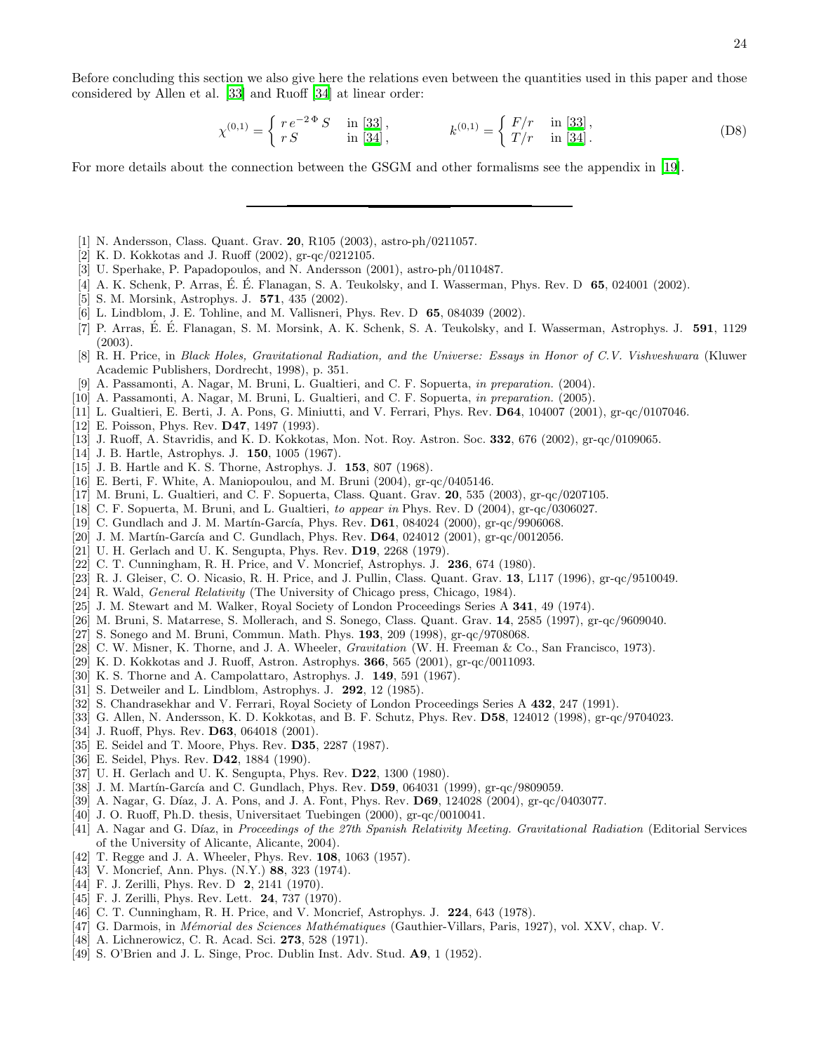Before concluding this section we also give here the relations even between the quantities used in this paper and those considered by Allen et al. [33] and Ruoff [34] at linear order:

$$
\chi^{(0,1)} = \begin{cases} r\, e^{-2\,\Phi}\, S & \text{in [33]}\,, \\ r\, S & \text{in [34]}\,, \end{cases} \qquad\qquad k^{(0,1)} = \begin{cases} F/r & \text{in [33]}\,, \\ T/r & \text{in [34]}\,. \end{cases} \tag{D8}
$$

For more details about the connection between the GSGM and other formalisms see the appendix in [19].

---

[1] N. Andersson, Class. Quant. Grav. **20**, R105 (2003), astro-ph/0211057.
[2] K. D. Kokkotas and J. Ruoff (2002), gr-qc/0212105.
[3] U. Sperhake, P. Papadopoulos, and N. Andersson (2001), astro-ph/0110487.
[4] A. K. Schenk, P. Arras, É. É. Flanagan, S. A. Teukolsky, and I. Wasserman, Phys. Rev. D **65**, 024001 (2002).
[5] S. M. Morsink, Astrophys. J. **571**, 435 (2002).
[6] L. Lindblom, J. E. Tohline, and M. Vallisneri, Phys. Rev. D **65**, 084039 (2002).
[7] P. Arras, É. É. Flanagan, S. M. Morsink, A. K. Schenk, S. A. Teukolsky, and I. Wasserman, Astrophys. J. **591**, 1129 (2003).
[8] R. H. Price, in *Black Holes, Gravitational Radiation, and the Universe: Essays in Honor of C.V. Vishveshwara* (Kluwer Academic Publishers, Dordrecht, 1998), p. 351.
[9] A. Passamonti, A. Nagar, M. Bruni, L. Gualtieri, and C. F. Sopuerta, *in preparation.* (2004).
[10] A. Passamonti, A. Nagar, M. Bruni, L. Gualtieri, and C. F. Sopuerta, *in preparation.* (2005).
[11] L. Gualtieri, E. Berti, J. A. Pons, G. Miniutti, and V. Ferrari, Phys. Rev. **D64**, 104007 (2001), gr-qc/0107046.
[12] E. Poisson, Phys. Rev. **D47**, 1497 (1993).
[13] J. Ruoff, A. Stavridis, and K. D. Kokkotas, Mon. Not. Roy. Astron. Soc. **332**, 676 (2002), gr-qc/0109065.
[14] J. B. Hartle, Astrophys. J. **150**, 1005 (1967).
[15] J. B. Hartle and K. S. Thorne, Astrophys. J. **153**, 807 (1968).
[16] E. Berti, F. White, A. Maniopoulou, and M. Bruni (2004), gr-qc/0405146.
[17] M. Bruni, L. Gualtieri, and C. F. Sopuerta, Class. Quant. Grav. **20**, 535 (2003), gr-qc/0207105.
[18] C. F. Sopuerta, M. Bruni, and L. Gualtieri, *to appear in* Phys. Rev. D (2004), gr-qc/0306027.
[19] C. Gundlach and J. M. Martín-García, Phys. Rev. **D61**, 084024 (2000), gr-qc/9906068.
[20] J. M. Martín-García and C. Gundlach, Phys. Rev. **D64**, 024012 (2001), gr-qc/0012056.
[21] U. H. Gerlach and U. K. Sengupta, Phys. Rev. **D19**, 2268 (1979).
[22] C. T. Cunningham, R. H. Price, and V. Moncrief, Astrophys. J. **236**, 674 (1980).
[23] R. J. Gleiser, C. O. Nicasio, R. H. Price, and J. Pullin, Class. Quant. Grav. **13**, L117 (1996), gr-qc/9510049.
[24] R. Wald, *General Relativity* (The University of Chicago press, Chicago, 1984).
[25] J. M. Stewart and M. Walker, Royal Society of London Proceedings Series A **341**, 49 (1974).
[26] M. Bruni, S. Matarrese, S. Mollerach, and S. Sonego, Class. Quant. Grav. **14**, 2585 (1997), gr-qc/9609040.
[27] S. Sonego and M. Bruni, Commun. Math. Phys. **193**, 209 (1998), gr-qc/9708068.
[28] C. W. Misner, K. Thorne, and J. A. Wheeler, *Gravitation* (W. H. Freeman & Co., San Francisco, 1973).
[29] K. D. Kokkotas and J. Ruoff, Astron. Astrophys. **366**, 565 (2001), gr-qc/0011093.
[30] K. S. Thorne and A. Campolattaro, Astrophys. J. **149**, 591 (1967).
[31] S. Detweiler and L. Lindblom, Astrophys. J. **292**, 12 (1985).
[32] S. Chandrasekhar and V. Ferrari, Royal Society of London Proceedings Series A **432**, 247 (1991).
[33] G. Allen, N. Andersson, K. D. Kokkotas, and B. F. Schutz, Phys. Rev. **D58**, 124012 (1998), gr-qc/9704023.
[34] J. Ruoff, Phys. Rev. **D63**, 064018 (2001).
[35] E. Seidel and T. Moore, Phys. Rev. **D35**, 2287 (1987).
[36] E. Seidel, Phys. Rev. **D42**, 1884 (1990).
[37] U. H. Gerlach and U. K. Sengupta, Phys. Rev. **D22**, 1300 (1980).
[38] J. M. Martín-García and C. Gundlach, Phys. Rev. **D59**, 064031 (1999), gr-qc/9809059.
[39] A. Nagar, G. Díaz, J. A. Pons, and J. A. Font, Phys. Rev. **D69**, 124028 (2004), gr-qc/0403077.
[40] J. O. Ruoff, Ph.D. thesis, Universitaet Tuebingen (2000), gr-qc/0010041.
[41] A. Nagar and G. Díaz, in *Proceedings of the 27th Spanish Relativity Meeting. Gravitational Radiation* (Editorial Services of the University of Alicante, Alicante, 2004).
[42] T. Regge and J. A. Wheeler, Phys. Rev. **108**, 1063 (1957).
[43] V. Moncrief, Ann. Phys. (N.Y.) **88**, 323 (1974).
[44] F. J. Zerilli, Phys. Rev. D **2**, 2141 (1970).
[45] F. J. Zerilli, Phys. Rev. Lett. **24**, 737 (1970).
[46] C. T. Cunningham, R. H. Price, and V. Moncrief, Astrophys. J. **224**, 643 (1978).
[47] G. Darmois, in *Mémorial des Sciences Mathématiques* (Gauthier-Villars, Paris, 1927), vol. XXV, chap. V.
[48] A. Lichnerowicz, C. R. Acad. Sci. **273**, 528 (1971).
[49] S. O'Brien and J. L. Singe, Proc. Dublin Inst. Adv. Stud. **A9**, 1 (1952).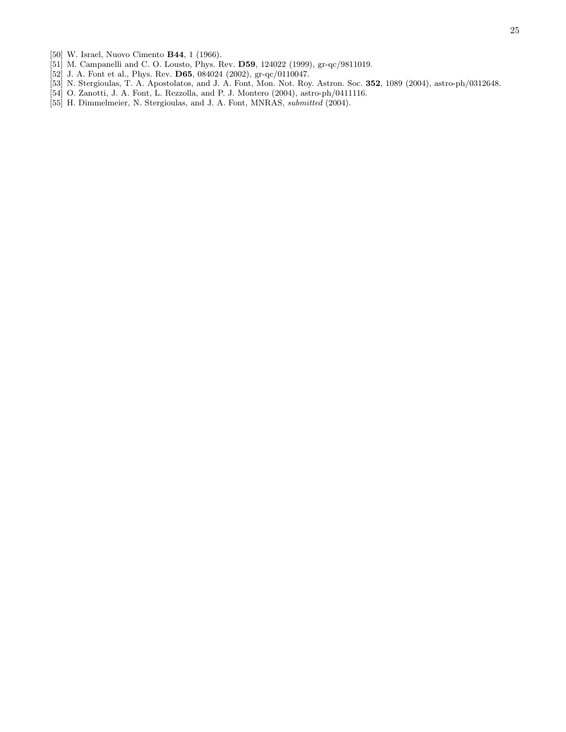[50] W. Israel, Nuovo Cimento **B44**, 1 (1966).
[51] M. Campanelli and C. O. Lousto, Phys. Rev. **D59**, 124022 (1999), gr-qc/9811019.
[52] J. A. Font et al., Phys. Rev. **D65**, 084024 (2002), gr-qc/0110047.
[53] N. Stergioulas, T. A. Apostolatos, and J. A. Font, Mon. Not. Roy. Astron. Soc. **352**, 1089 (2004), astro-ph/0312648.
[54] O. Zanotti, J. A. Font, L. Rezzolla, and P. J. Montero (2004), astro-ph/0411116.
[55] H. Dimmelmeier, N. Stergioulas, and J. A. Font, MNRAS, *submitted* (2004).